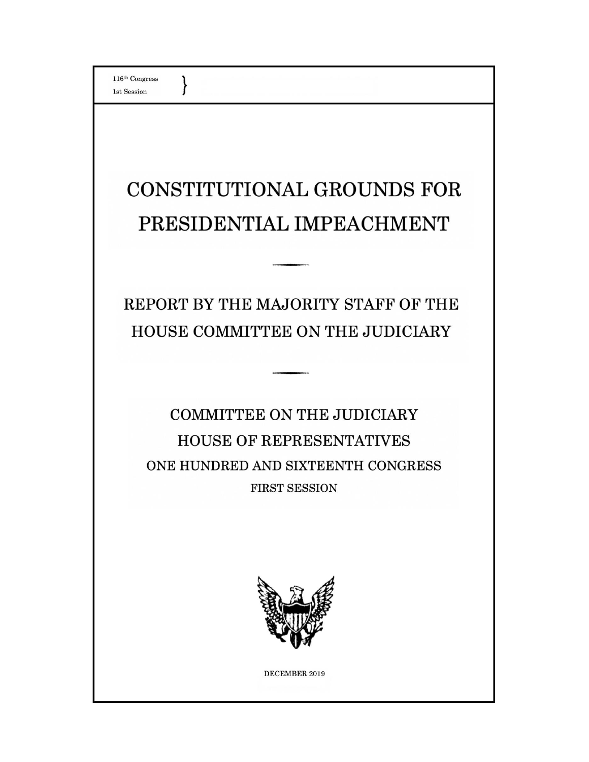116th Congress
1st Session

# CONSTITUTIONAL GROUNDS FOR PRESIDENTIAL IMPEACHMENT

## REPORT BY THE MAJORITY STAFF OF THE HOUSE COMMITTEE ON THE JUDICIARY

COMMITTEE ON THE JUDICIARY
HOUSE OF REPRESENTATIVES
ONE HUNDRED AND SIXTEENTH CONGRESS
FIRST SESSION

DECEMBER 2019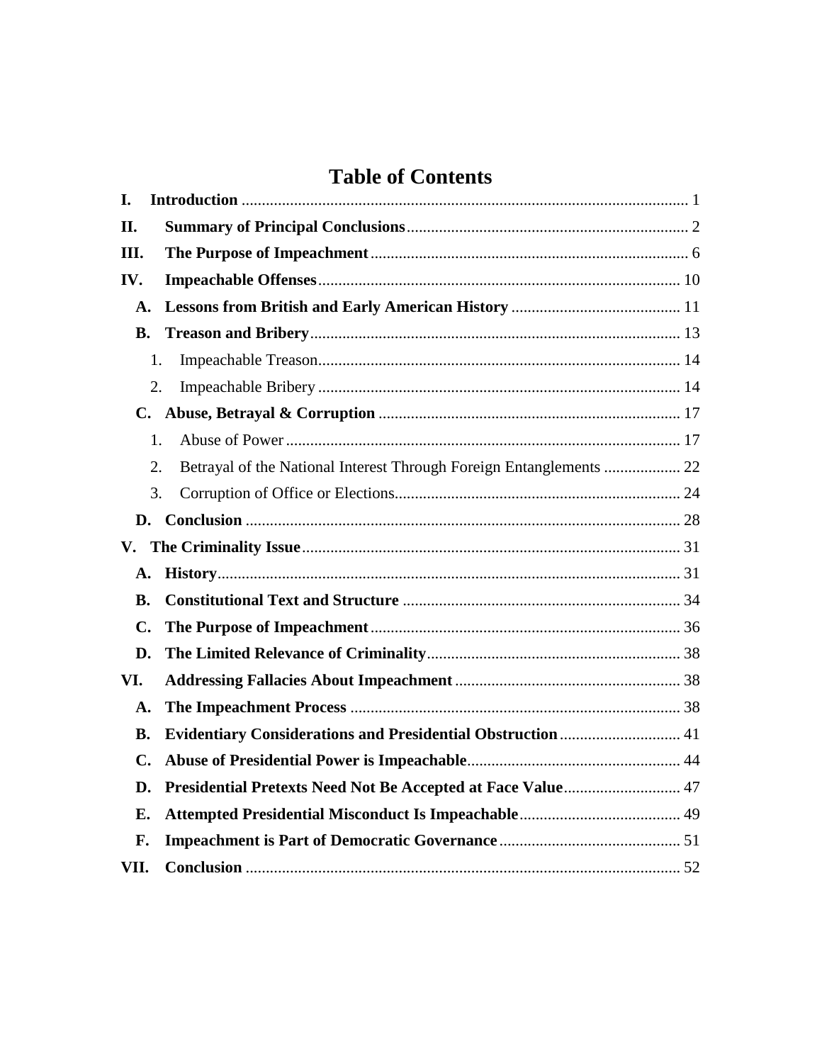# Table of Contents

- **I. Introduction** ........ 1
- **II. Summary of Principal Conclusions** ........ 2
- **III. The Purpose of Impeachment** ........ 6
- **IV. Impeachable Offenses** ........ 10
  - **A. Lessons from British and Early American History** ........ 11
  - **B. Treason and Bribery** ........ 13
    - 1. Impeachable Treason ........ 14
    - 2. Impeachable Bribery ........ 14
  - **C. Abuse, Betrayal & Corruption** ........ 17
    - 1. Abuse of Power ........ 17
    - 2. Betrayal of the National Interest Through Foreign Entanglements ........ 22
    - 3. Corruption of Office or Elections ........ 24
  - **D. Conclusion** ........ 28
- **V. The Criminality Issue** ........ 31
  - **A. History** ........ 31
  - **B. Constitutional Text and Structure** ........ 34
  - **C. The Purpose of Impeachment** ........ 36
  - **D. The Limited Relevance of Criminality** ........ 38
- **VI. Addressing Fallacies About Impeachment** ........ 38
  - **A. The Impeachment Process** ........ 38
  - **B. Evidentiary Considerations and Presidential Obstruction** ........ 41
  - **C. Abuse of Presidential Power is Impeachable** ........ 44
  - **D. Presidential Pretexts Need Not Be Accepted at Face Value** ........ 47
  - **E. Attempted Presidential Misconduct Is Impeachable** ........ 49
  - **F. Impeachment is Part of Democratic Governance** ........ 51
- **VII. Conclusion** ........ 52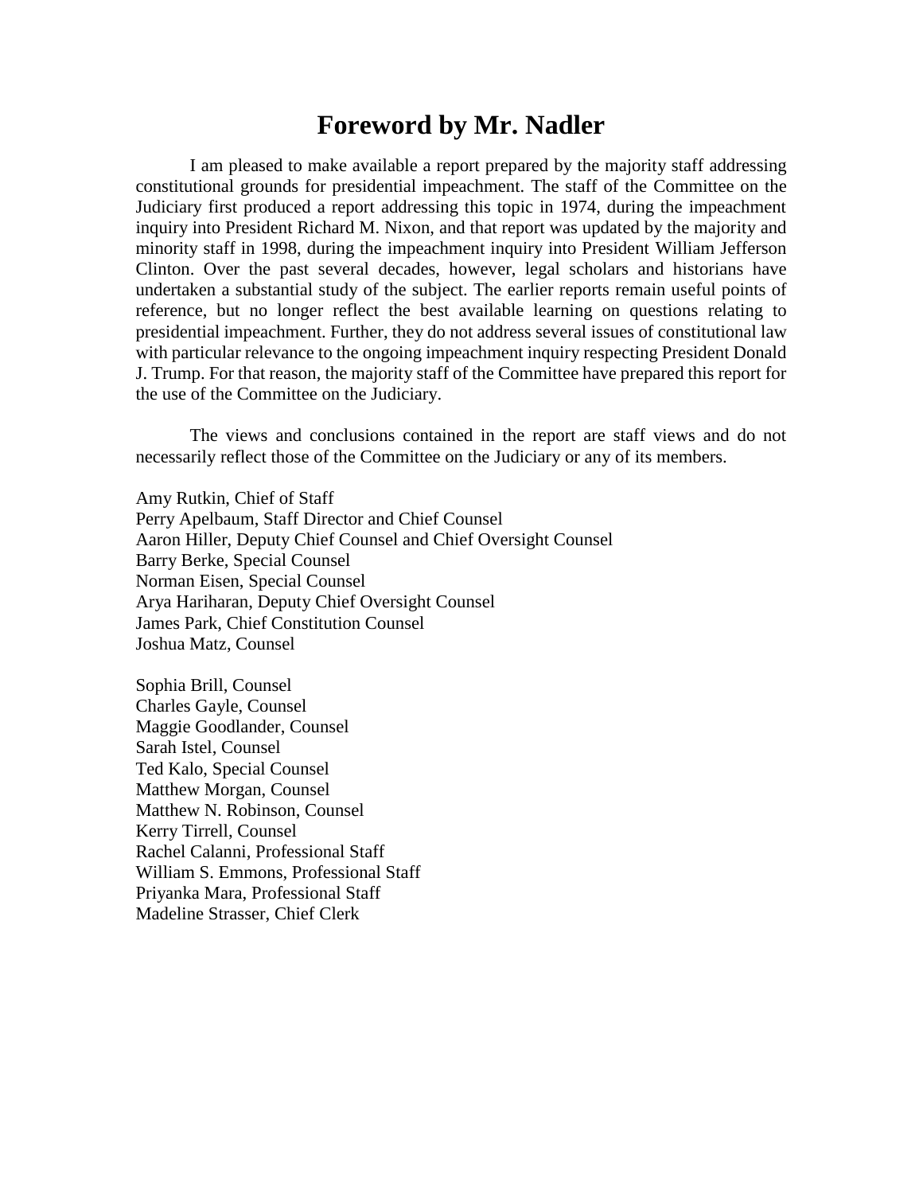# Foreword by Mr. Nadler

I am pleased to make available a report prepared by the majority staff addressing constitutional grounds for presidential impeachment. The staff of the Committee on the Judiciary first produced a report addressing this topic in 1974, during the impeachment inquiry into President Richard M. Nixon, and that report was updated by the majority and minority staff in 1998, during the impeachment inquiry into President William Jefferson Clinton. Over the past several decades, however, legal scholars and historians have undertaken a substantial study of the subject. The earlier reports remain useful points of reference, but no longer reflect the best available learning on questions relating to presidential impeachment. Further, they do not address several issues of constitutional law with particular relevance to the ongoing impeachment inquiry respecting President Donald J. Trump. For that reason, the majority staff of the Committee have prepared this report for the use of the Committee on the Judiciary.

The views and conclusions contained in the report are staff views and do not necessarily reflect those of the Committee on the Judiciary or any of its members.

Amy Rutkin, Chief of Staff
Perry Apelbaum, Staff Director and Chief Counsel
Aaron Hiller, Deputy Chief Counsel and Chief Oversight Counsel
Barry Berke, Special Counsel
Norman Eisen, Special Counsel
Arya Hariharan, Deputy Chief Oversight Counsel
James Park, Chief Constitution Counsel
Joshua Matz, Counsel

Sophia Brill, Counsel
Charles Gayle, Counsel
Maggie Goodlander, Counsel
Sarah Istel, Counsel
Ted Kalo, Special Counsel
Matthew Morgan, Counsel
Matthew N. Robinson, Counsel
Kerry Tirrell, Counsel
Rachel Calanni, Professional Staff
William S. Emmons, Professional Staff
Priyanka Mara, Professional Staff
Madeline Strasser, Chief Clerk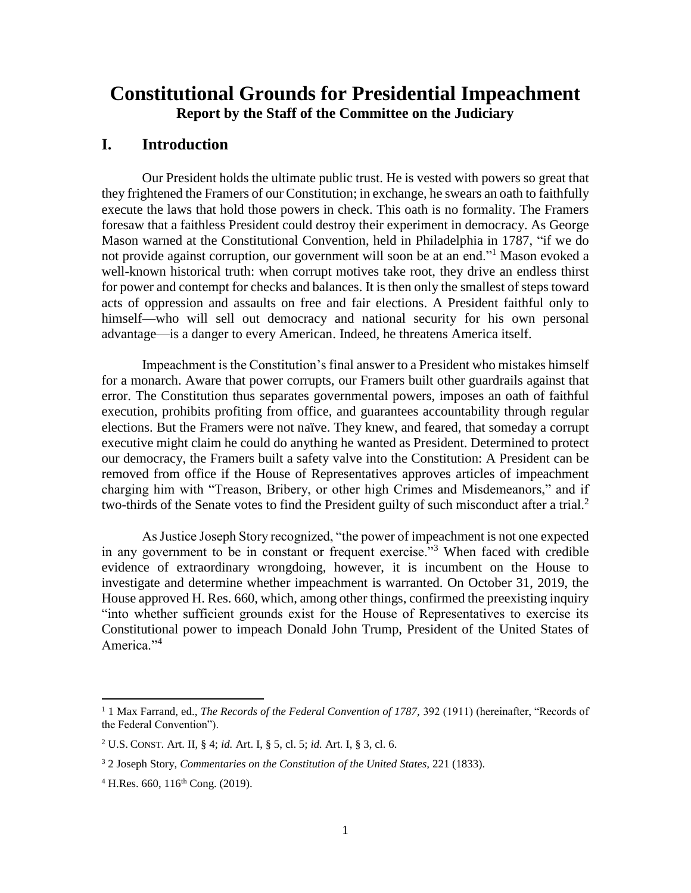# Constitutional Grounds for Presidential Impeachment

**Report by the Staff of the Committee on the Judiciary**

## I. Introduction

Our President holds the ultimate public trust. He is vested with powers so great that they frightened the Framers of our Constitution; in exchange, he swears an oath to faithfully execute the laws that hold those powers in check. This oath is no formality. The Framers foresaw that a faithless President could destroy their experiment in democracy. As George Mason warned at the Constitutional Convention, held in Philadelphia in 1787, "if we do not provide against corruption, our government will soon be at an end."[1] Mason evoked a well-known historical truth: when corrupt motives take root, they drive an endless thirst for power and contempt for checks and balances. It is then only the smallest of steps toward acts of oppression and assaults on free and fair elections. A President faithful only to himself—who will sell out democracy and national security for his own personal advantage—is a danger to every American. Indeed, he threatens America itself.

Impeachment is the Constitution's final answer to a President who mistakes himself for a monarch. Aware that power corrupts, our Framers built other guardrails against that error. The Constitution thus separates governmental powers, imposes an oath of faithful execution, prohibits profiting from office, and guarantees accountability through regular elections. But the Framers were not naïve. They knew, and feared, that someday a corrupt executive might claim he could do anything he wanted as President. Determined to protect our democracy, the Framers built a safety valve into the Constitution: A President can be removed from office if the House of Representatives approves articles of impeachment charging him with "Treason, Bribery, or other high Crimes and Misdemeanors," and if two-thirds of the Senate votes to find the President guilty of such misconduct after a trial.[2]

As Justice Joseph Story recognized, "the power of impeachment is not one expected in any government to be in constant or frequent exercise."[3] When faced with credible evidence of extraordinary wrongdoing, however, it is incumbent on the House to investigate and determine whether impeachment is warranted. On October 31, 2019, the House approved H. Res. 660, which, among other things, confirmed the preexisting inquiry "into whether sufficient grounds exist for the House of Representatives to exercise its Constitutional power to impeach Donald John Trump, President of the United States of America."[4]

---

[1] 1 Max Farrand, ed., *The Records of the Federal Convention of 1787,* 392 (1911) (hereinafter, "Records of the Federal Convention").

[2] U.S. CONST. Art. II, § 4; *id.* Art. I, § 5, cl. 5; *id.* Art. I, § 3, cl. 6.

[3] 2 Joseph Story, *Commentaries on the Constitution of the United States,* 221 (1833).

[4] H.Res. 660, 116th Cong. (2019).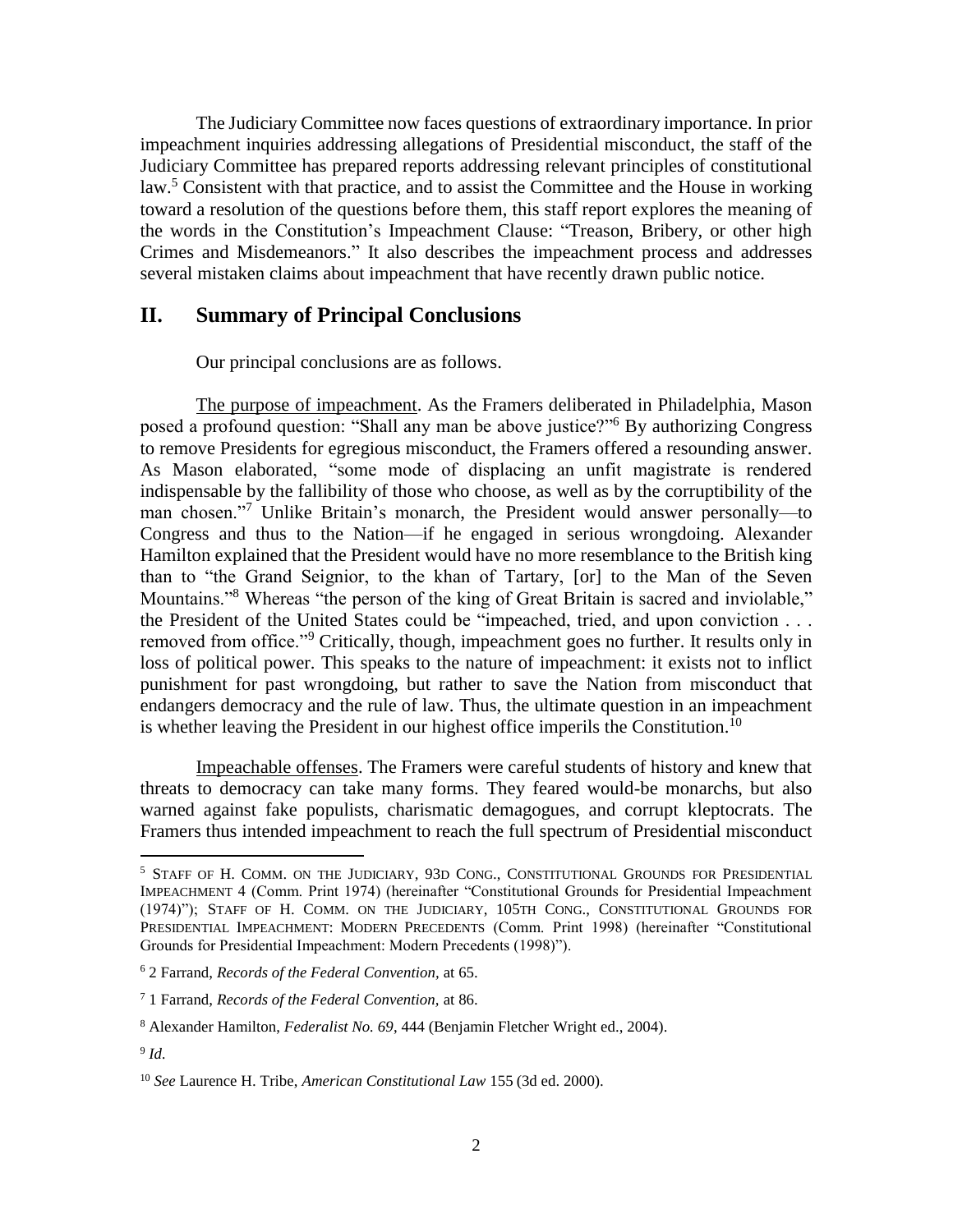The Judiciary Committee now faces questions of extraordinary importance. In prior impeachment inquiries addressing allegations of Presidential misconduct, the staff of the Judiciary Committee has prepared reports addressing relevant principles of constitutional law.[5] Consistent with that practice, and to assist the Committee and the House in working toward a resolution of the questions before them, this staff report explores the meaning of the words in the Constitution's Impeachment Clause: "Treason, Bribery, or other high Crimes and Misdemeanors." It also describes the impeachment process and addresses several mistaken claims about impeachment that have recently drawn public notice.

## II. Summary of Principal Conclusions

Our principal conclusions are as follows.

The purpose of impeachment. As the Framers deliberated in Philadelphia, Mason posed a profound question: "Shall any man be above justice?"[6] By authorizing Congress to remove Presidents for egregious misconduct, the Framers offered a resounding answer. As Mason elaborated, "some mode of displacing an unfit magistrate is rendered indispensable by the fallibility of those who choose, as well as by the corruptibility of the man chosen."[7] Unlike Britain's monarch, the President would answer personally—to Congress and thus to the Nation—if he engaged in serious wrongdoing. Alexander Hamilton explained that the President would have no more resemblance to the British king than to "the Grand Seignior, to the khan of Tartary, [or] to the Man of the Seven Mountains."[8] Whereas "the person of the king of Great Britain is sacred and inviolable," the President of the United States could be "impeached, tried, and upon conviction . . . removed from office."[9] Critically, though, impeachment goes no further. It results only in loss of political power. This speaks to the nature of impeachment: it exists not to inflict punishment for past wrongdoing, but rather to save the Nation from misconduct that endangers democracy and the rule of law. Thus, the ultimate question in an impeachment is whether leaving the President in our highest office imperils the Constitution.[10]

Impeachable offenses. The Framers were careful students of history and knew that threats to democracy can take many forms. They feared would-be monarchs, but also warned against fake populists, charismatic demagogues, and corrupt kleptocrats. The Framers thus intended impeachment to reach the full spectrum of Presidential misconduct

---

[5] STAFF OF H. COMM. ON THE JUDICIARY, 93D CONG., CONSTITUTIONAL GROUNDS FOR PRESIDENTIAL IMPEACHMENT 4 (Comm. Print 1974) (hereinafter "Constitutional Grounds for Presidential Impeachment (1974)"); STAFF OF H. COMM. ON THE JUDICIARY, 105TH CONG., CONSTITUTIONAL GROUNDS FOR PRESIDENTIAL IMPEACHMENT: MODERN PRECEDENTS (Comm. Print 1998) (hereinafter "Constitutional Grounds for Presidential Impeachment: Modern Precedents (1998)").

[6] 2 Farrand, *Records of the Federal Convention,* at 65.

[7] 1 Farrand, *Records of the Federal Convention,* at 86.

[8] Alexander Hamilton, *Federalist No. 69*, 444 (Benjamin Fletcher Wright ed., 2004).

[9] *Id.*

[10] *See* Laurence H. Tribe, *American Constitutional Law* 155 (3d ed. 2000).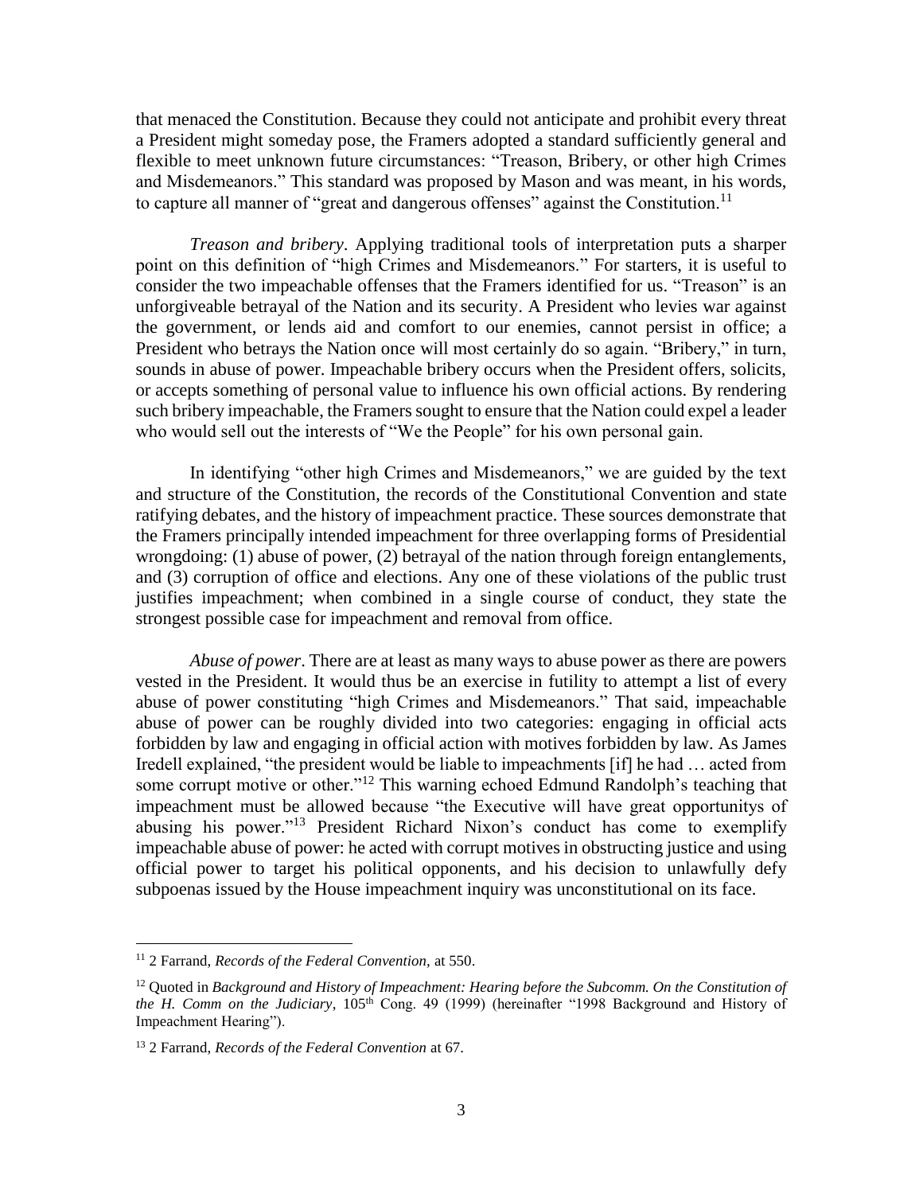that menaced the Constitution. Because they could not anticipate and prohibit every threat a President might someday pose, the Framers adopted a standard sufficiently general and flexible to meet unknown future circumstances: "Treason, Bribery, or other high Crimes and Misdemeanors." This standard was proposed by Mason and was meant, in his words, to capture all manner of "great and dangerous offenses" against the Constitution.[11]

*Treason and bribery*. Applying traditional tools of interpretation puts a sharper point on this definition of "high Crimes and Misdemeanors." For starters, it is useful to consider the two impeachable offenses that the Framers identified for us. "Treason" is an unforgiveable betrayal of the Nation and its security. A President who levies war against the government, or lends aid and comfort to our enemies, cannot persist in office; a President who betrays the Nation once will most certainly do so again. "Bribery," in turn, sounds in abuse of power. Impeachable bribery occurs when the President offers, solicits, or accepts something of personal value to influence his own official actions. By rendering such bribery impeachable, the Framers sought to ensure that the Nation could expel a leader who would sell out the interests of "We the People" for his own personal gain.

In identifying "other high Crimes and Misdemeanors," we are guided by the text and structure of the Constitution, the records of the Constitutional Convention and state ratifying debates, and the history of impeachment practice. These sources demonstrate that the Framers principally intended impeachment for three overlapping forms of Presidential wrongdoing: (1) abuse of power, (2) betrayal of the nation through foreign entanglements, and (3) corruption of office and elections. Any one of these violations of the public trust justifies impeachment; when combined in a single course of conduct, they state the strongest possible case for impeachment and removal from office.

*Abuse of power*. There are at least as many ways to abuse power as there are powers vested in the President. It would thus be an exercise in futility to attempt a list of every abuse of power constituting "high Crimes and Misdemeanors." That said, impeachable abuse of power can be roughly divided into two categories: engaging in official acts forbidden by law and engaging in official action with motives forbidden by law. As James Iredell explained, "the president would be liable to impeachments [if] he had … acted from some corrupt motive or other."[12] This warning echoed Edmund Randolph's teaching that impeachment must be allowed because "the Executive will have great opportunitys of abusing his power."[13] President Richard Nixon's conduct has come to exemplify impeachable abuse of power: he acted with corrupt motives in obstructing justice and using official power to target his political opponents, and his decision to unlawfully defy subpoenas issued by the House impeachment inquiry was unconstitutional on its face.

---

[11] 2 Farrand, *Records of the Federal Convention,* at 550.

[12] Quoted in *Background and History of Impeachment: Hearing before the Subcomm. On the Constitution of the H. Comm on the Judiciary*, 105th Cong. 49 (1999) (hereinafter "1998 Background and History of Impeachment Hearing").

[13] 2 Farrand, *Records of the Federal Convention* at 67.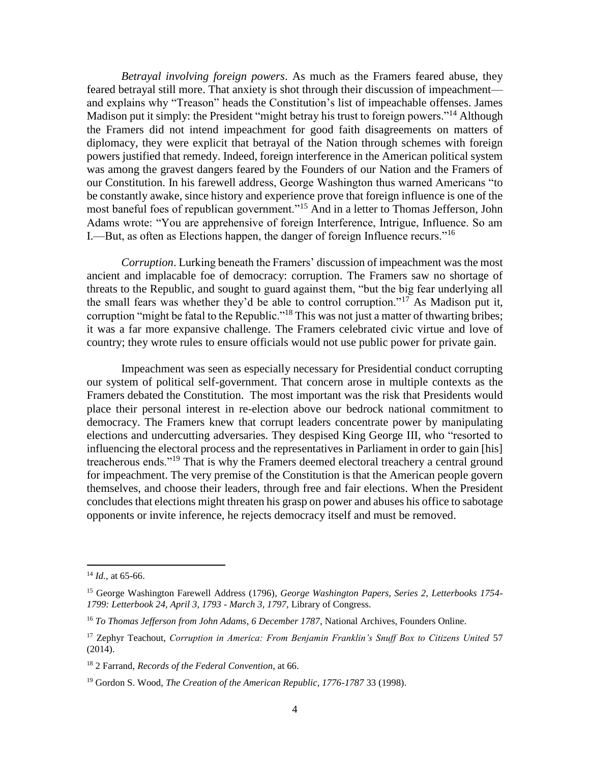*Betrayal involving foreign powers*. As much as the Framers feared abuse, they feared betrayal still more. That anxiety is shot through their discussion of impeachment—and explains why "Treason" heads the Constitution's list of impeachable offenses. James Madison put it simply: the President "might betray his trust to foreign powers."[14] Although the Framers did not intend impeachment for good faith disagreements on matters of diplomacy, they were explicit that betrayal of the Nation through schemes with foreign powers justified that remedy. Indeed, foreign interference in the American political system was among the gravest dangers feared by the Founders of our Nation and the Framers of our Constitution. In his farewell address, George Washington thus warned Americans "to be constantly awake, since history and experience prove that foreign influence is one of the most baneful foes of republican government."[15] And in a letter to Thomas Jefferson, John Adams wrote: "You are apprehensive of foreign Interference, Intrigue, Influence. So am I.—But, as often as Elections happen, the danger of foreign Influence recurs."[16]

*Corruption*. Lurking beneath the Framers' discussion of impeachment was the most ancient and implacable foe of democracy: corruption. The Framers saw no shortage of threats to the Republic, and sought to guard against them, "but the big fear underlying all the small fears was whether they'd be able to control corruption."[17] As Madison put it, corruption "might be fatal to the Republic."[18] This was not just a matter of thwarting bribes; it was a far more expansive challenge. The Framers celebrated civic virtue and love of country; they wrote rules to ensure officials would not use public power for private gain.

Impeachment was seen as especially necessary for Presidential conduct corrupting our system of political self-government. That concern arose in multiple contexts as the Framers debated the Constitution. The most important was the risk that Presidents would place their personal interest in re-election above our bedrock national commitment to democracy. The Framers knew that corrupt leaders concentrate power by manipulating elections and undercutting adversaries. They despised King George III, who "resorted to influencing the electoral process and the representatives in Parliament in order to gain [his] treacherous ends."[19] That is why the Framers deemed electoral treachery a central ground for impeachment. The very premise of the Constitution is that the American people govern themselves, and choose their leaders, through free and fair elections. When the President concludes that elections might threaten his grasp on power and abuses his office to sabotage opponents or invite inference, he rejects democracy itself and must be removed.

---

[14] *Id.*, at 65-66.

[15] George Washington Farewell Address (1796), *George Washington Papers, Series 2, Letterbooks 1754-1799: Letterbook 24, April 3, 1793 - March 3, 1797*, Library of Congress.

[16] *To Thomas Jefferson from John Adams, 6 December 1787*, National Archives, Founders Online.

[17] Zephyr Teachout, *Corruption in America: From Benjamin Franklin's Snuff Box to Citizens United* 57 (2014).

[18] 2 Farrand, *Records of the Federal Convention*, at 66.

[19] Gordon S. Wood, *The Creation of the American Republic, 1776-1787* 33 (1998).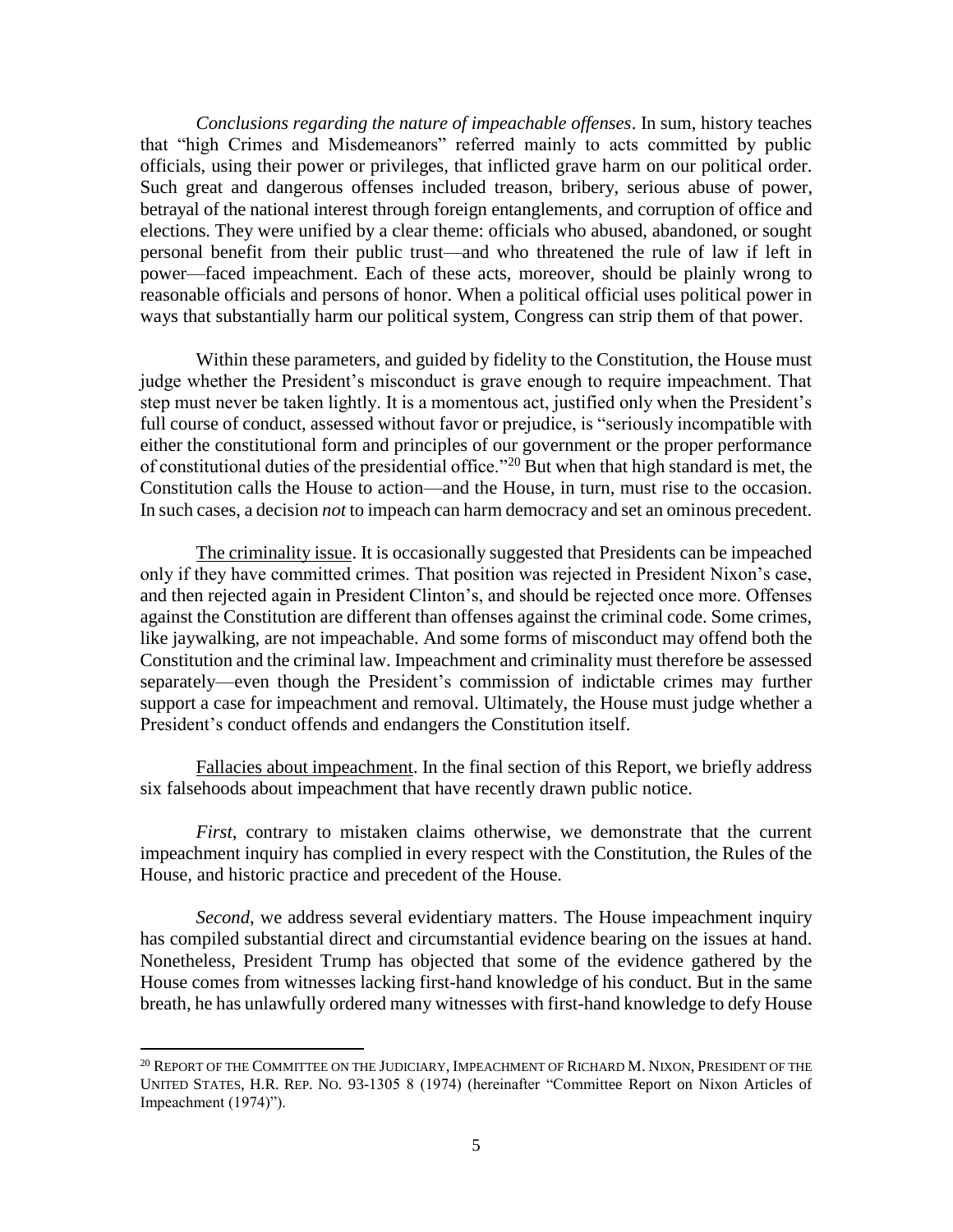*Conclusions regarding the nature of impeachable offenses*. In sum, history teaches that "high Crimes and Misdemeanors" referred mainly to acts committed by public officials, using their power or privileges, that inflicted grave harm on our political order. Such great and dangerous offenses included treason, bribery, serious abuse of power, betrayal of the national interest through foreign entanglements, and corruption of office and elections. They were unified by a clear theme: officials who abused, abandoned, or sought personal benefit from their public trust—and who threatened the rule of law if left in power—faced impeachment. Each of these acts, moreover, should be plainly wrong to reasonable officials and persons of honor. When a political official uses political power in ways that substantially harm our political system, Congress can strip them of that power.

Within these parameters, and guided by fidelity to the Constitution, the House must judge whether the President's misconduct is grave enough to require impeachment. That step must never be taken lightly. It is a momentous act, justified only when the President's full course of conduct, assessed without favor or prejudice, is "seriously incompatible with either the constitutional form and principles of our government or the proper performance of constitutional duties of the presidential office."[20] But when that high standard is met, the Constitution calls the House to action—and the House, in turn, must rise to the occasion. In such cases, a decision *not* to impeach can harm democracy and set an ominous precedent.

<u>The criminality issue</u>. It is occasionally suggested that Presidents can be impeached only if they have committed crimes. That position was rejected in President Nixon's case, and then rejected again in President Clinton's, and should be rejected once more. Offenses against the Constitution are different than offenses against the criminal code. Some crimes, like jaywalking, are not impeachable. And some forms of misconduct may offend both the Constitution and the criminal law. Impeachment and criminality must therefore be assessed separately—even though the President's commission of indictable crimes may further support a case for impeachment and removal. Ultimately, the House must judge whether a President's conduct offends and endangers the Constitution itself.

<u>Fallacies about impeachment</u>. In the final section of this Report, we briefly address six falsehoods about impeachment that have recently drawn public notice.

*First*, contrary to mistaken claims otherwise, we demonstrate that the current impeachment inquiry has complied in every respect with the Constitution, the Rules of the House, and historic practice and precedent of the House.

*Second*, we address several evidentiary matters. The House impeachment inquiry has compiled substantial direct and circumstantial evidence bearing on the issues at hand. Nonetheless, President Trump has objected that some of the evidence gathered by the House comes from witnesses lacking first-hand knowledge of his conduct. But in the same breath, he has unlawfully ordered many witnesses with first-hand knowledge to defy House

---

[20] REPORT OF THE COMMITTEE ON THE JUDICIARY, IMPEACHMENT OF RICHARD M. NIXON, PRESIDENT OF THE UNITED STATES, H.R. REP. NO. 93-1305 8 (1974) (hereinafter "Committee Report on Nixon Articles of Impeachment (1974)").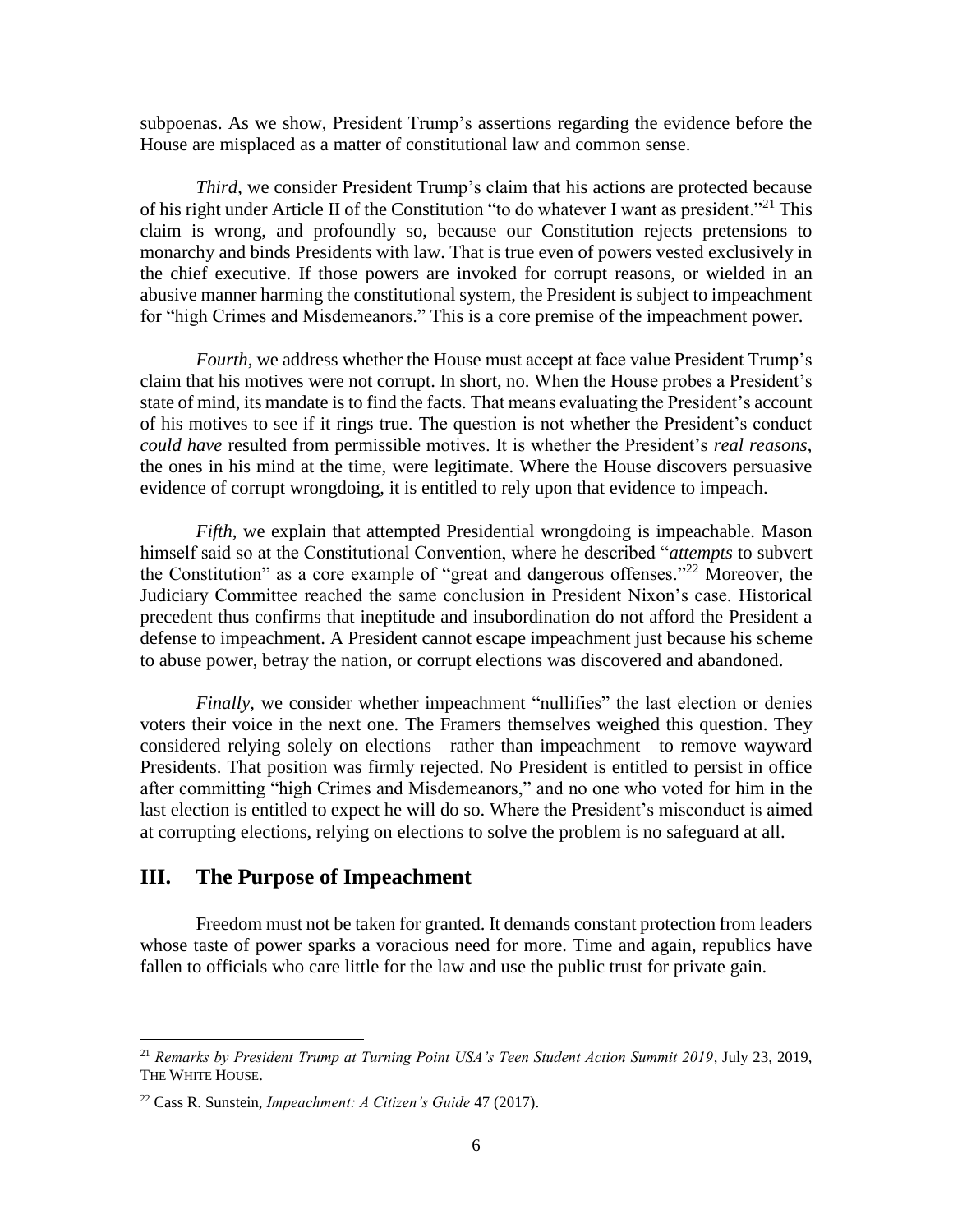subpoenas. As we show, President Trump's assertions regarding the evidence before the House are misplaced as a matter of constitutional law and common sense.

*Third*, we consider President Trump's claim that his actions are protected because of his right under Article II of the Constitution "to do whatever I want as president."[21] This claim is wrong, and profoundly so, because our Constitution rejects pretensions to monarchy and binds Presidents with law. That is true even of powers vested exclusively in the chief executive. If those powers are invoked for corrupt reasons, or wielded in an abusive manner harming the constitutional system, the President is subject to impeachment for "high Crimes and Misdemeanors." This is a core premise of the impeachment power.

*Fourth*, we address whether the House must accept at face value President Trump's claim that his motives were not corrupt. In short, no. When the House probes a President's state of mind, its mandate is to find the facts. That means evaluating the President's account of his motives to see if it rings true. The question is not whether the President's conduct *could have* resulted from permissible motives. It is whether the President's *real reasons*, the ones in his mind at the time, were legitimate. Where the House discovers persuasive evidence of corrupt wrongdoing, it is entitled to rely upon that evidence to impeach.

*Fifth*, we explain that attempted Presidential wrongdoing is impeachable. Mason himself said so at the Constitutional Convention, where he described "*attempts* to subvert the Constitution" as a core example of "great and dangerous offenses."[22] Moreover, the Judiciary Committee reached the same conclusion in President Nixon's case. Historical precedent thus confirms that ineptitude and insubordination do not afford the President a defense to impeachment. A President cannot escape impeachment just because his scheme to abuse power, betray the nation, or corrupt elections was discovered and abandoned.

*Finally*, we consider whether impeachment "nullifies" the last election or denies voters their voice in the next one. The Framers themselves weighed this question. They considered relying solely on elections—rather than impeachment—to remove wayward Presidents. That position was firmly rejected. No President is entitled to persist in office after committing "high Crimes and Misdemeanors," and no one who voted for him in the last election is entitled to expect he will do so. Where the President's misconduct is aimed at corrupting elections, relying on elections to solve the problem is no safeguard at all.

## III. The Purpose of Impeachment

Freedom must not be taken for granted. It demands constant protection from leaders whose taste of power sparks a voracious need for more. Time and again, republics have fallen to officials who care little for the law and use the public trust for private gain.

---

[21] *Remarks by President Trump at Turning Point USA's Teen Student Action Summit 2019*, July 23, 2019, THE WHITE HOUSE.

[22] Cass R. Sunstein, *Impeachment: A Citizen's Guide* 47 (2017).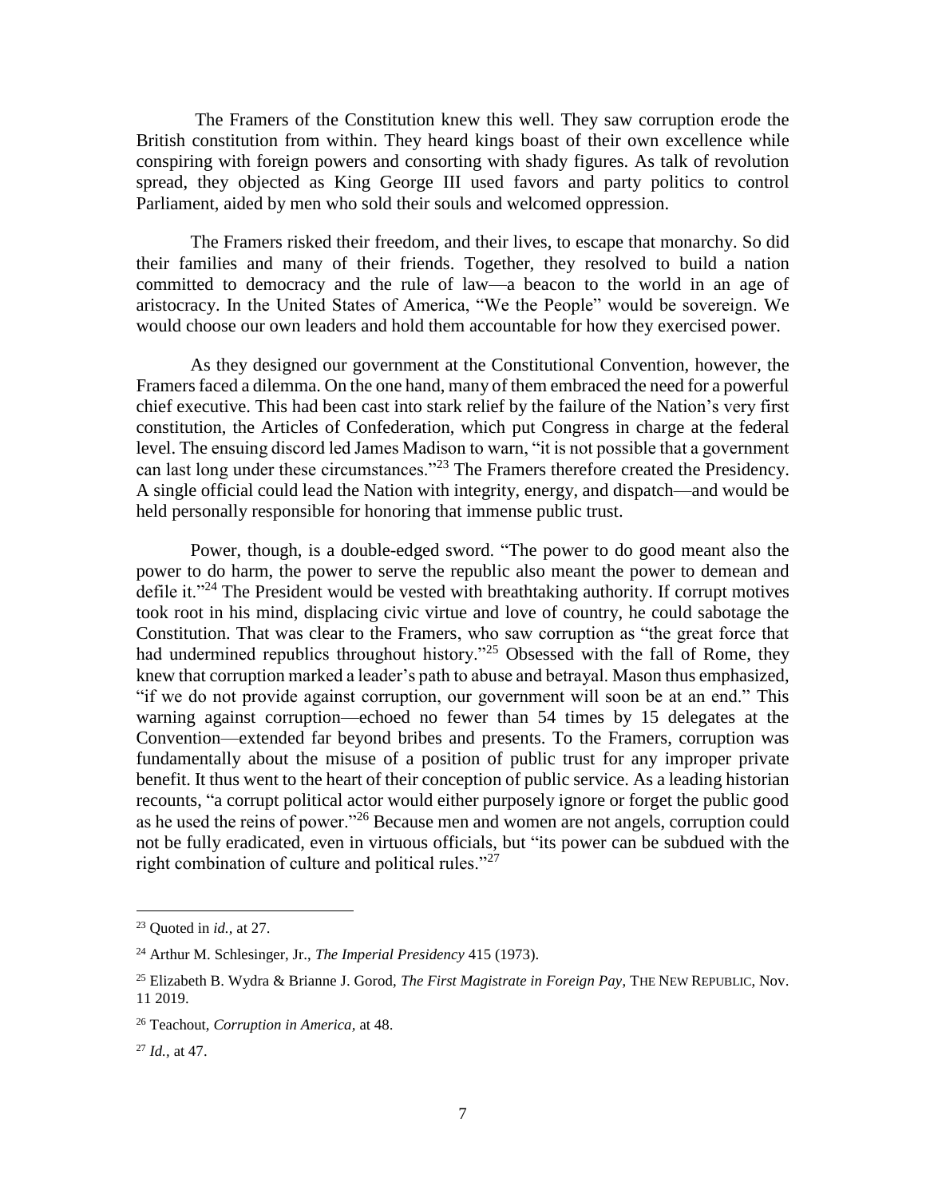The Framers of the Constitution knew this well. They saw corruption erode the British constitution from within. They heard kings boast of their own excellence while conspiring with foreign powers and consorting with shady figures. As talk of revolution spread, they objected as King George III used favors and party politics to control Parliament, aided by men who sold their souls and welcomed oppression.

The Framers risked their freedom, and their lives, to escape that monarchy. So did their families and many of their friends. Together, they resolved to build a nation committed to democracy and the rule of law—a beacon to the world in an age of aristocracy. In the United States of America, "We the People" would be sovereign. We would choose our own leaders and hold them accountable for how they exercised power.

As they designed our government at the Constitutional Convention, however, the Framers faced a dilemma. On the one hand, many of them embraced the need for a powerful chief executive. This had been cast into stark relief by the failure of the Nation's very first constitution, the Articles of Confederation, which put Congress in charge at the federal level. The ensuing discord led James Madison to warn, "it is not possible that a government can last long under these circumstances."[23] The Framers therefore created the Presidency. A single official could lead the Nation with integrity, energy, and dispatch—and would be held personally responsible for honoring that immense public trust.

Power, though, is a double-edged sword. "The power to do good meant also the power to do harm, the power to serve the republic also meant the power to demean and defile it."[24] The President would be vested with breathtaking authority. If corrupt motives took root in his mind, displacing civic virtue and love of country, he could sabotage the Constitution. That was clear to the Framers, who saw corruption as "the great force that had undermined republics throughout history."[25] Obsessed with the fall of Rome, they knew that corruption marked a leader's path to abuse and betrayal. Mason thus emphasized, "if we do not provide against corruption, our government will soon be at an end." This warning against corruption—echoed no fewer than 54 times by 15 delegates at the Convention—extended far beyond bribes and presents. To the Framers, corruption was fundamentally about the misuse of a position of public trust for any improper private benefit. It thus went to the heart of their conception of public service. As a leading historian recounts, "a corrupt political actor would either purposely ignore or forget the public good as he used the reins of power."[26] Because men and women are not angels, corruption could not be fully eradicated, even in virtuous officials, but "its power can be subdued with the right combination of culture and political rules."[27]

---

[23] Quoted in *id.,* at 27.

[24] Arthur M. Schlesinger, Jr., *The Imperial Presidency* 415 (1973).

[25] Elizabeth B. Wydra & Brianne J. Gorod, *The First Magistrate in Foreign Pay*, THE NEW REPUBLIC, Nov. 11 2019.

[26] Teachout, *Corruption in America*, at 48.

[27] *Id.,* at 47.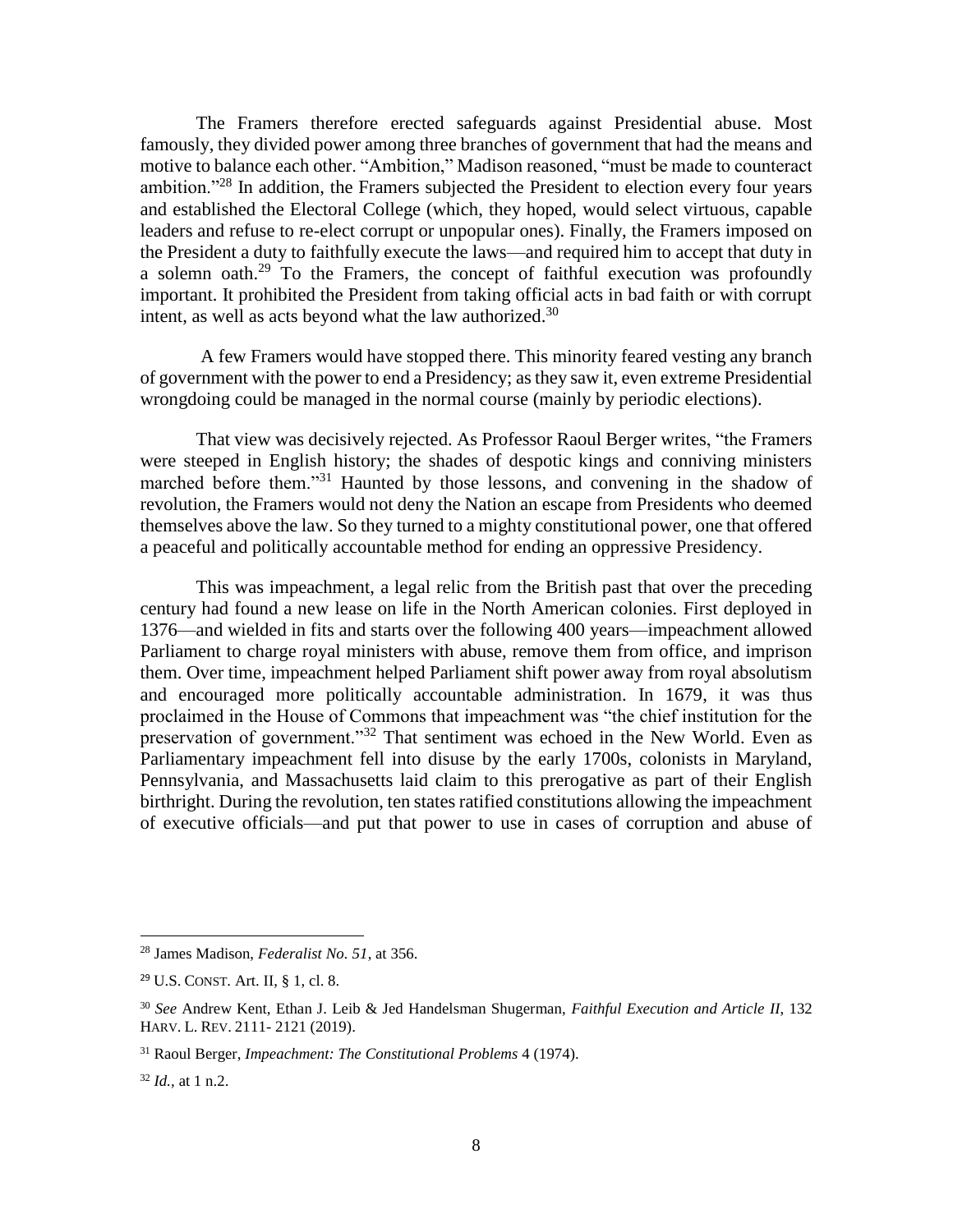The Framers therefore erected safeguards against Presidential abuse. Most famously, they divided power among three branches of government that had the means and motive to balance each other. "Ambition," Madison reasoned, "must be made to counteract ambition."[28] In addition, the Framers subjected the President to election every four years and established the Electoral College (which, they hoped, would select virtuous, capable leaders and refuse to re-elect corrupt or unpopular ones). Finally, the Framers imposed on the President a duty to faithfully execute the laws—and required him to accept that duty in a solemn oath.[29] To the Framers, the concept of faithful execution was profoundly important. It prohibited the President from taking official acts in bad faith or with corrupt intent, as well as acts beyond what the law authorized.[30]

A few Framers would have stopped there. This minority feared vesting any branch of government with the power to end a Presidency; as they saw it, even extreme Presidential wrongdoing could be managed in the normal course (mainly by periodic elections).

That view was decisively rejected. As Professor Raoul Berger writes, "the Framers were steeped in English history; the shades of despotic kings and conniving ministers marched before them."[31] Haunted by those lessons, and convening in the shadow of revolution, the Framers would not deny the Nation an escape from Presidents who deemed themselves above the law. So they turned to a mighty constitutional power, one that offered a peaceful and politically accountable method for ending an oppressive Presidency.

This was impeachment, a legal relic from the British past that over the preceding century had found a new lease on life in the North American colonies. First deployed in 1376—and wielded in fits and starts over the following 400 years—impeachment allowed Parliament to charge royal ministers with abuse, remove them from office, and imprison them. Over time, impeachment helped Parliament shift power away from royal absolutism and encouraged more politically accountable administration. In 1679, it was thus proclaimed in the House of Commons that impeachment was "the chief institution for the preservation of government."[32] That sentiment was echoed in the New World. Even as Parliamentary impeachment fell into disuse by the early 1700s, colonists in Maryland, Pennsylvania, and Massachusetts laid claim to this prerogative as part of their English birthright. During the revolution, ten states ratified constitutions allowing the impeachment of executive officials—and put that power to use in cases of corruption and abuse of

---

[28] James Madison, *Federalist No. 51*, at 356.

[29] U.S. CONST. Art. II, § 1, cl. 8.

[30] *See* Andrew Kent, Ethan J. Leib & Jed Handelsman Shugerman, *Faithful Execution and Article II*, 132 HARV. L. REV. 2111- 2121 (2019).

[31] Raoul Berger, *Impeachment: The Constitutional Problems* 4 (1974).

[32] *Id.*, at 1 n.2.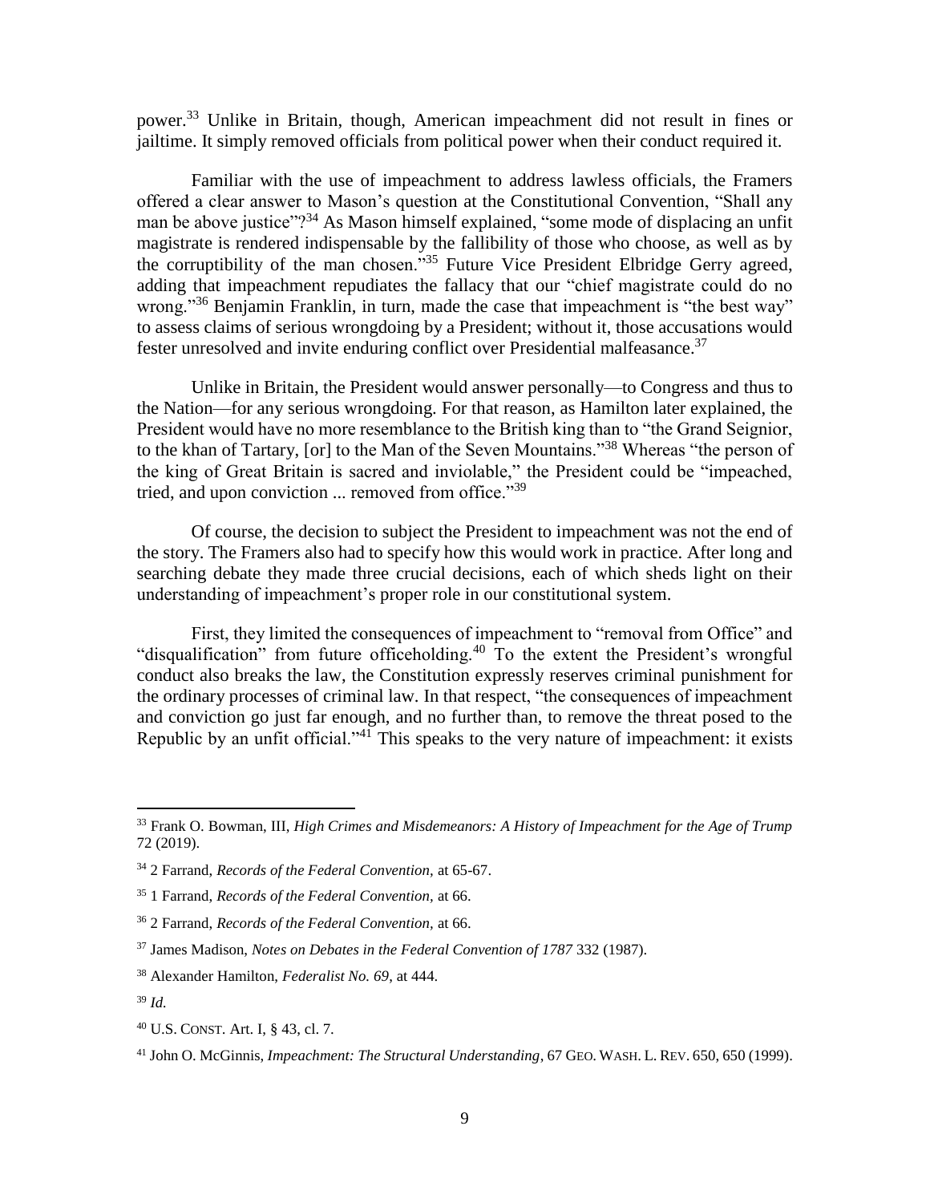power.[33] Unlike in Britain, though, American impeachment did not result in fines or jailtime. It simply removed officials from political power when their conduct required it.

Familiar with the use of impeachment to address lawless officials, the Framers offered a clear answer to Mason's question at the Constitutional Convention, "Shall any man be above justice"?[34] As Mason himself explained, "some mode of displacing an unfit magistrate is rendered indispensable by the fallibility of those who choose, as well as by the corruptibility of the man chosen."[35] Future Vice President Elbridge Gerry agreed, adding that impeachment repudiates the fallacy that our "chief magistrate could do no wrong."[36] Benjamin Franklin, in turn, made the case that impeachment is "the best way" to assess claims of serious wrongdoing by a President; without it, those accusations would fester unresolved and invite enduring conflict over Presidential malfeasance.[37]

Unlike in Britain, the President would answer personally—to Congress and thus to the Nation—for any serious wrongdoing. For that reason, as Hamilton later explained, the President would have no more resemblance to the British king than to "the Grand Seignior, to the khan of Tartary, [or] to the Man of the Seven Mountains."[38] Whereas "the person of the king of Great Britain is sacred and inviolable," the President could be "impeached, tried, and upon conviction ... removed from office."[39]

Of course, the decision to subject the President to impeachment was not the end of the story. The Framers also had to specify how this would work in practice. After long and searching debate they made three crucial decisions, each of which sheds light on their understanding of impeachment's proper role in our constitutional system.

First, they limited the consequences of impeachment to "removal from Office" and "disqualification" from future officeholding.[40] To the extent the President's wrongful conduct also breaks the law, the Constitution expressly reserves criminal punishment for the ordinary processes of criminal law. In that respect, "the consequences of impeachment and conviction go just far enough, and no further than, to remove the threat posed to the Republic by an unfit official."[41] This speaks to the very nature of impeachment: it exists

---

[33] Frank O. Bowman, III, *High Crimes and Misdemeanors: A History of Impeachment for the Age of Trump* 72 (2019).

[34] 2 Farrand, *Records of the Federal Convention,* at 65-67.

[35] 1 Farrand, *Records of the Federal Convention,* at 66.

[36] 2 Farrand, *Records of the Federal Convention,* at 66.

[37] James Madison, *Notes on Debates in the Federal Convention of 1787* 332 (1987).

[38] Alexander Hamilton, *Federalist No. 69*, at 444.

[39] *Id.*

[40] U.S. CONST. Art. I, § 43, cl. 7.

[41] John O. McGinnis, *Impeachment: The Structural Understanding*, 67 GEO. WASH. L. REV. 650, 650 (1999).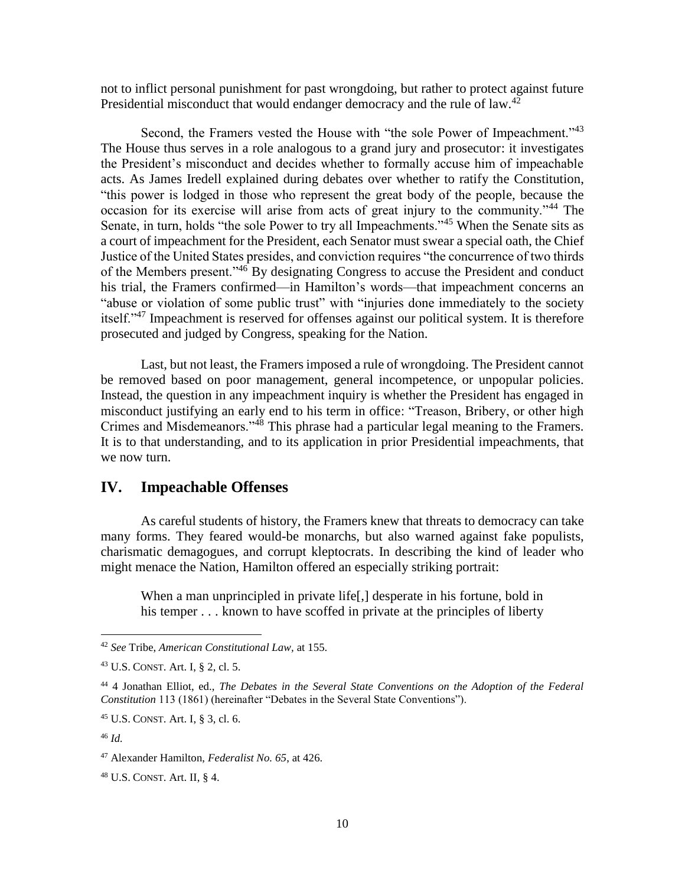not to inflict personal punishment for past wrongdoing, but rather to protect against future Presidential misconduct that would endanger democracy and the rule of law.[42]

Second, the Framers vested the House with "the sole Power of Impeachment."[43] The House thus serves in a role analogous to a grand jury and prosecutor: it investigates the President's misconduct and decides whether to formally accuse him of impeachable acts. As James Iredell explained during debates over whether to ratify the Constitution, "this power is lodged in those who represent the great body of the people, because the occasion for its exercise will arise from acts of great injury to the community."[44] The Senate, in turn, holds "the sole Power to try all Impeachments."[45] When the Senate sits as a court of impeachment for the President, each Senator must swear a special oath, the Chief Justice of the United States presides, and conviction requires "the concurrence of two thirds of the Members present."[46] By designating Congress to accuse the President and conduct his trial, the Framers confirmed—in Hamilton's words—that impeachment concerns an "abuse or violation of some public trust" with "injuries done immediately to the society itself."[47] Impeachment is reserved for offenses against our political system. It is therefore prosecuted and judged by Congress, speaking for the Nation.

Last, but not least, the Framers imposed a rule of wrongdoing. The President cannot be removed based on poor management, general incompetence, or unpopular policies. Instead, the question in any impeachment inquiry is whether the President has engaged in misconduct justifying an early end to his term in office: "Treason, Bribery, or other high Crimes and Misdemeanors."[48] This phrase had a particular legal meaning to the Framers. It is to that understanding, and to its application in prior Presidential impeachments, that we now turn.

## IV. Impeachable Offenses

As careful students of history, the Framers knew that threats to democracy can take many forms. They feared would-be monarchs, but also warned against fake populists, charismatic demagogues, and corrupt kleptocrats. In describing the kind of leader who might menace the Nation, Hamilton offered an especially striking portrait:

> When a man unprincipled in private life[,] desperate in his fortune, bold in his temper . . . known to have scoffed in private at the principles of liberty

---

[42] *See* Tribe, *American Constitutional Law*, at 155.

[43] U.S. CONST. Art. I, § 2, cl. 5.

[44] 4 Jonathan Elliot, ed., *The Debates in the Several State Conventions on the Adoption of the Federal Constitution* 113 (1861) (hereinafter "Debates in the Several State Conventions").

[45] U.S. CONST. Art. I, § 3, cl. 6.

[46] *Id.*

[47] Alexander Hamilton, *Federalist No. 65*, at 426.

[48] U.S. CONST. Art. II, § 4.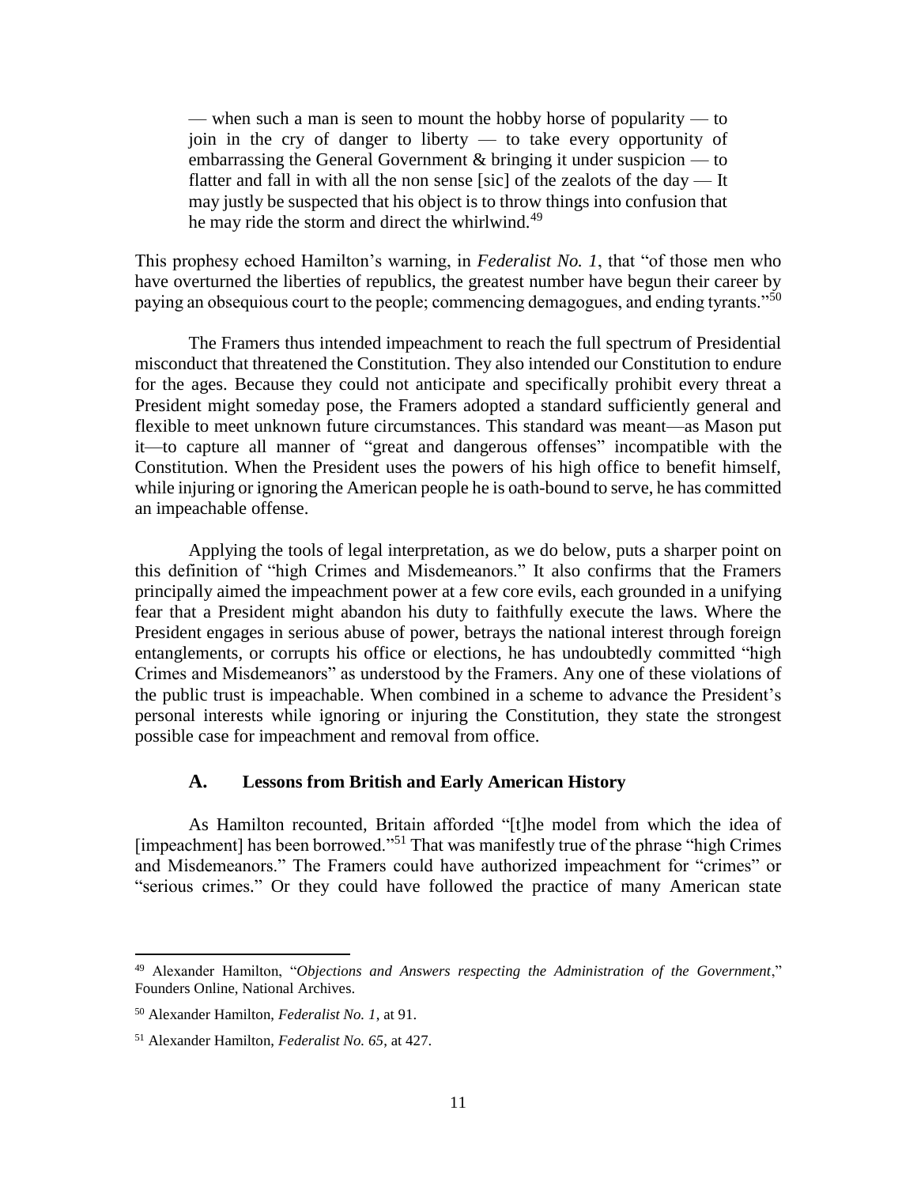> — when such a man is seen to mount the hobby horse of popularity — to join in the cry of danger to liberty — to take every opportunity of embarrassing the General Government & bringing it under suspicion — to flatter and fall in with all the non sense [sic] of the zealots of the day — It may justly be suspected that his object is to throw things into confusion that he may ride the storm and direct the whirlwind.[49]

This prophesy echoed Hamilton's warning, in *Federalist No. 1*, that "of those men who have overturned the liberties of republics, the greatest number have begun their career by paying an obsequious court to the people; commencing demagogues, and ending tyrants."[50]

The Framers thus intended impeachment to reach the full spectrum of Presidential misconduct that threatened the Constitution. They also intended our Constitution to endure for the ages. Because they could not anticipate and specifically prohibit every threat a President might someday pose, the Framers adopted a standard sufficiently general and flexible to meet unknown future circumstances. This standard was meant—as Mason put it—to capture all manner of "great and dangerous offenses" incompatible with the Constitution. When the President uses the powers of his high office to benefit himself, while injuring or ignoring the American people he is oath-bound to serve, he has committed an impeachable offense.

Applying the tools of legal interpretation, as we do below, puts a sharper point on this definition of "high Crimes and Misdemeanors." It also confirms that the Framers principally aimed the impeachment power at a few core evils, each grounded in a unifying fear that a President might abandon his duty to faithfully execute the laws. Where the President engages in serious abuse of power, betrays the national interest through foreign entanglements, or corrupts his office or elections, he has undoubtedly committed "high Crimes and Misdemeanors" as understood by the Framers. Any one of these violations of the public trust is impeachable. When combined in a scheme to advance the President's personal interests while ignoring or injuring the Constitution, they state the strongest possible case for impeachment and removal from office.

### A. Lessons from British and Early American History

As Hamilton recounted, Britain afforded "[t]he model from which the idea of [impeachment] has been borrowed."[51] That was manifestly true of the phrase "high Crimes and Misdemeanors." The Framers could have authorized impeachment for "crimes" or "serious crimes." Or they could have followed the practice of many American state

---

[49] Alexander Hamilton, "*Objections and Answers respecting the Administration of the Government*," Founders Online, National Archives.

[50] Alexander Hamilton, *Federalist No. 1*, at 91.

[51] Alexander Hamilton, *Federalist No. 65*, at 427.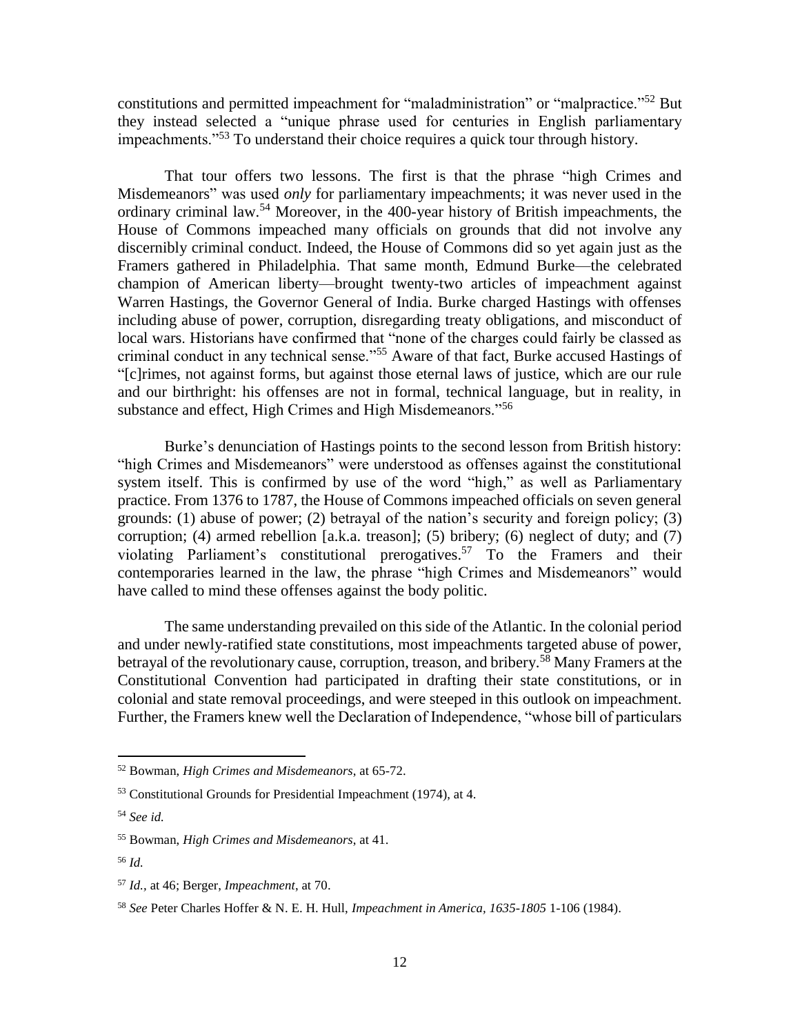constitutions and permitted impeachment for "maladministration" or "malpractice."[52] But they instead selected a "unique phrase used for centuries in English parliamentary impeachments."[53] To understand their choice requires a quick tour through history.

That tour offers two lessons. The first is that the phrase "high Crimes and Misdemeanors" was used *only* for parliamentary impeachments; it was never used in the ordinary criminal law.[54] Moreover, in the 400-year history of British impeachments, the House of Commons impeached many officials on grounds that did not involve any discernibly criminal conduct. Indeed, the House of Commons did so yet again just as the Framers gathered in Philadelphia. That same month, Edmund Burke—the celebrated champion of American liberty—brought twenty-two articles of impeachment against Warren Hastings, the Governor General of India. Burke charged Hastings with offenses including abuse of power, corruption, disregarding treaty obligations, and misconduct of local wars. Historians have confirmed that "none of the charges could fairly be classed as criminal conduct in any technical sense."[55] Aware of that fact, Burke accused Hastings of "[c]rimes, not against forms, but against those eternal laws of justice, which are our rule and our birthright: his offenses are not in formal, technical language, but in reality, in substance and effect, High Crimes and High Misdemeanors."[56]

Burke's denunciation of Hastings points to the second lesson from British history: "high Crimes and Misdemeanors" were understood as offenses against the constitutional system itself. This is confirmed by use of the word "high," as well as Parliamentary practice. From 1376 to 1787, the House of Commons impeached officials on seven general grounds: (1) abuse of power; (2) betrayal of the nation's security and foreign policy; (3) corruption; (4) armed rebellion [a.k.a. treason]; (5) bribery; (6) neglect of duty; and (7) violating Parliament's constitutional prerogatives.[57] To the Framers and their contemporaries learned in the law, the phrase "high Crimes and Misdemeanors" would have called to mind these offenses against the body politic.

The same understanding prevailed on this side of the Atlantic. In the colonial period and under newly-ratified state constitutions, most impeachments targeted abuse of power, betrayal of the revolutionary cause, corruption, treason, and bribery.[58] Many Framers at the Constitutional Convention had participated in drafting their state constitutions, or in colonial and state removal proceedings, and were steeped in this outlook on impeachment. Further, the Framers knew well the Declaration of Independence, "whose bill of particulars

---

[52] Bowman, *High Crimes and Misdemeanors*, at 65-72.

[53] Constitutional Grounds for Presidential Impeachment (1974), at 4.

[54] *See id.*

[55] Bowman, *High Crimes and Misdemeanors*, at 41.

[56] *Id.*

[57] *Id.*, at 46; Berger, *Impeachment*, at 70.

[58] *See* Peter Charles Hoffer & N. E. H. Hull, *Impeachment in America, 1635-1805* 1-106 (1984).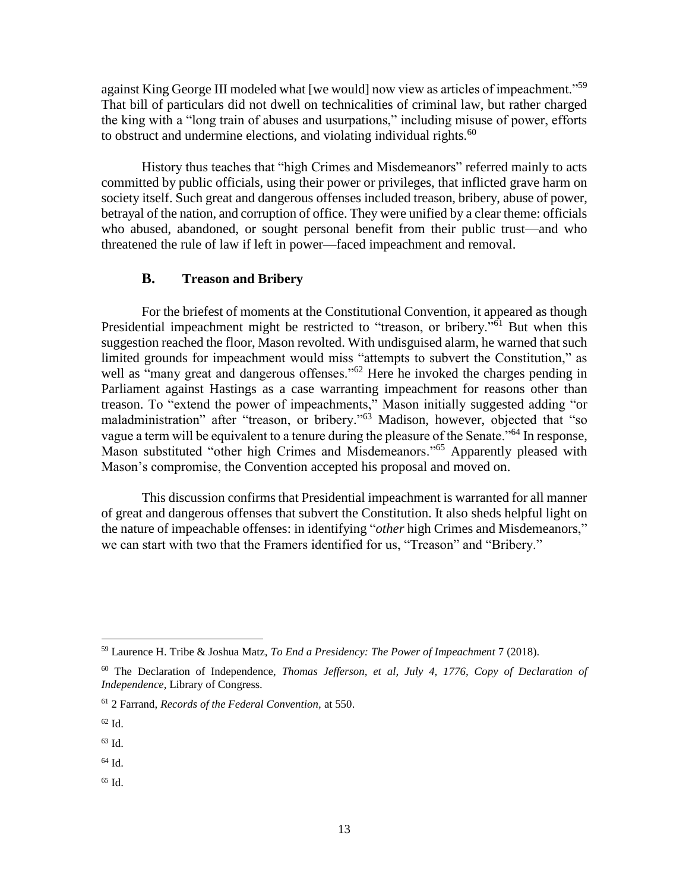against King George III modeled what [we would] now view as articles of impeachment."[59] That bill of particulars did not dwell on technicalities of criminal law, but rather charged the king with a "long train of abuses and usurpations," including misuse of power, efforts to obstruct and undermine elections, and violating individual rights.[60]

History thus teaches that "high Crimes and Misdemeanors" referred mainly to acts committed by public officials, using their power or privileges, that inflicted grave harm on society itself. Such great and dangerous offenses included treason, bribery, abuse of power, betrayal of the nation, and corruption of office. They were unified by a clear theme: officials who abused, abandoned, or sought personal benefit from their public trust—and who threatened the rule of law if left in power—faced impeachment and removal.

### B. Treason and Bribery

For the briefest of moments at the Constitutional Convention, it appeared as though Presidential impeachment might be restricted to "treason, or bribery."[61] But when this suggestion reached the floor, Mason revolted. With undisguised alarm, he warned that such limited grounds for impeachment would miss "attempts to subvert the Constitution," as well as "many great and dangerous offenses."[62] Here he invoked the charges pending in Parliament against Hastings as a case warranting impeachment for reasons other than treason. To "extend the power of impeachments," Mason initially suggested adding "or maladministration" after "treason, or bribery."[63] Madison, however, objected that "so vague a term will be equivalent to a tenure during the pleasure of the Senate."[64] In response, Mason substituted "other high Crimes and Misdemeanors."[65] Apparently pleased with Mason's compromise, the Convention accepted his proposal and moved on.

This discussion confirms that Presidential impeachment is warranted for all manner of great and dangerous offenses that subvert the Constitution. It also sheds helpful light on the nature of impeachable offenses: in identifying "*other* high Crimes and Misdemeanors," we can start with two that the Framers identified for us, "Treason" and "Bribery."

---

[59] Laurence H. Tribe & Joshua Matz, *To End a Presidency: The Power of Impeachment* 7 (2018).

[60] The Declaration of Independence, *Thomas Jefferson, et al, July 4, 1776, Copy of Declaration of Independence*, Library of Congress.

[61] 2 Farrand, *Records of the Federal Convention*, at 550.

[62] Id.

[63] Id.

[64] Id.

[65] Id.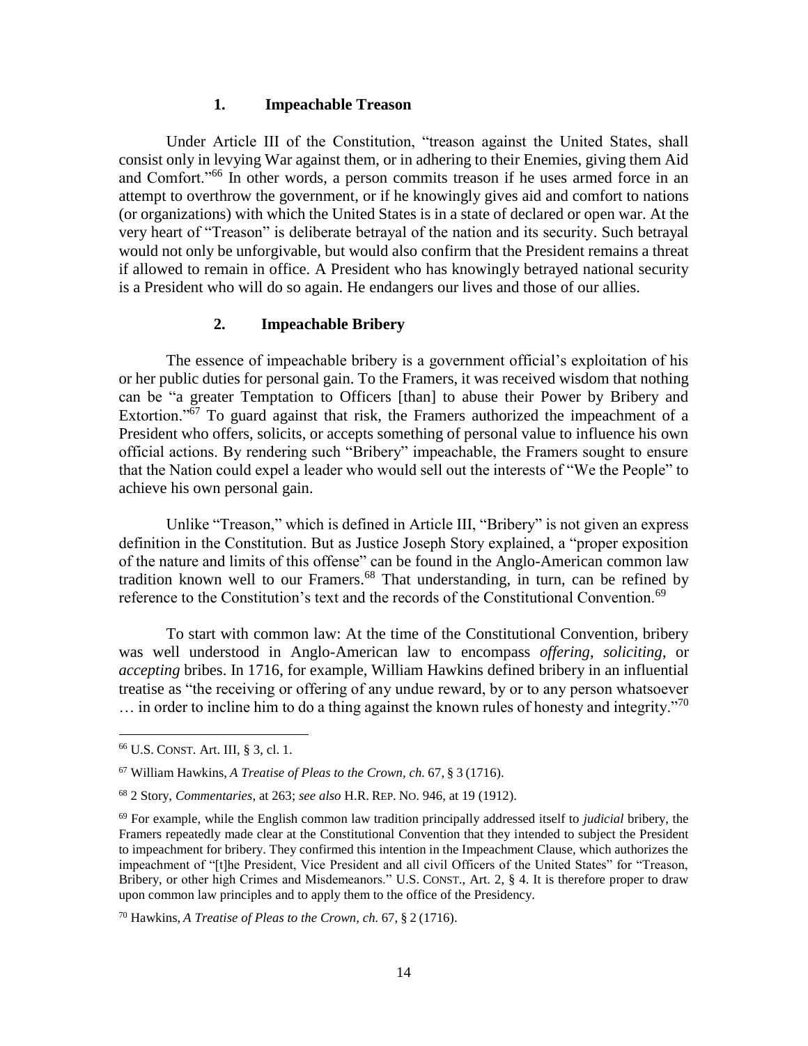### 1. Impeachable Treason

Under Article III of the Constitution, "treason against the United States, shall consist only in levying War against them, or in adhering to their Enemies, giving them Aid and Comfort."[66] In other words, a person commits treason if he uses armed force in an attempt to overthrow the government, or if he knowingly gives aid and comfort to nations (or organizations) with which the United States is in a state of declared or open war. At the very heart of "Treason" is deliberate betrayal of the nation and its security. Such betrayal would not only be unforgivable, but would also confirm that the President remains a threat if allowed to remain in office. A President who has knowingly betrayed national security is a President who will do so again. He endangers our lives and those of our allies.

### 2. Impeachable Bribery

The essence of impeachable bribery is a government official's exploitation of his or her public duties for personal gain. To the Framers, it was received wisdom that nothing can be "a greater Temptation to Officers [than] to abuse their Power by Bribery and Extortion."[67] To guard against that risk, the Framers authorized the impeachment of a President who offers, solicits, or accepts something of personal value to influence his own official actions. By rendering such "Bribery" impeachable, the Framers sought to ensure that the Nation could expel a leader who would sell out the interests of "We the People" to achieve his own personal gain.

Unlike "Treason," which is defined in Article III, "Bribery" is not given an express definition in the Constitution. But as Justice Joseph Story explained, a "proper exposition of the nature and limits of this offense" can be found in the Anglo-American common law tradition known well to our Framers.[68] That understanding, in turn, can be refined by reference to the Constitution's text and the records of the Constitutional Convention.[69]

To start with common law: At the time of the Constitutional Convention, bribery was well understood in Anglo-American law to encompass *offering*, *soliciting*, or *accepting* bribes. In 1716, for example, William Hawkins defined bribery in an influential treatise as "the receiving or offering of any undue reward, by or to any person whatsoever … in order to incline him to do a thing against the known rules of honesty and integrity."[70]

---

[66] U.S. CONST. Art. III, § 3, cl. 1.

[67] William Hawkins, *A Treatise of Pleas to the Crown, ch.* 67, § 3 (1716).

[68] 2 Story, *Commentaries*, at 263; *see also* H.R. REP. NO. 946, at 19 (1912).

[69] For example, while the English common law tradition principally addressed itself to *judicial* bribery, the Framers repeatedly made clear at the Constitutional Convention that they intended to subject the President to impeachment for bribery. They confirmed this intention in the Impeachment Clause, which authorizes the impeachment of "[t]he President, Vice President and all civil Officers of the United States" for "Treason, Bribery, or other high Crimes and Misdemeanors." U.S. CONST., Art. 2, § 4. It is therefore proper to draw upon common law principles and to apply them to the office of the Presidency.

[70] Hawkins, *A Treatise of Pleas to the Crown, ch.* 67, § 2 (1716).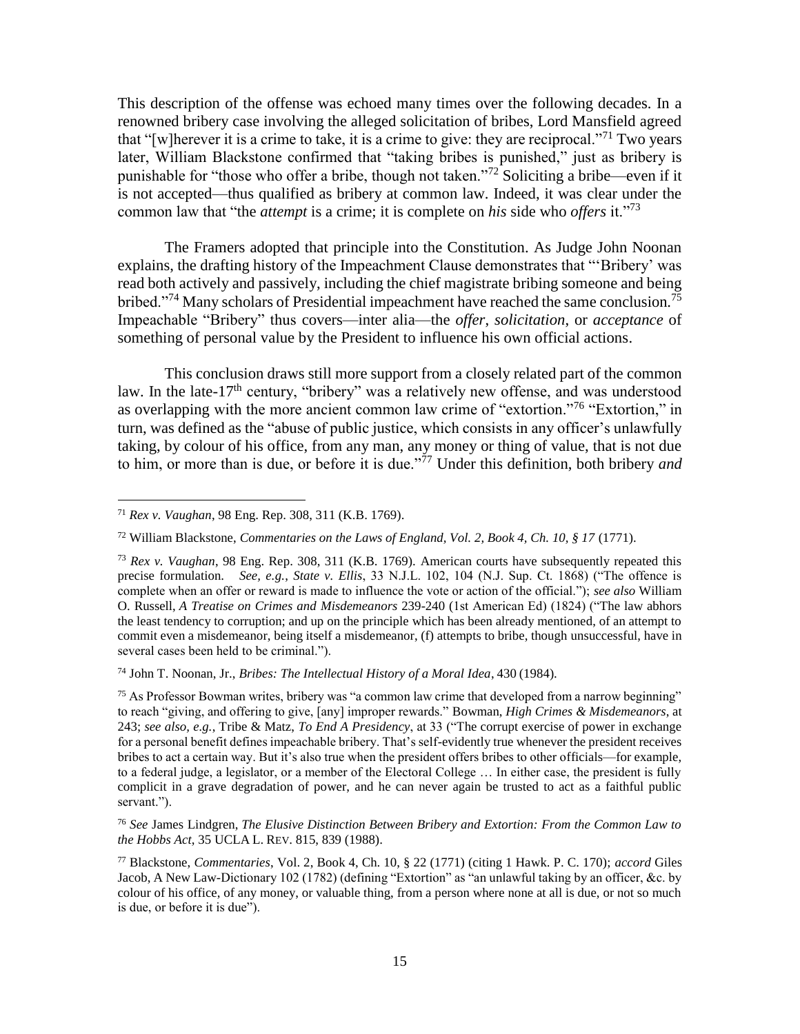This description of the offense was echoed many times over the following decades. In a renowned bribery case involving the alleged solicitation of bribes, Lord Mansfield agreed that "[w]herever it is a crime to take, it is a crime to give: they are reciprocal."[71] Two years later, William Blackstone confirmed that "taking bribes is punished," just as bribery is punishable for "those who offer a bribe, though not taken."[72] Soliciting a bribe—even if it is not accepted—thus qualified as bribery at common law. Indeed, it was clear under the common law that "the *attempt* is a crime; it is complete on *his* side who *offers* it."[73]

The Framers adopted that principle into the Constitution. As Judge John Noonan explains, the drafting history of the Impeachment Clause demonstrates that "'Bribery' was read both actively and passively, including the chief magistrate bribing someone and being bribed."[74] Many scholars of Presidential impeachment have reached the same conclusion.[75] Impeachable "Bribery" thus covers—inter alia—the *offer*, *solicitation*, or *acceptance* of something of personal value by the President to influence his own official actions.

This conclusion draws still more support from a closely related part of the common law. In the late-17th century, "bribery" was a relatively new offense, and was understood as overlapping with the more ancient common law crime of "extortion."[76] "Extortion," in turn, was defined as the "abuse of public justice, which consists in any officer's unlawfully taking, by colour of his office, from any man, any money or thing of value, that is not due to him, or more than is due, or before it is due."[77] Under this definition, both bribery *and*

---

[71] *Rex v. Vaughan*, 98 Eng. Rep. 308, 311 (K.B. 1769).

[72] William Blackstone, *Commentaries on the Laws of England, Vol. 2, Book 4, Ch. 10, § 17* (1771).

[73] *Rex v. Vaughan*, 98 Eng. Rep. 308, 311 (K.B. 1769). American courts have subsequently repeated this precise formulation. *See, e.g.*, *State v. Ellis*, 33 N.J.L. 102, 104 (N.J. Sup. Ct. 1868) ("The offence is complete when an offer or reward is made to influence the vote or action of the official."); *see also* William O. Russell, *A Treatise on Crimes and Misdemeanors* 239-240 (1st American Ed) (1824) ("The law abhors the least tendency to corruption; and up on the principle which has been already mentioned, of an attempt to commit even a misdemeanor, being itself a misdemeanor, (f) attempts to bribe, though unsuccessful, have in several cases been held to be criminal.").

[74] John T. Noonan, Jr., *Bribes: The Intellectual History of a Moral Idea*, 430 (1984).

[75] As Professor Bowman writes, bribery was "a common law crime that developed from a narrow beginning" to reach "giving, and offering to give, [any] improper rewards." Bowman, *High Crimes & Misdemeanors*, at 243; *see also, e.g.*, Tribe & Matz, *To End A Presidency*, at 33 ("The corrupt exercise of power in exchange for a personal benefit defines impeachable bribery. That's self-evidently true whenever the president receives bribes to act a certain way. But it's also true when the president offers bribes to other officials—for example, to a federal judge, a legislator, or a member of the Electoral College … In either case, the president is fully complicit in a grave degradation of power, and he can never again be trusted to act as a faithful public servant.").

[76] *See* James Lindgren, *The Elusive Distinction Between Bribery and Extortion: From the Common Law to the Hobbs Act*, 35 UCLA L. REV. 815, 839 (1988).

[77] Blackstone, *Commentaries*, Vol. 2, Book 4, Ch. 10, § 22 (1771) (citing 1 Hawk. P. C. 170); *accord* Giles Jacob, A New Law-Dictionary 102 (1782) (defining "Extortion" as "an unlawful taking by an officer, &c. by colour of his office, of any money, or valuable thing, from a person where none at all is due, or not so much is due, or before it is due").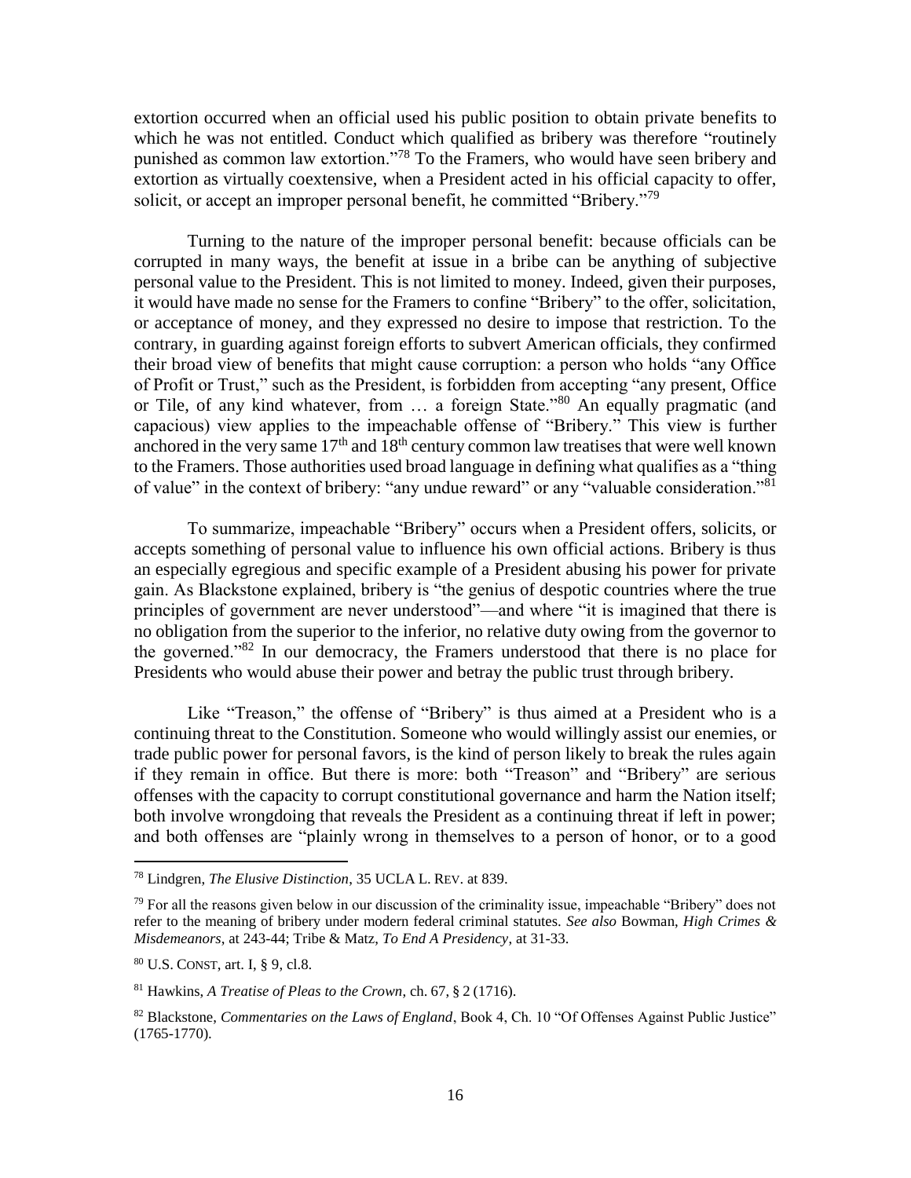extortion occurred when an official used his public position to obtain private benefits to which he was not entitled. Conduct which qualified as bribery was therefore "routinely punished as common law extortion."[78] To the Framers, who would have seen bribery and extortion as virtually coextensive, when a President acted in his official capacity to offer, solicit, or accept an improper personal benefit, he committed "Bribery."[79]

Turning to the nature of the improper personal benefit: because officials can be corrupted in many ways, the benefit at issue in a bribe can be anything of subjective personal value to the President. This is not limited to money. Indeed, given their purposes, it would have made no sense for the Framers to confine "Bribery" to the offer, solicitation, or acceptance of money, and they expressed no desire to impose that restriction. To the contrary, in guarding against foreign efforts to subvert American officials, they confirmed their broad view of benefits that might cause corruption: a person who holds "any Office of Profit or Trust," such as the President, is forbidden from accepting "any present, Office or Tile, of any kind whatever, from … a foreign State."[80] An equally pragmatic (and capacious) view applies to the impeachable offense of "Bribery." This view is further anchored in the very same 17th and 18th century common law treatises that were well known to the Framers. Those authorities used broad language in defining what qualifies as a "thing of value" in the context of bribery: "any undue reward" or any "valuable consideration."[81]

To summarize, impeachable "Bribery" occurs when a President offers, solicits, or accepts something of personal value to influence his own official actions. Bribery is thus an especially egregious and specific example of a President abusing his power for private gain. As Blackstone explained, bribery is "the genius of despotic countries where the true principles of government are never understood"—and where "it is imagined that there is no obligation from the superior to the inferior, no relative duty owing from the governor to the governed."[82] In our democracy, the Framers understood that there is no place for Presidents who would abuse their power and betray the public trust through bribery.

Like "Treason," the offense of "Bribery" is thus aimed at a President who is a continuing threat to the Constitution. Someone who would willingly assist our enemies, or trade public power for personal favors, is the kind of person likely to break the rules again if they remain in office. But there is more: both "Treason" and "Bribery" are serious offenses with the capacity to corrupt constitutional governance and harm the Nation itself; both involve wrongdoing that reveals the President as a continuing threat if left in power; and both offenses are "plainly wrong in themselves to a person of honor, or to a good

---

[78] Lindgren, *The Elusive Distinction*, 35 UCLA L. REV. at 839.

[79] For all the reasons given below in our discussion of the criminality issue, impeachable "Bribery" does not refer to the meaning of bribery under modern federal criminal statutes. *See also* Bowman, *High Crimes & Misdemeanors*, at 243-44; Tribe & Matz, *To End A Presidency*, at 31-33.

[80] U.S. CONST, art. I, § 9, cl.8.

[81] Hawkins, *A Treatise of Pleas to the Crown*, ch. 67, § 2 (1716).

[82] Blackstone, *Commentaries on the Laws of England*, Book 4, Ch. 10 "Of Offenses Against Public Justice" (1765-1770).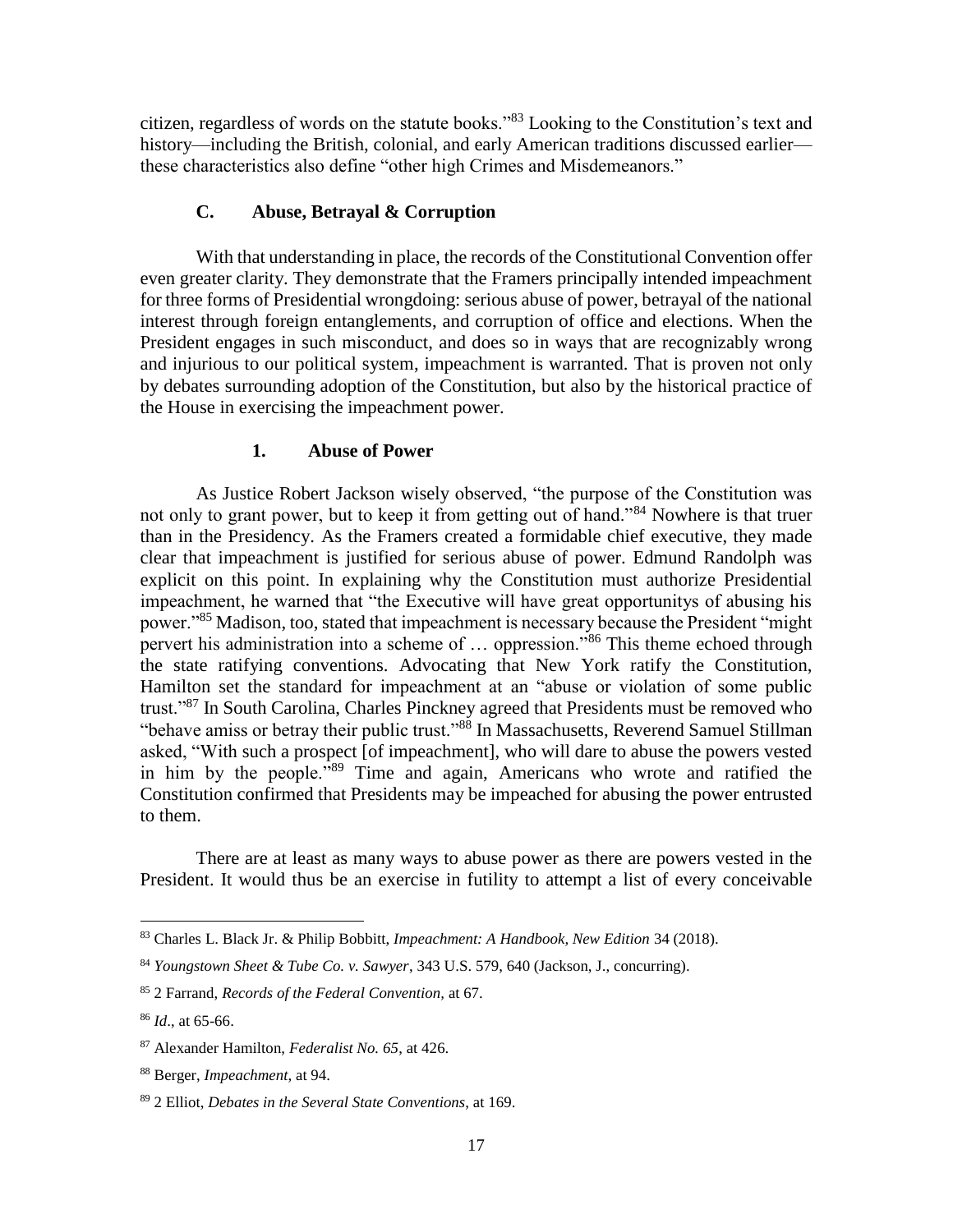citizen, regardless of words on the statute books."[83] Looking to the Constitution's text and history—including the British, colonial, and early American traditions discussed earlier—these characteristics also define "other high Crimes and Misdemeanors."

### C. Abuse, Betrayal & Corruption

With that understanding in place, the records of the Constitutional Convention offer even greater clarity. They demonstrate that the Framers principally intended impeachment for three forms of Presidential wrongdoing: serious abuse of power, betrayal of the national interest through foreign entanglements, and corruption of office and elections. When the President engages in such misconduct, and does so in ways that are recognizably wrong and injurious to our political system, impeachment is warranted. That is proven not only by debates surrounding adoption of the Constitution, but also by the historical practice of the House in exercising the impeachment power.

#### 1. Abuse of Power

As Justice Robert Jackson wisely observed, "the purpose of the Constitution was not only to grant power, but to keep it from getting out of hand."[84] Nowhere is that truer than in the Presidency. As the Framers created a formidable chief executive, they made clear that impeachment is justified for serious abuse of power. Edmund Randolph was explicit on this point. In explaining why the Constitution must authorize Presidential impeachment, he warned that "the Executive will have great opportunitys of abusing his power."[85] Madison, too, stated that impeachment is necessary because the President "might pervert his administration into a scheme of … oppression."[86] This theme echoed through the state ratifying conventions. Advocating that New York ratify the Constitution, Hamilton set the standard for impeachment at an "abuse or violation of some public trust."[87] In South Carolina, Charles Pinckney agreed that Presidents must be removed who "behave amiss or betray their public trust."[88] In Massachusetts, Reverend Samuel Stillman asked, "With such a prospect [of impeachment], who will dare to abuse the powers vested in him by the people."[89] Time and again, Americans who wrote and ratified the Constitution confirmed that Presidents may be impeached for abusing the power entrusted to them.

There are at least as many ways to abuse power as there are powers vested in the President. It would thus be an exercise in futility to attempt a list of every conceivable

---

[83] Charles L. Black Jr. & Philip Bobbitt, *Impeachment: A Handbook, New Edition* 34 (2018).

[84] *Youngstown Sheet & Tube Co. v. Sawyer*, 343 U.S. 579, 640 (Jackson, J., concurring).

[85] 2 Farrand, *Records of the Federal Convention,* at 67.

[86] *Id*., at 65-66.

[87] Alexander Hamilton, *Federalist No. 65*, at 426.

[88] Berger, *Impeachment*, at 94.

[89] 2 Elliot, *Debates in the Several State Conventions*, at 169.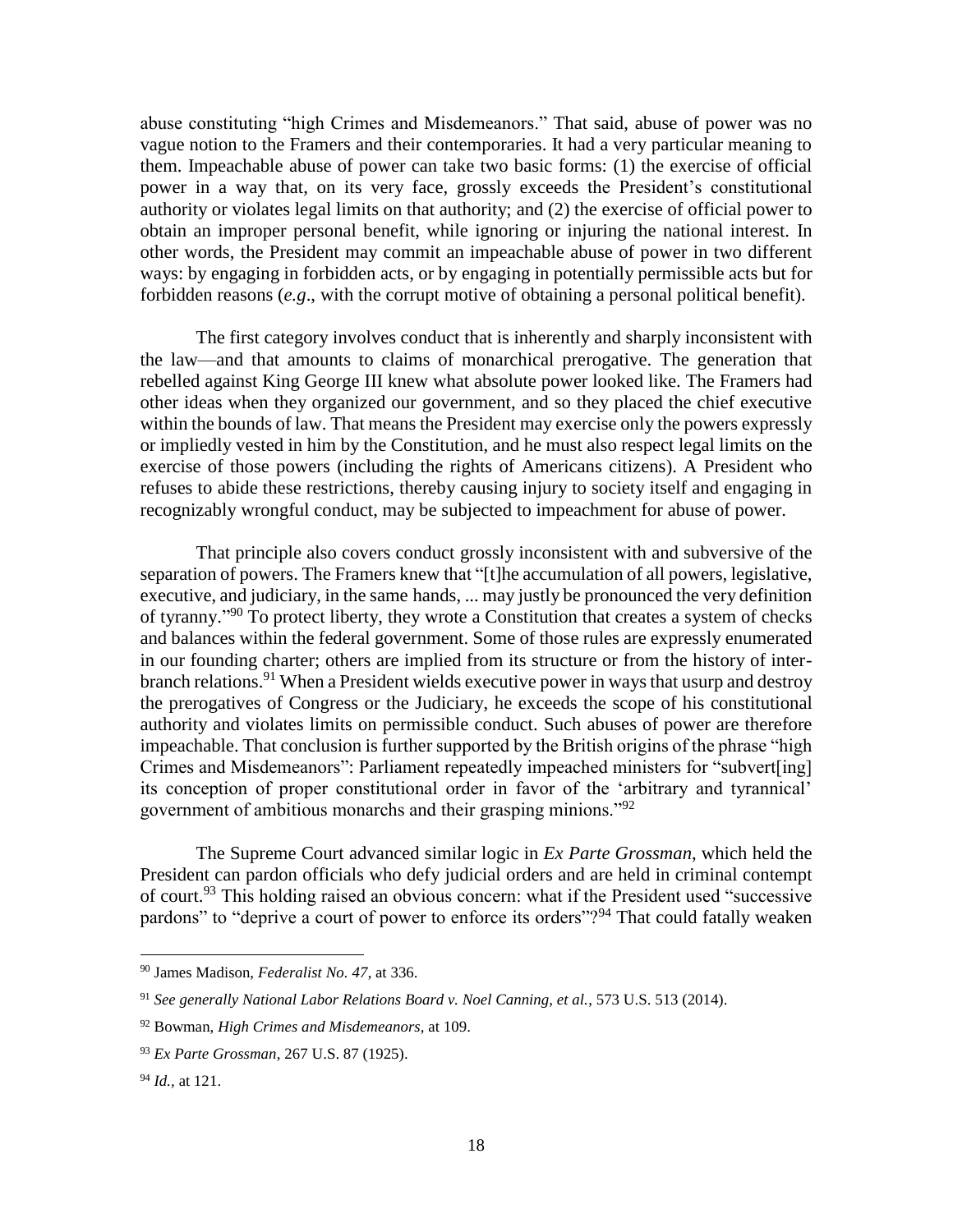abuse constituting "high Crimes and Misdemeanors." That said, abuse of power was no vague notion to the Framers and their contemporaries. It had a very particular meaning to them. Impeachable abuse of power can take two basic forms: (1) the exercise of official power in a way that, on its very face, grossly exceeds the President's constitutional authority or violates legal limits on that authority; and (2) the exercise of official power to obtain an improper personal benefit, while ignoring or injuring the national interest. In other words, the President may commit an impeachable abuse of power in two different ways: by engaging in forbidden acts, or by engaging in potentially permissible acts but for forbidden reasons (*e.g*., with the corrupt motive of obtaining a personal political benefit).

The first category involves conduct that is inherently and sharply inconsistent with the law—and that amounts to claims of monarchical prerogative. The generation that rebelled against King George III knew what absolute power looked like. The Framers had other ideas when they organized our government, and so they placed the chief executive within the bounds of law. That means the President may exercise only the powers expressly or impliedly vested in him by the Constitution, and he must also respect legal limits on the exercise of those powers (including the rights of Americans citizens). A President who refuses to abide these restrictions, thereby causing injury to society itself and engaging in recognizably wrongful conduct, may be subjected to impeachment for abuse of power.

That principle also covers conduct grossly inconsistent with and subversive of the separation of powers. The Framers knew that "[t]he accumulation of all powers, legislative, executive, and judiciary, in the same hands, ... may justly be pronounced the very definition of tyranny."[90] To protect liberty, they wrote a Constitution that creates a system of checks and balances within the federal government. Some of those rules are expressly enumerated in our founding charter; others are implied from its structure or from the history of inter-branch relations.[91] When a President wields executive power in ways that usurp and destroy the prerogatives of Congress or the Judiciary, he exceeds the scope of his constitutional authority and violates limits on permissible conduct. Such abuses of power are therefore impeachable. That conclusion is further supported by the British origins of the phrase "high Crimes and Misdemeanors": Parliament repeatedly impeached ministers for "subvert[ing] its conception of proper constitutional order in favor of the 'arbitrary and tyrannical' government of ambitious monarchs and their grasping minions."[92]

The Supreme Court advanced similar logic in *Ex Parte Grossman*, which held the President can pardon officials who defy judicial orders and are held in criminal contempt of court.[93] This holding raised an obvious concern: what if the President used "successive pardons" to "deprive a court of power to enforce its orders"?[94] That could fatally weaken

---

[90] James Madison, *Federalist No. 47*, at 336.

[91] *See generally National Labor Relations Board v. Noel Canning, et al.*, 573 U.S. 513 (2014).

[92] Bowman, *High Crimes and Misdemeanors*, at 109.

[93] *Ex Parte Grossman*, 267 U.S. 87 (1925).

[94] *Id.*, at 121.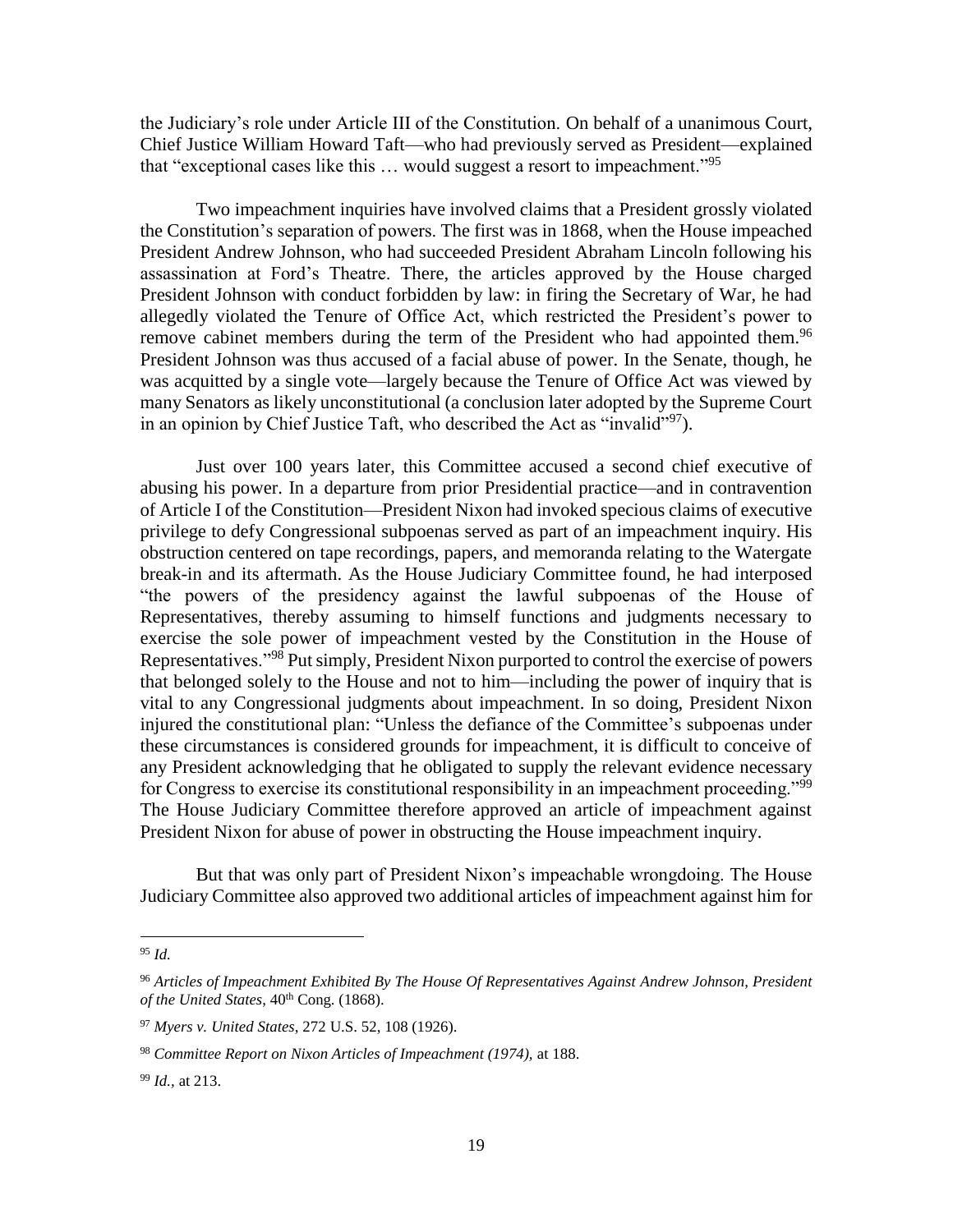the Judiciary's role under Article III of the Constitution. On behalf of a unanimous Court, Chief Justice William Howard Taft—who had previously served as President—explained that "exceptional cases like this … would suggest a resort to impeachment."[95]

Two impeachment inquiries have involved claims that a President grossly violated the Constitution's separation of powers. The first was in 1868, when the House impeached President Andrew Johnson, who had succeeded President Abraham Lincoln following his assassination at Ford's Theatre. There, the articles approved by the House charged President Johnson with conduct forbidden by law: in firing the Secretary of War, he had allegedly violated the Tenure of Office Act, which restricted the President's power to remove cabinet members during the term of the President who had appointed them.[96] President Johnson was thus accused of a facial abuse of power. In the Senate, though, he was acquitted by a single vote—largely because the Tenure of Office Act was viewed by many Senators as likely unconstitutional (a conclusion later adopted by the Supreme Court in an opinion by Chief Justice Taft, who described the Act as "invalid"[97]).

Just over 100 years later, this Committee accused a second chief executive of abusing his power. In a departure from prior Presidential practice—and in contravention of Article I of the Constitution—President Nixon had invoked specious claims of executive privilege to defy Congressional subpoenas served as part of an impeachment inquiry. His obstruction centered on tape recordings, papers, and memoranda relating to the Watergate break-in and its aftermath. As the House Judiciary Committee found, he had interposed "the powers of the presidency against the lawful subpoenas of the House of Representatives, thereby assuming to himself functions and judgments necessary to exercise the sole power of impeachment vested by the Constitution in the House of Representatives."[98] Put simply, President Nixon purported to control the exercise of powers that belonged solely to the House and not to him—including the power of inquiry that is vital to any Congressional judgments about impeachment. In so doing, President Nixon injured the constitutional plan: "Unless the defiance of the Committee's subpoenas under these circumstances is considered grounds for impeachment, it is difficult to conceive of any President acknowledging that he obligated to supply the relevant evidence necessary for Congress to exercise its constitutional responsibility in an impeachment proceeding."[99] The House Judiciary Committee therefore approved an article of impeachment against President Nixon for abuse of power in obstructing the House impeachment inquiry.

But that was only part of President Nixon's impeachable wrongdoing. The House Judiciary Committee also approved two additional articles of impeachment against him for

---

[95] *Id.*

[96] *Articles of Impeachment Exhibited By The House Of Representatives Against Andrew Johnson, President of the United States*, 40th Cong. (1868).

[97] *Myers v. United States*, 272 U.S. 52, 108 (1926).

[98] *Committee Report on Nixon Articles of Impeachment (1974)*, at 188.

[99] *Id.*, at 213.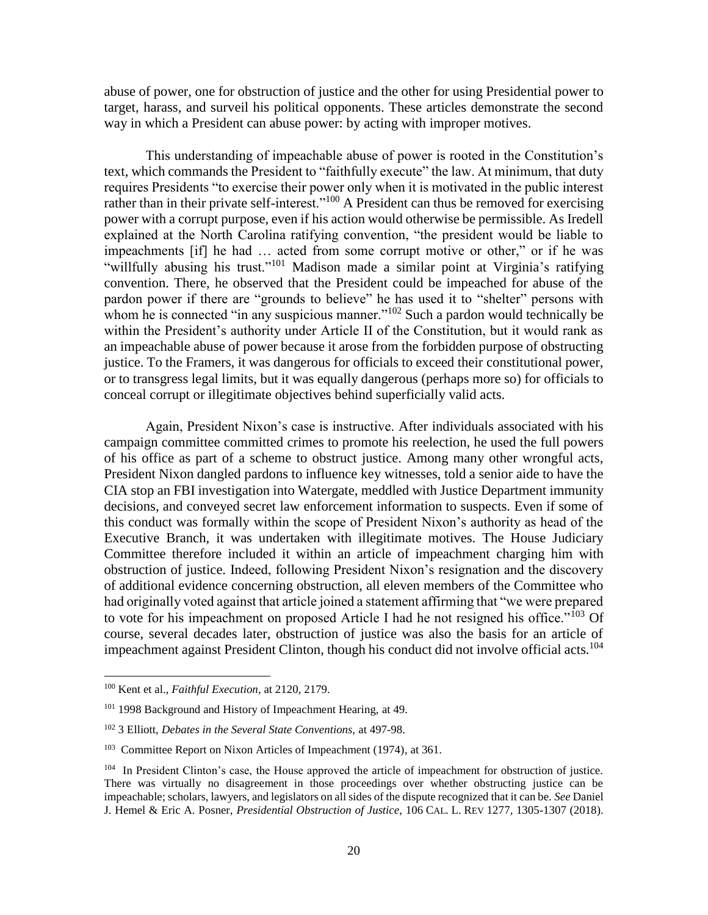abuse of power, one for obstruction of justice and the other for using Presidential power to target, harass, and surveil his political opponents. These articles demonstrate the second way in which a President can abuse power: by acting with improper motives.

This understanding of impeachable abuse of power is rooted in the Constitution's text, which commands the President to "faithfully execute" the law. At minimum, that duty requires Presidents "to exercise their power only when it is motivated in the public interest rather than in their private self-interest."[100] A President can thus be removed for exercising power with a corrupt purpose, even if his action would otherwise be permissible. As Iredell explained at the North Carolina ratifying convention, "the president would be liable to impeachments [if] he had … acted from some corrupt motive or other," or if he was "willfully abusing his trust."[101] Madison made a similar point at Virginia's ratifying convention. There, he observed that the President could be impeached for abuse of the pardon power if there are "grounds to believe" he has used it to "shelter" persons with whom he is connected "in any suspicious manner."[102] Such a pardon would technically be within the President's authority under Article II of the Constitution, but it would rank as an impeachable abuse of power because it arose from the forbidden purpose of obstructing justice. To the Framers, it was dangerous for officials to exceed their constitutional power, or to transgress legal limits, but it was equally dangerous (perhaps more so) for officials to conceal corrupt or illegitimate objectives behind superficially valid acts.

Again, President Nixon's case is instructive. After individuals associated with his campaign committee committed crimes to promote his reelection, he used the full powers of his office as part of a scheme to obstruct justice. Among many other wrongful acts, President Nixon dangled pardons to influence key witnesses, told a senior aide to have the CIA stop an FBI investigation into Watergate, meddled with Justice Department immunity decisions, and conveyed secret law enforcement information to suspects. Even if some of this conduct was formally within the scope of President Nixon's authority as head of the Executive Branch, it was undertaken with illegitimate motives. The House Judiciary Committee therefore included it within an article of impeachment charging him with obstruction of justice. Indeed, following President Nixon's resignation and the discovery of additional evidence concerning obstruction, all eleven members of the Committee who had originally voted against that article joined a statement affirming that "we were prepared to vote for his impeachment on proposed Article I had he not resigned his office."[103] Of course, several decades later, obstruction of justice was also the basis for an article of impeachment against President Clinton, though his conduct did not involve official acts.[104]

---

[100] Kent et al., *Faithful Execution*, at 2120, 2179.

[101] 1998 Background and History of Impeachment Hearing, at 49.

[102] 3 Elliott, *Debates in the Several State Conventions,* at 497-98.

[103] Committee Report on Nixon Articles of Impeachment (1974), at 361.

[104] In President Clinton's case, the House approved the article of impeachment for obstruction of justice. There was virtually no disagreement in those proceedings over whether obstructing justice can be impeachable; scholars, lawyers, and legislators on all sides of the dispute recognized that it can be. *See* Daniel J. Hemel & Eric A. Posner, *Presidential Obstruction of Justice*, 106 CAL. L. REV 1277, 1305-1307 (2018).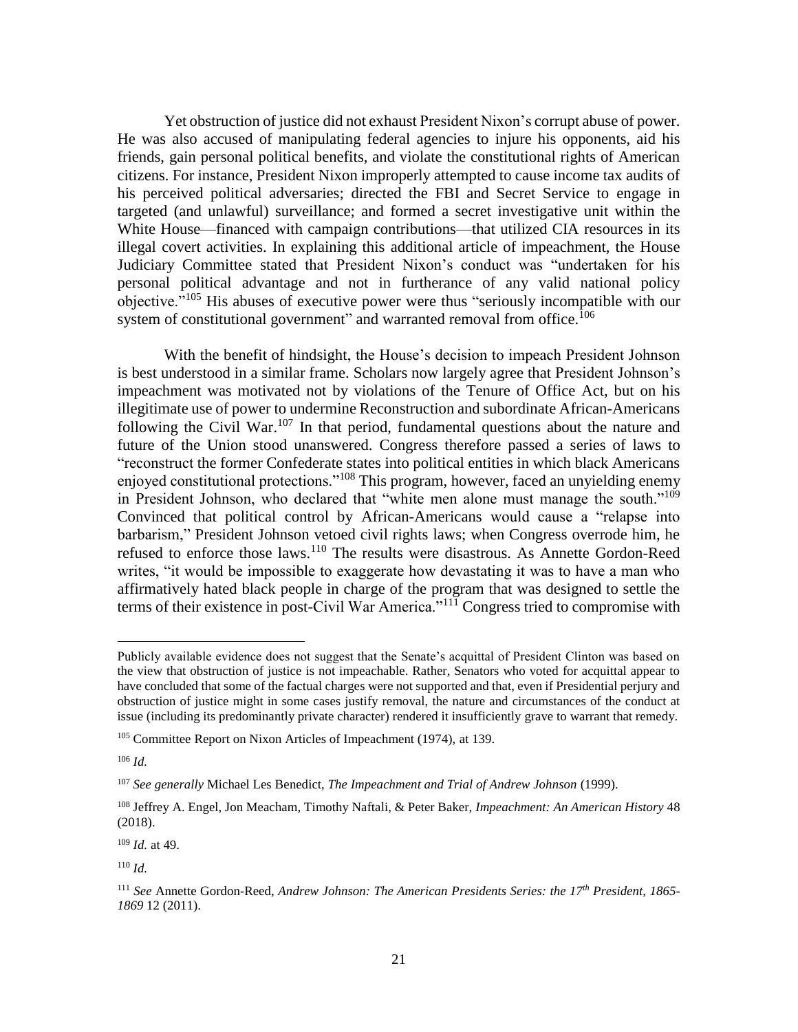Yet obstruction of justice did not exhaust President Nixon's corrupt abuse of power. He was also accused of manipulating federal agencies to injure his opponents, aid his friends, gain personal political benefits, and violate the constitutional rights of American citizens. For instance, President Nixon improperly attempted to cause income tax audits of his perceived political adversaries; directed the FBI and Secret Service to engage in targeted (and unlawful) surveillance; and formed a secret investigative unit within the White House—financed with campaign contributions—that utilized CIA resources in its illegal covert activities. In explaining this additional article of impeachment, the House Judiciary Committee stated that President Nixon's conduct was "undertaken for his personal political advantage and not in furtherance of any valid national policy objective."[105] His abuses of executive power were thus "seriously incompatible with our system of constitutional government" and warranted removal from office.[106]

With the benefit of hindsight, the House's decision to impeach President Johnson is best understood in a similar frame. Scholars now largely agree that President Johnson's impeachment was motivated not by violations of the Tenure of Office Act, but on his illegitimate use of power to undermine Reconstruction and subordinate African-Americans following the Civil War.[107] In that period, fundamental questions about the nature and future of the Union stood unanswered. Congress therefore passed a series of laws to "reconstruct the former Confederate states into political entities in which black Americans enjoyed constitutional protections."[108] This program, however, faced an unyielding enemy in President Johnson, who declared that "white men alone must manage the south."[109] Convinced that political control by African-Americans would cause a "relapse into barbarism," President Johnson vetoed civil rights laws; when Congress overrode him, he refused to enforce those laws.[110] The results were disastrous. As Annette Gordon-Reed writes, "it would be impossible to exaggerate how devastating it was to have a man who affirmatively hated black people in charge of the program that was designed to settle the terms of their existence in post-Civil War America."[111] Congress tried to compromise with

---

Publicly available evidence does not suggest that the Senate's acquittal of President Clinton was based on the view that obstruction of justice is not impeachable. Rather, Senators who voted for acquittal appear to have concluded that some of the factual charges were not supported and that, even if Presidential perjury and obstruction of justice might in some cases justify removal, the nature and circumstances of the conduct at issue (including its predominantly private character) rendered it insufficiently grave to warrant that remedy.

[105] Committee Report on Nixon Articles of Impeachment (1974), at 139.

[106] *Id.*

[107] *See generally* Michael Les Benedict, *The Impeachment and Trial of Andrew Johnson* (1999).

[108] Jeffrey A. Engel, Jon Meacham, Timothy Naftali, & Peter Baker, *Impeachment: An American History* 48 (2018).

[109] *Id.* at 49.

[110] *Id.*

[111] *See* Annette Gordon-Reed, *Andrew Johnson: The American Presidents Series: the 17th President, 1865-1869* 12 (2011).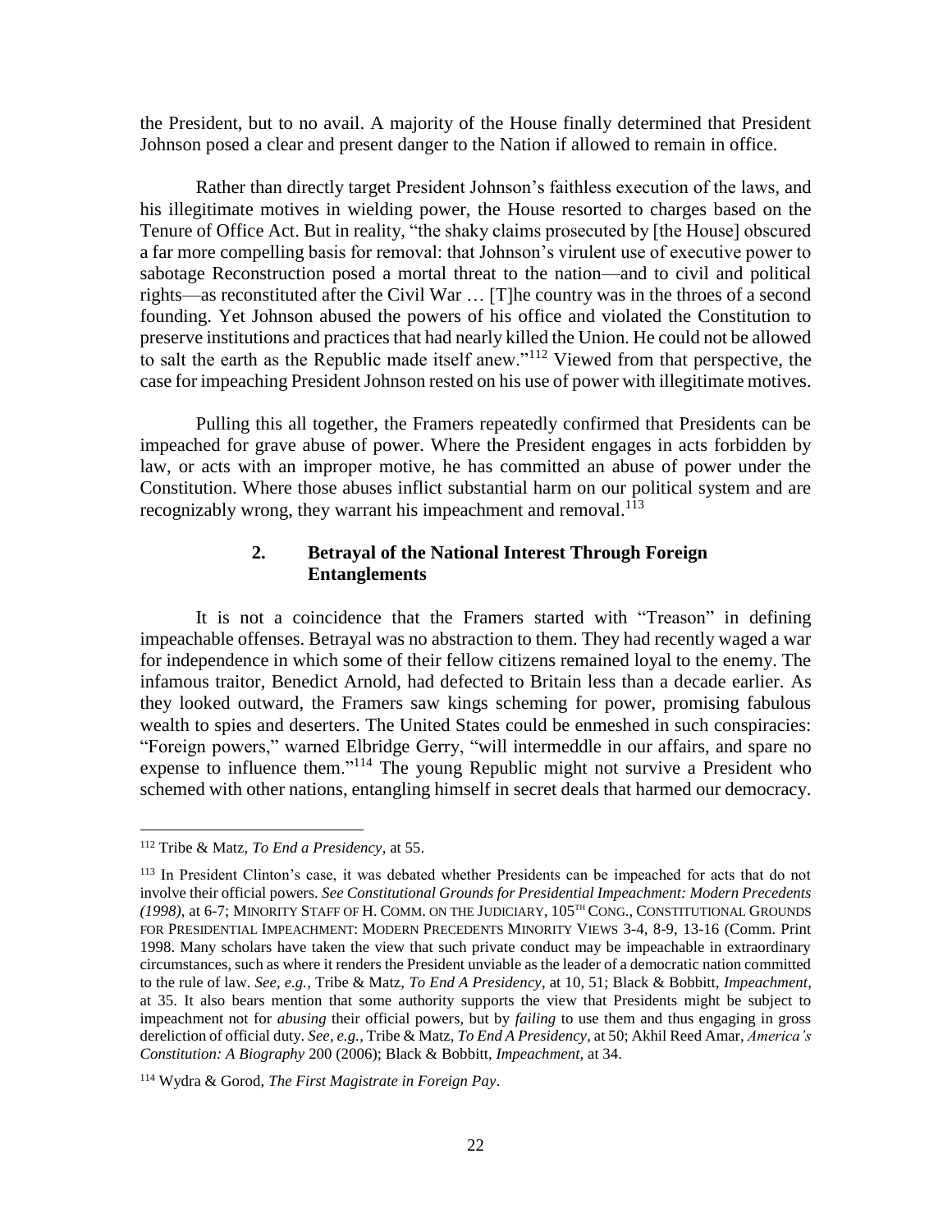the President, but to no avail. A majority of the House finally determined that President Johnson posed a clear and present danger to the Nation if allowed to remain in office.

Rather than directly target President Johnson's faithless execution of the laws, and his illegitimate motives in wielding power, the House resorted to charges based on the Tenure of Office Act. But in reality, "the shaky claims prosecuted by [the House] obscured a far more compelling basis for removal: that Johnson's virulent use of executive power to sabotage Reconstruction posed a mortal threat to the nation—and to civil and political rights—as reconstituted after the Civil War … [T]he country was in the throes of a second founding. Yet Johnson abused the powers of his office and violated the Constitution to preserve institutions and practices that had nearly killed the Union. He could not be allowed to salt the earth as the Republic made itself anew."[112] Viewed from that perspective, the case for impeaching President Johnson rested on his use of power with illegitimate motives.

Pulling this all together, the Framers repeatedly confirmed that Presidents can be impeached for grave abuse of power. Where the President engages in acts forbidden by law, or acts with an improper motive, he has committed an abuse of power under the Constitution. Where those abuses inflict substantial harm on our political system and are recognizably wrong, they warrant his impeachment and removal.[113]

### 2. Betrayal of the National Interest Through Foreign Entanglements

It is not a coincidence that the Framers started with "Treason" in defining impeachable offenses. Betrayal was no abstraction to them. They had recently waged a war for independence in which some of their fellow citizens remained loyal to the enemy. The infamous traitor, Benedict Arnold, had defected to Britain less than a decade earlier. As they looked outward, the Framers saw kings scheming for power, promising fabulous wealth to spies and deserters. The United States could be enmeshed in such conspiracies: "Foreign powers," warned Elbridge Gerry, "will intermeddle in our affairs, and spare no expense to influence them."[114] The young Republic might not survive a President who schemed with other nations, entangling himself in secret deals that harmed our democracy.

---

[112] Tribe & Matz, *To End a Presidency*, at 55.

[113] In President Clinton's case, it was debated whether Presidents can be impeached for acts that do not involve their official powers. *See Constitutional Grounds for Presidential Impeachment: Modern Precedents (1998)*, at 6-7; MINORITY STAFF OF H. COMM. ON THE JUDICIARY, 105TH CONG., CONSTITUTIONAL GROUNDS FOR PRESIDENTIAL IMPEACHMENT: MODERN PRECEDENTS MINORITY VIEWS 3-4, 8-9, 13-16 (Comm. Print 1998. Many scholars have taken the view that such private conduct may be impeachable in extraordinary circumstances, such as where it renders the President unviable as the leader of a democratic nation committed to the rule of law. *See, e.g.*, Tribe & Matz, *To End A Presidency*, at 10, 51; Black & Bobbitt, *Impeachment*, at 35. It also bears mention that some authority supports the view that Presidents might be subject to impeachment not for *abusing* their official powers, but by *failing* to use them and thus engaging in gross dereliction of official duty. *See, e.g.*, Tribe & Matz, *To End A Presidency*, at 50; Akhil Reed Amar, *America's Constitution: A Biography* 200 (2006); Black & Bobbitt, *Impeachment*, at 34.

[114] Wydra & Gorod, *The First Magistrate in Foreign Pay*.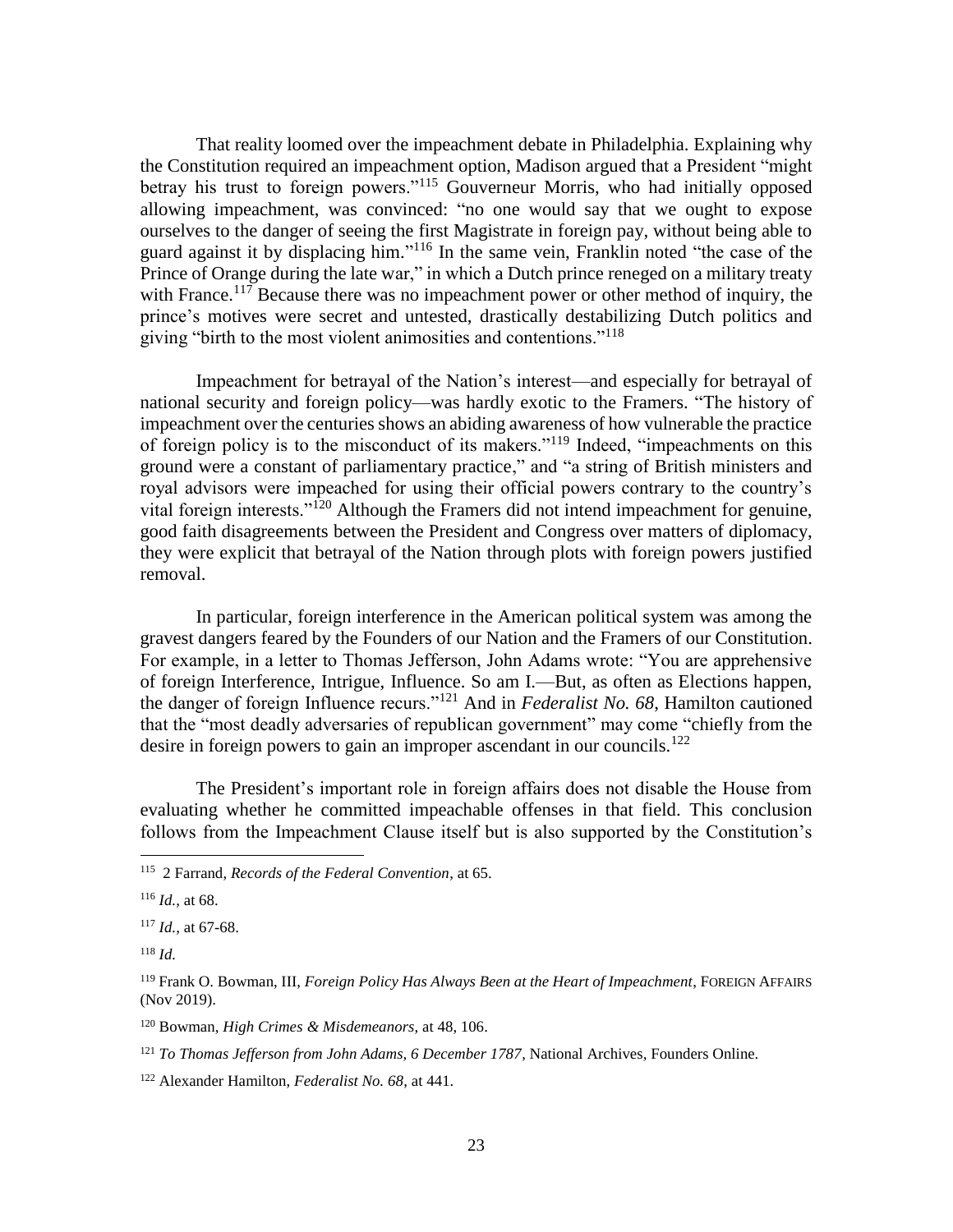That reality loomed over the impeachment debate in Philadelphia. Explaining why the Constitution required an impeachment option, Madison argued that a President "might betray his trust to foreign powers."[115] Gouverneur Morris, who had initially opposed allowing impeachment, was convinced: "no one would say that we ought to expose ourselves to the danger of seeing the first Magistrate in foreign pay, without being able to guard against it by displacing him."[116] In the same vein, Franklin noted "the case of the Prince of Orange during the late war," in which a Dutch prince reneged on a military treaty with France.[117] Because there was no impeachment power or other method of inquiry, the prince's motives were secret and untested, drastically destabilizing Dutch politics and giving "birth to the most violent animosities and contentions."[118]

Impeachment for betrayal of the Nation's interest—and especially for betrayal of national security and foreign policy—was hardly exotic to the Framers. "The history of impeachment over the centuries shows an abiding awareness of how vulnerable the practice of foreign policy is to the misconduct of its makers."[119] Indeed, "impeachments on this ground were a constant of parliamentary practice," and "a string of British ministers and royal advisors were impeached for using their official powers contrary to the country's vital foreign interests."[120] Although the Framers did not intend impeachment for genuine, good faith disagreements between the President and Congress over matters of diplomacy, they were explicit that betrayal of the Nation through plots with foreign powers justified removal.

In particular, foreign interference in the American political system was among the gravest dangers feared by the Founders of our Nation and the Framers of our Constitution. For example, in a letter to Thomas Jefferson, John Adams wrote: "You are apprehensive of foreign Interference, Intrigue, Influence. So am I.—But, as often as Elections happen, the danger of foreign Influence recurs."[121] And in *Federalist No. 68*, Hamilton cautioned that the "most deadly adversaries of republican government" may come "chiefly from the desire in foreign powers to gain an improper ascendant in our councils.[122]

The President's important role in foreign affairs does not disable the House from evaluating whether he committed impeachable offenses in that field. This conclusion follows from the Impeachment Clause itself but is also supported by the Constitution's

---

[115] 2 Farrand, *Records of the Federal Convention*, at 65.

[116] *Id.,* at 68.

[117] *Id.,* at 67-68.

[118] *Id.*

[119] Frank O. Bowman, III, *Foreign Policy Has Always Been at the Heart of Impeachment*, FOREIGN AFFAIRS (Nov 2019).

[120] Bowman, *High Crimes & Misdemeanors*, at 48, 106.

[121] *To Thomas Jefferson from John Adams, 6 December 1787*, National Archives, Founders Online.

[122] Alexander Hamilton, *Federalist No. 68*, at 441.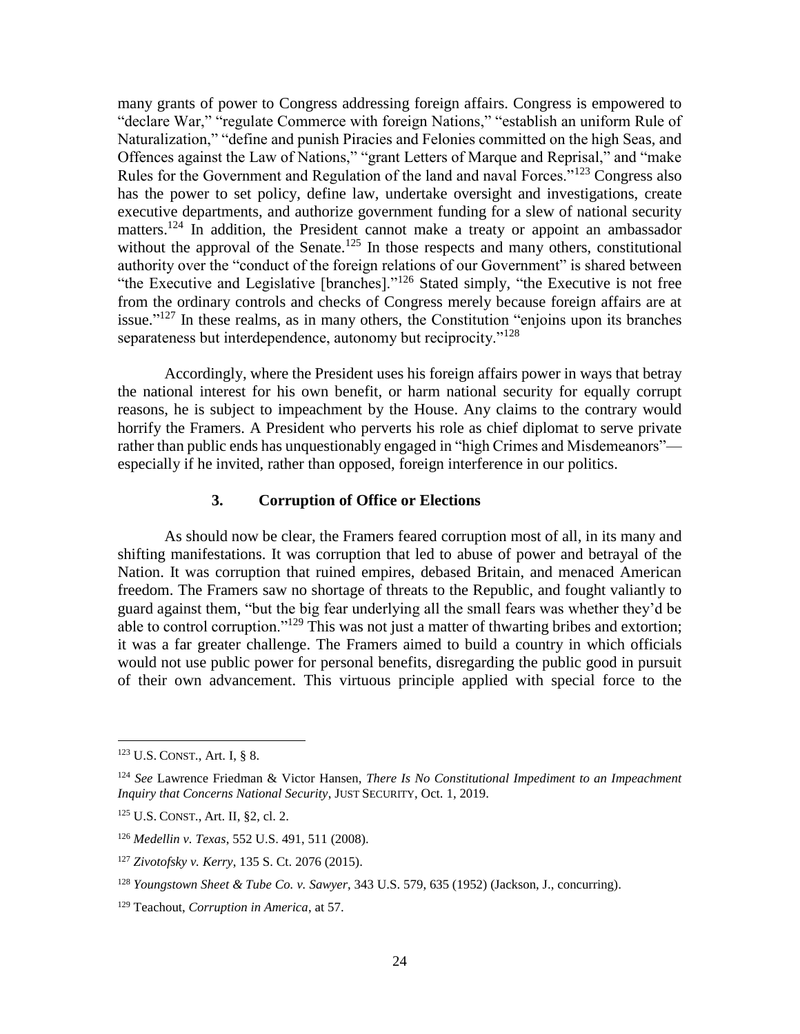many grants of power to Congress addressing foreign affairs. Congress is empowered to "declare War," "regulate Commerce with foreign Nations," "establish an uniform Rule of Naturalization," "define and punish Piracies and Felonies committed on the high Seas, and Offences against the Law of Nations," "grant Letters of Marque and Reprisal," and "make Rules for the Government and Regulation of the land and naval Forces."[123] Congress also has the power to set policy, define law, undertake oversight and investigations, create executive departments, and authorize government funding for a slew of national security matters.[124] In addition, the President cannot make a treaty or appoint an ambassador without the approval of the Senate.[125] In those respects and many others, constitutional authority over the "conduct of the foreign relations of our Government" is shared between "the Executive and Legislative [branches]."[126] Stated simply, "the Executive is not free from the ordinary controls and checks of Congress merely because foreign affairs are at issue."[127] In these realms, as in many others, the Constitution "enjoins upon its branches separateness but interdependence, autonomy but reciprocity."[128]

Accordingly, where the President uses his foreign affairs power in ways that betray the national interest for his own benefit, or harm national security for equally corrupt reasons, he is subject to impeachment by the House. Any claims to the contrary would horrify the Framers. A President who perverts his role as chief diplomat to serve private rather than public ends has unquestionably engaged in "high Crimes and Misdemeanors"—especially if he invited, rather than opposed, foreign interference in our politics.

### 3. Corruption of Office or Elections

As should now be clear, the Framers feared corruption most of all, in its many and shifting manifestations. It was corruption that led to abuse of power and betrayal of the Nation. It was corruption that ruined empires, debased Britain, and menaced American freedom. The Framers saw no shortage of threats to the Republic, and fought valiantly to guard against them, "but the big fear underlying all the small fears was whether they'd be able to control corruption."[129] This was not just a matter of thwarting bribes and extortion; it was a far greater challenge. The Framers aimed to build a country in which officials would not use public power for personal benefits, disregarding the public good in pursuit of their own advancement. This virtuous principle applied with special force to the

---

[123] U.S. CONST., Art. I, § 8.

[124] *See* Lawrence Friedman & Victor Hansen, *There Is No Constitutional Impediment to an Impeachment Inquiry that Concerns National Security*, JUST SECURITY, Oct. 1, 2019.

[125] U.S. CONST., Art. II, §2, cl. 2.

[126] *Medellin v. Texas*, 552 U.S. 491, 511 (2008).

[127] *Zivotofsky v. Kerry*, 135 S. Ct. 2076 (2015).

[128] *Youngstown Sheet & Tube Co. v. Sawyer*, 343 U.S. 579, 635 (1952) (Jackson, J., concurring).

[129] Teachout, *Corruption in America*, at 57.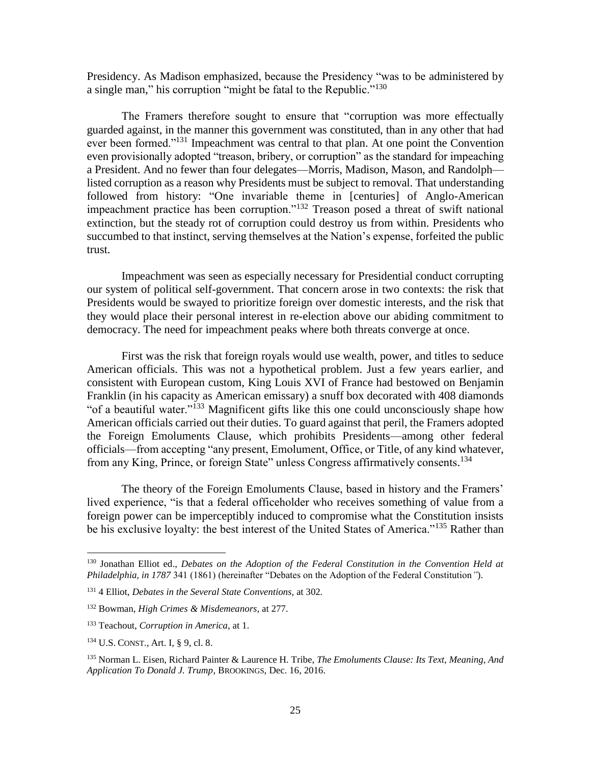Presidency. As Madison emphasized, because the Presidency "was to be administered by a single man," his corruption "might be fatal to the Republic."[130]

The Framers therefore sought to ensure that "corruption was more effectually guarded against, in the manner this government was constituted, than in any other that had ever been formed."[131] Impeachment was central to that plan. At one point the Convention even provisionally adopted "treason, bribery, or corruption" as the standard for impeaching a President. And no fewer than four delegates—Morris, Madison, Mason, and Randolph—listed corruption as a reason why Presidents must be subject to removal. That understanding followed from history: "One invariable theme in [centuries] of Anglo-American impeachment practice has been corruption."[132] Treason posed a threat of swift national extinction, but the steady rot of corruption could destroy us from within. Presidents who succumbed to that instinct, serving themselves at the Nation's expense, forfeited the public trust.

Impeachment was seen as especially necessary for Presidential conduct corrupting our system of political self-government. That concern arose in two contexts: the risk that Presidents would be swayed to prioritize foreign over domestic interests, and the risk that they would place their personal interest in re-election above our abiding commitment to democracy. The need for impeachment peaks where both threats converge at once.

First was the risk that foreign royals would use wealth, power, and titles to seduce American officials. This was not a hypothetical problem. Just a few years earlier, and consistent with European custom, King Louis XVI of France had bestowed on Benjamin Franklin (in his capacity as American emissary) a snuff box decorated with 408 diamonds "of a beautiful water."[133] Magnificent gifts like this one could unconsciously shape how American officials carried out their duties. To guard against that peril, the Framers adopted the Foreign Emoluments Clause, which prohibits Presidents—among other federal officials—from accepting "any present, Emolument, Office, or Title, of any kind whatever, from any King, Prince, or foreign State" unless Congress affirmatively consents.[134]

The theory of the Foreign Emoluments Clause, based in history and the Framers' lived experience, "is that a federal officeholder who receives something of value from a foreign power can be imperceptibly induced to compromise what the Constitution insists be his exclusive loyalty: the best interest of the United States of America."[135] Rather than

---

[130] Jonathan Elliot ed., *Debates on the Adoption of the Federal Constitution in the Convention Held at Philadelphia, in 1787* 341 (1861) (hereinafter "Debates on the Adoption of the Federal Constitution*"*).

[131] 4 Elliot, *Debates in the Several State Conventions*, at 302.

[132] Bowman, *High Crimes & Misdemeanors*, at 277.

[133] Teachout, *Corruption in America*, at 1.

[134] U.S. CONST., Art. I, § 9, cl. 8.

[135] Norman L. Eisen, Richard Painter & Laurence H. Tribe, *The Emoluments Clause: Its Text, Meaning, And Application To Donald J. Trump*, BROOKINGS, Dec. 16, 2016.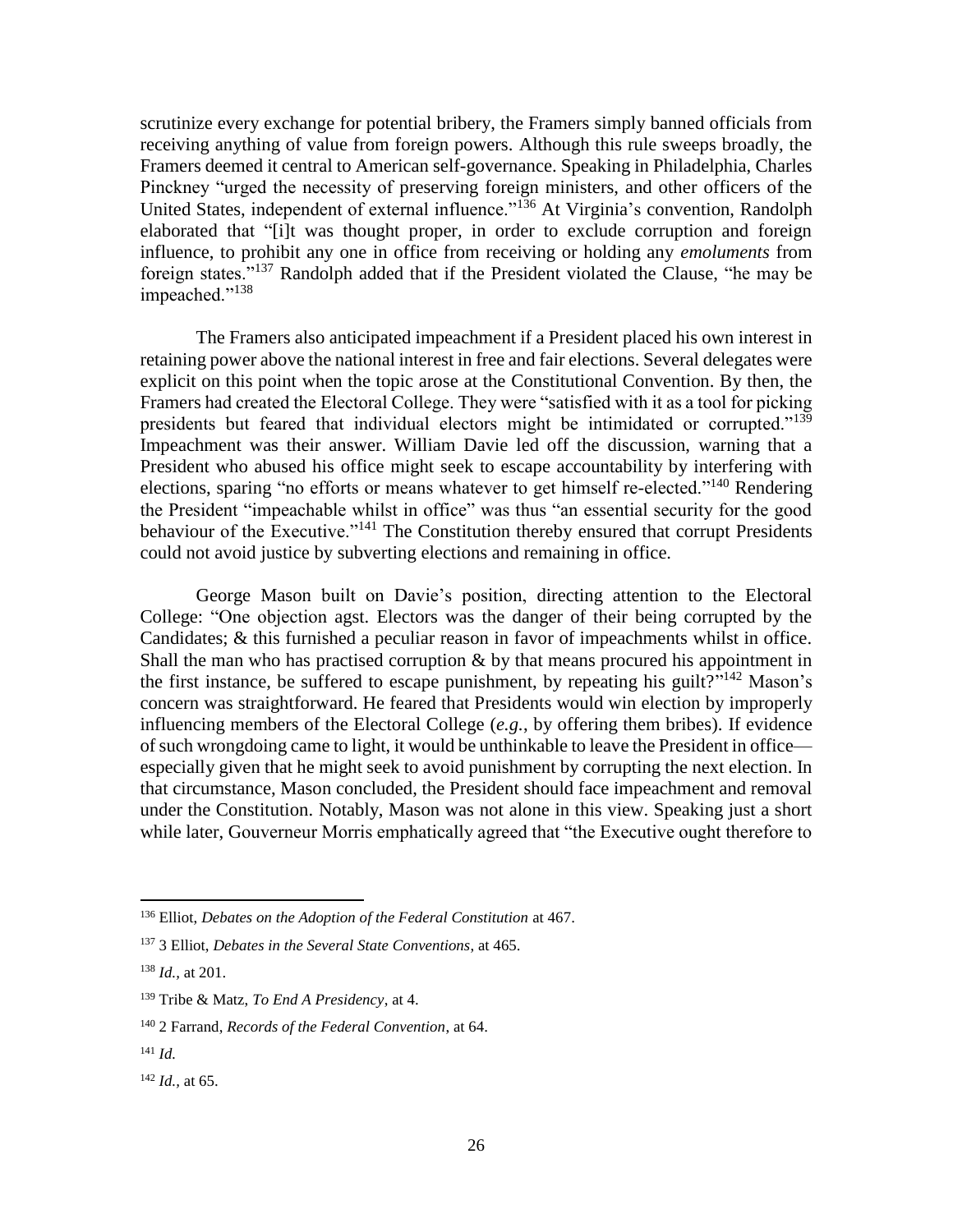scrutinize every exchange for potential bribery, the Framers simply banned officials from receiving anything of value from foreign powers. Although this rule sweeps broadly, the Framers deemed it central to American self-governance. Speaking in Philadelphia, Charles Pinckney "urged the necessity of preserving foreign ministers, and other officers of the United States, independent of external influence."[136] At Virginia's convention, Randolph elaborated that "[i]t was thought proper, in order to exclude corruption and foreign influence, to prohibit any one in office from receiving or holding any *emoluments* from foreign states."[137] Randolph added that if the President violated the Clause, "he may be impeached."[138]

The Framers also anticipated impeachment if a President placed his own interest in retaining power above the national interest in free and fair elections. Several delegates were explicit on this point when the topic arose at the Constitutional Convention. By then, the Framers had created the Electoral College. They were "satisfied with it as a tool for picking presidents but feared that individual electors might be intimidated or corrupted."[139] Impeachment was their answer. William Davie led off the discussion, warning that a President who abused his office might seek to escape accountability by interfering with elections, sparing "no efforts or means whatever to get himself re-elected."[140] Rendering the President "impeachable whilst in office" was thus "an essential security for the good behaviour of the Executive."[141] The Constitution thereby ensured that corrupt Presidents could not avoid justice by subverting elections and remaining in office.

George Mason built on Davie's position, directing attention to the Electoral College: "One objection agst. Electors was the danger of their being corrupted by the Candidates; & this furnished a peculiar reason in favor of impeachments whilst in office. Shall the man who has practised corruption & by that means procured his appointment in the first instance, be suffered to escape punishment, by repeating his guilt?"[142] Mason's concern was straightforward. He feared that Presidents would win election by improperly influencing members of the Electoral College (*e.g.*, by offering them bribes). If evidence of such wrongdoing came to light, it would be unthinkable to leave the President in office—especially given that he might seek to avoid punishment by corrupting the next election. In that circumstance, Mason concluded, the President should face impeachment and removal under the Constitution. Notably, Mason was not alone in this view. Speaking just a short while later, Gouverneur Morris emphatically agreed that "the Executive ought therefore to

---

[136] Elliot, *Debates on the Adoption of the Federal Constitution* at 467.

[137] 3 Elliot, *Debates in the Several State Conventions*, at 465.

[138] *Id.*, at 201.

[139] Tribe & Matz, *To End A Presidency*, at 4.

[140] 2 Farrand, *Records of the Federal Convention*, at 64.

[141] *Id.*

[142] *Id.*, at 65.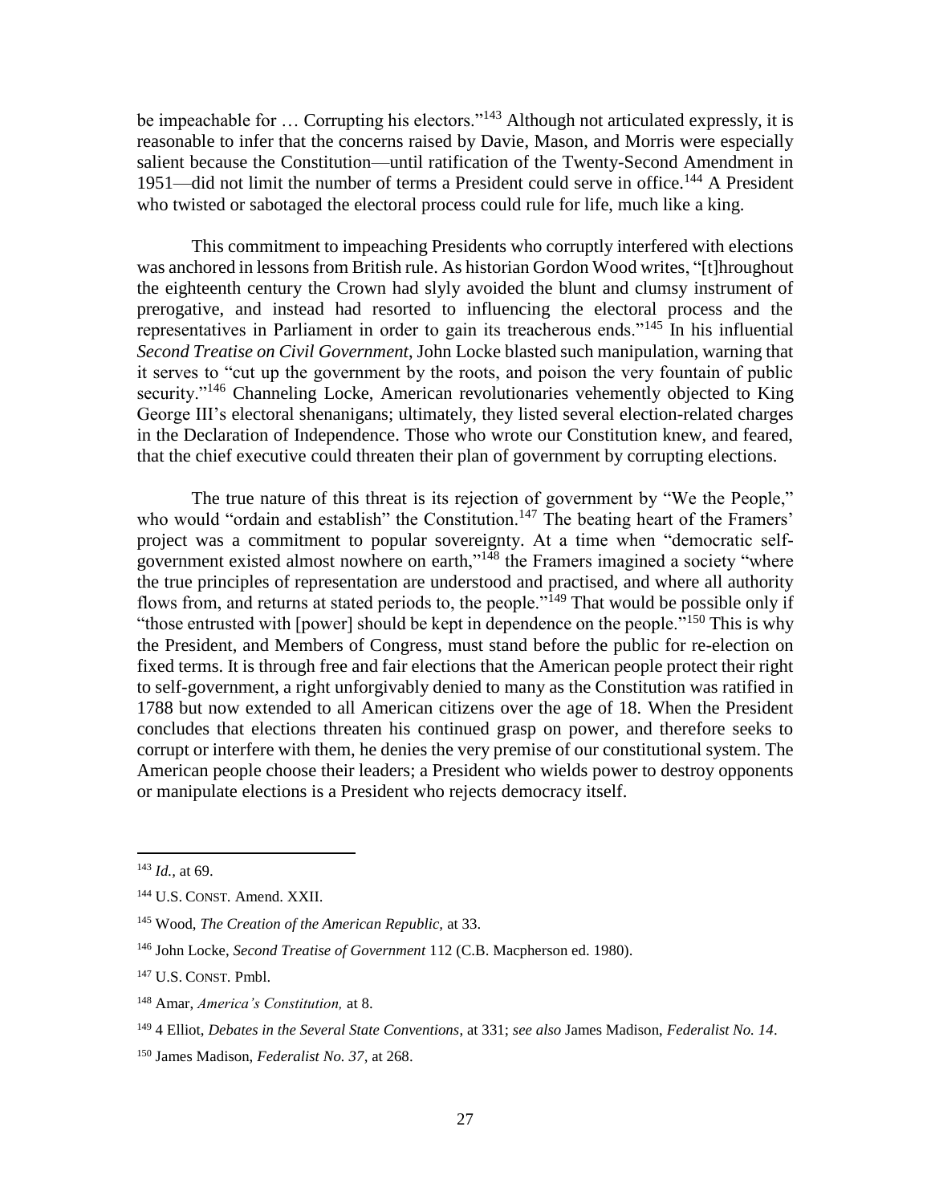be impeachable for … Corrupting his electors."[143] Although not articulated expressly, it is reasonable to infer that the concerns raised by Davie, Mason, and Morris were especially salient because the Constitution—until ratification of the Twenty-Second Amendment in 1951—did not limit the number of terms a President could serve in office.[144] A President who twisted or sabotaged the electoral process could rule for life, much like a king.

This commitment to impeaching Presidents who corruptly interfered with elections was anchored in lessons from British rule. As historian Gordon Wood writes, "[t]hroughout the eighteenth century the Crown had slyly avoided the blunt and clumsy instrument of prerogative, and instead had resorted to influencing the electoral process and the representatives in Parliament in order to gain its treacherous ends."[145] In his influential *Second Treatise on Civil Government*, John Locke blasted such manipulation, warning that it serves to "cut up the government by the roots, and poison the very fountain of public security."[146] Channeling Locke, American revolutionaries vehemently objected to King George III's electoral shenanigans; ultimately, they listed several election-related charges in the Declaration of Independence. Those who wrote our Constitution knew, and feared, that the chief executive could threaten their plan of government by corrupting elections.

The true nature of this threat is its rejection of government by "We the People," who would "ordain and establish" the Constitution.[147] The beating heart of the Framers' project was a commitment to popular sovereignty. At a time when "democratic self-government existed almost nowhere on earth,"[148] the Framers imagined a society "where the true principles of representation are understood and practised, and where all authority flows from, and returns at stated periods to, the people."[149] That would be possible only if "those entrusted with [power] should be kept in dependence on the people."[150] This is why the President, and Members of Congress, must stand before the public for re-election on fixed terms. It is through free and fair elections that the American people protect their right to self-government, a right unforgivably denied to many as the Constitution was ratified in 1788 but now extended to all American citizens over the age of 18. When the President concludes that elections threaten his continued grasp on power, and therefore seeks to corrupt or interfere with them, he denies the very premise of our constitutional system. The American people choose their leaders; a President who wields power to destroy opponents or manipulate elections is a President who rejects democracy itself.

---

[143] *Id.*, at 69.

[144] U.S. CONST. Amend. XXII.

[145] Wood, *The Creation of the American Republic,* at 33.

[146] John Locke, *Second Treatise of Government* 112 (C.B. Macpherson ed. 1980).

[147] U.S. CONST. Pmbl.

[148] Amar, *America's Constitution,* at 8.

[149] 4 Elliot, *Debates in the Several State Conventions*, at 331; *see also* James Madison, *Federalist No. 14*.

[150] James Madison, *Federalist No. 37*, at 268.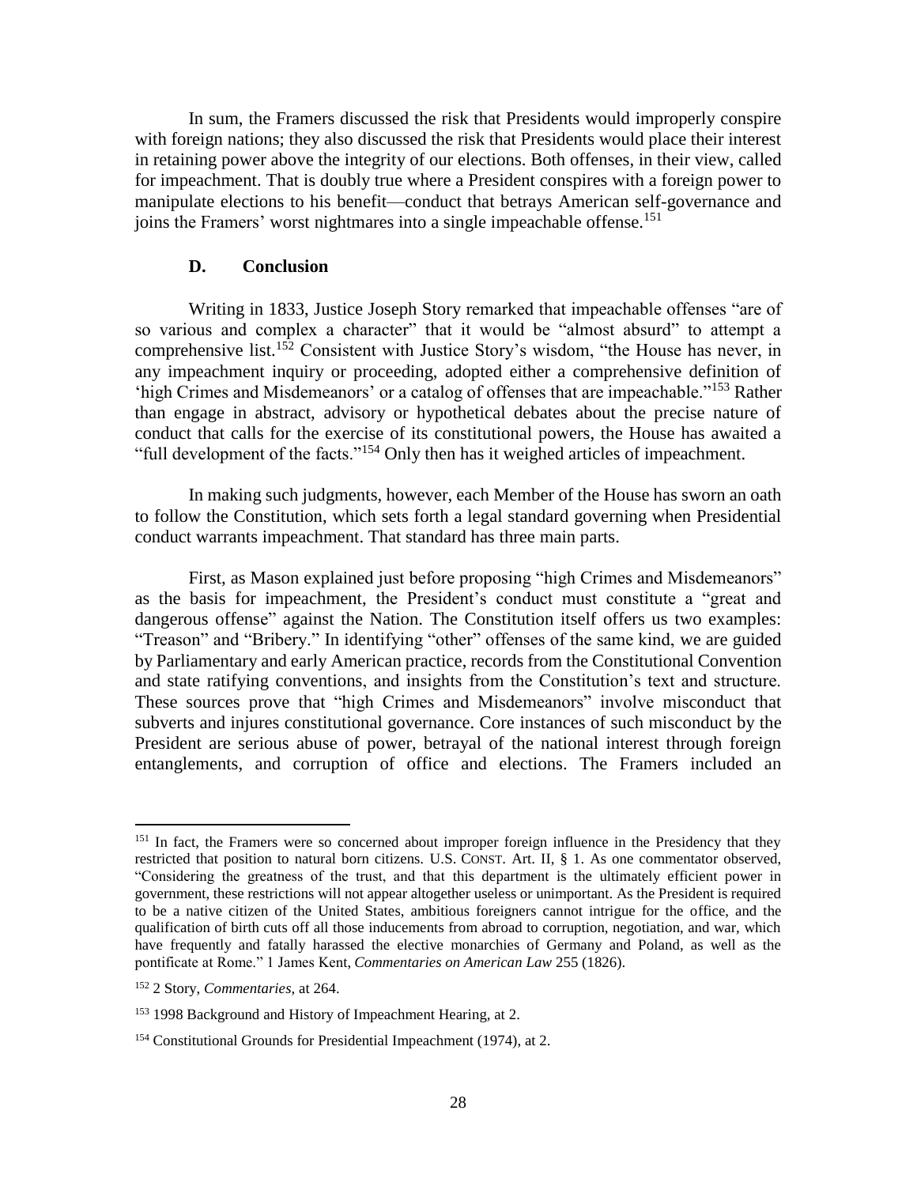In sum, the Framers discussed the risk that Presidents would improperly conspire with foreign nations; they also discussed the risk that Presidents would place their interest in retaining power above the integrity of our elections. Both offenses, in their view, called for impeachment. That is doubly true where a President conspires with a foreign power to manipulate elections to his benefit—conduct that betrays American self-governance and joins the Framers' worst nightmares into a single impeachable offense.[151]

### D. Conclusion

Writing in 1833, Justice Joseph Story remarked that impeachable offenses "are of so various and complex a character" that it would be "almost absurd" to attempt a comprehensive list.[152] Consistent with Justice Story's wisdom, "the House has never, in any impeachment inquiry or proceeding, adopted either a comprehensive definition of 'high Crimes and Misdemeanors' or a catalog of offenses that are impeachable."[153] Rather than engage in abstract, advisory or hypothetical debates about the precise nature of conduct that calls for the exercise of its constitutional powers, the House has awaited a "full development of the facts."[154] Only then has it weighed articles of impeachment.

In making such judgments, however, each Member of the House has sworn an oath to follow the Constitution, which sets forth a legal standard governing when Presidential conduct warrants impeachment. That standard has three main parts.

First, as Mason explained just before proposing "high Crimes and Misdemeanors" as the basis for impeachment, the President's conduct must constitute a "great and dangerous offense" against the Nation. The Constitution itself offers us two examples: "Treason" and "Bribery." In identifying "other" offenses of the same kind, we are guided by Parliamentary and early American practice, records from the Constitutional Convention and state ratifying conventions, and insights from the Constitution's text and structure. These sources prove that "high Crimes and Misdemeanors" involve misconduct that subverts and injures constitutional governance. Core instances of such misconduct by the President are serious abuse of power, betrayal of the national interest through foreign entanglements, and corruption of office and elections. The Framers included an

---

[151] In fact, the Framers were so concerned about improper foreign influence in the Presidency that they restricted that position to natural born citizens. U.S. CONST. Art. II, § 1. As one commentator observed, "Considering the greatness of the trust, and that this department is the ultimately efficient power in government, these restrictions will not appear altogether useless or unimportant. As the President is required to be a native citizen of the United States, ambitious foreigners cannot intrigue for the office, and the qualification of birth cuts off all those inducements from abroad to corruption, negotiation, and war, which have frequently and fatally harassed the elective monarchies of Germany and Poland, as well as the pontificate at Rome." 1 James Kent, *Commentaries on American Law* 255 (1826).

[152] 2 Story, *Commentaries*, at 264.

[153] 1998 Background and History of Impeachment Hearing, at 2.

[154] Constitutional Grounds for Presidential Impeachment (1974), at 2.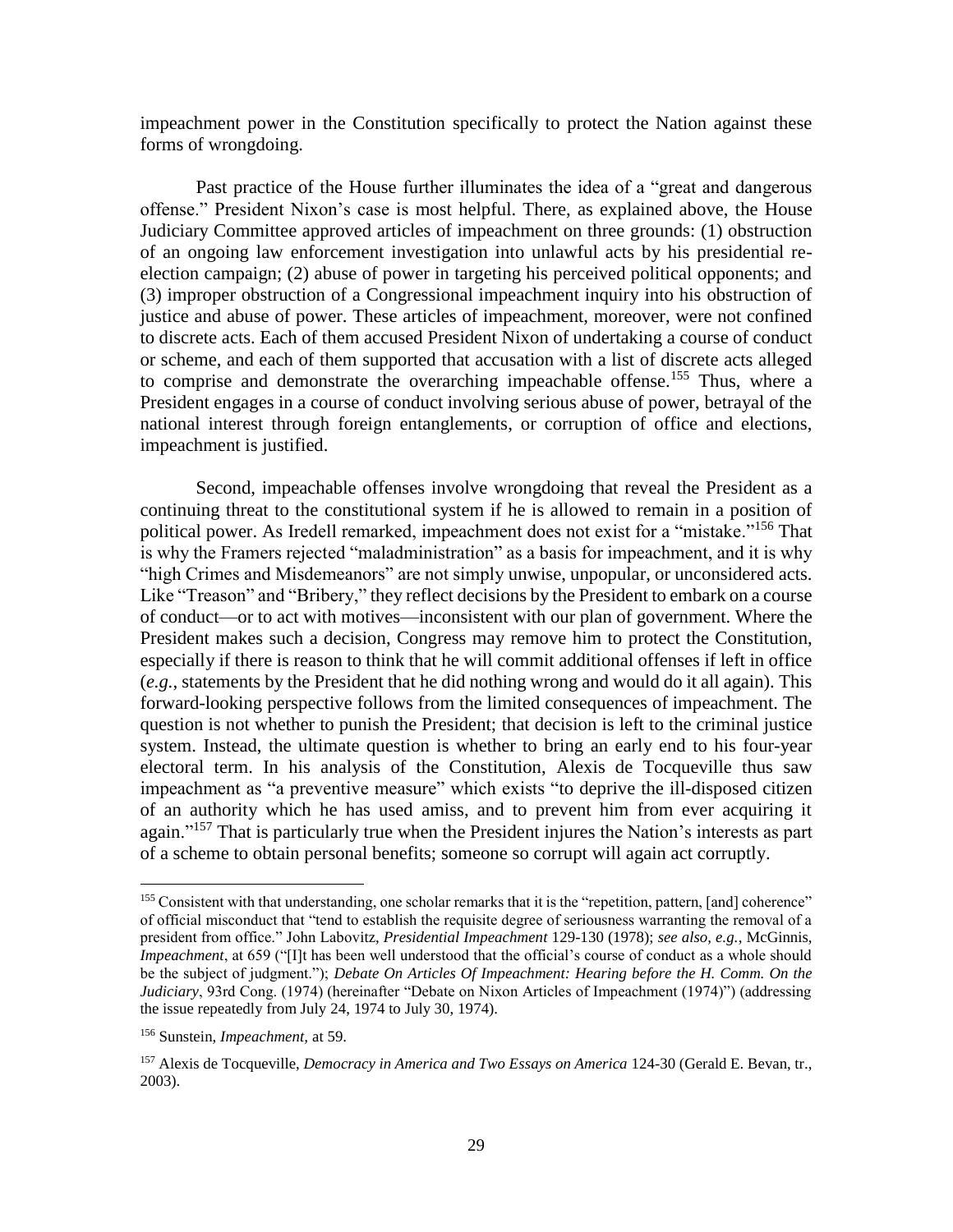impeachment power in the Constitution specifically to protect the Nation against these forms of wrongdoing.

Past practice of the House further illuminates the idea of a "great and dangerous offense." President Nixon's case is most helpful. There, as explained above, the House Judiciary Committee approved articles of impeachment on three grounds: (1) obstruction of an ongoing law enforcement investigation into unlawful acts by his presidential re-election campaign; (2) abuse of power in targeting his perceived political opponents; and (3) improper obstruction of a Congressional impeachment inquiry into his obstruction of justice and abuse of power. These articles of impeachment, moreover, were not confined to discrete acts. Each of them accused President Nixon of undertaking a course of conduct or scheme, and each of them supported that accusation with a list of discrete acts alleged to comprise and demonstrate the overarching impeachable offense.[155] Thus, where a President engages in a course of conduct involving serious abuse of power, betrayal of the national interest through foreign entanglements, or corruption of office and elections, impeachment is justified.

Second, impeachable offenses involve wrongdoing that reveal the President as a continuing threat to the constitutional system if he is allowed to remain in a position of political power. As Iredell remarked, impeachment does not exist for a "mistake."[156] That is why the Framers rejected "maladministration" as a basis for impeachment, and it is why "high Crimes and Misdemeanors" are not simply unwise, unpopular, or unconsidered acts. Like "Treason" and "Bribery," they reflect decisions by the President to embark on a course of conduct—or to act with motives—inconsistent with our plan of government. Where the President makes such a decision, Congress may remove him to protect the Constitution, especially if there is reason to think that he will commit additional offenses if left in office (*e.g.*, statements by the President that he did nothing wrong and would do it all again). This forward-looking perspective follows from the limited consequences of impeachment. The question is not whether to punish the President; that decision is left to the criminal justice system. Instead, the ultimate question is whether to bring an early end to his four-year electoral term. In his analysis of the Constitution, Alexis de Tocqueville thus saw impeachment as "a preventive measure" which exists "to deprive the ill-disposed citizen of an authority which he has used amiss, and to prevent him from ever acquiring it again."[157] That is particularly true when the President injures the Nation's interests as part of a scheme to obtain personal benefits; someone so corrupt will again act corruptly.

---

[155] Consistent with that understanding, one scholar remarks that it is the "repetition, pattern, [and] coherence" of official misconduct that "tend to establish the requisite degree of seriousness warranting the removal of a president from office." John Labovitz, *Presidential Impeachment* 129-130 (1978); *see also, e.g.*, McGinnis, *Impeachment*, at 659 ("[I]t has been well understood that the official's course of conduct as a whole should be the subject of judgment."); *Debate On Articles Of Impeachment: Hearing before the H. Comm. On the Judiciary*, 93rd Cong. (1974) (hereinafter "Debate on Nixon Articles of Impeachment (1974)") (addressing the issue repeatedly from July 24, 1974 to July 30, 1974).

[156] Sunstein, *Impeachment*, at 59.

[157] Alexis de Tocqueville, *Democracy in America and Two Essays on America* 124-30 (Gerald E. Bevan, tr., 2003).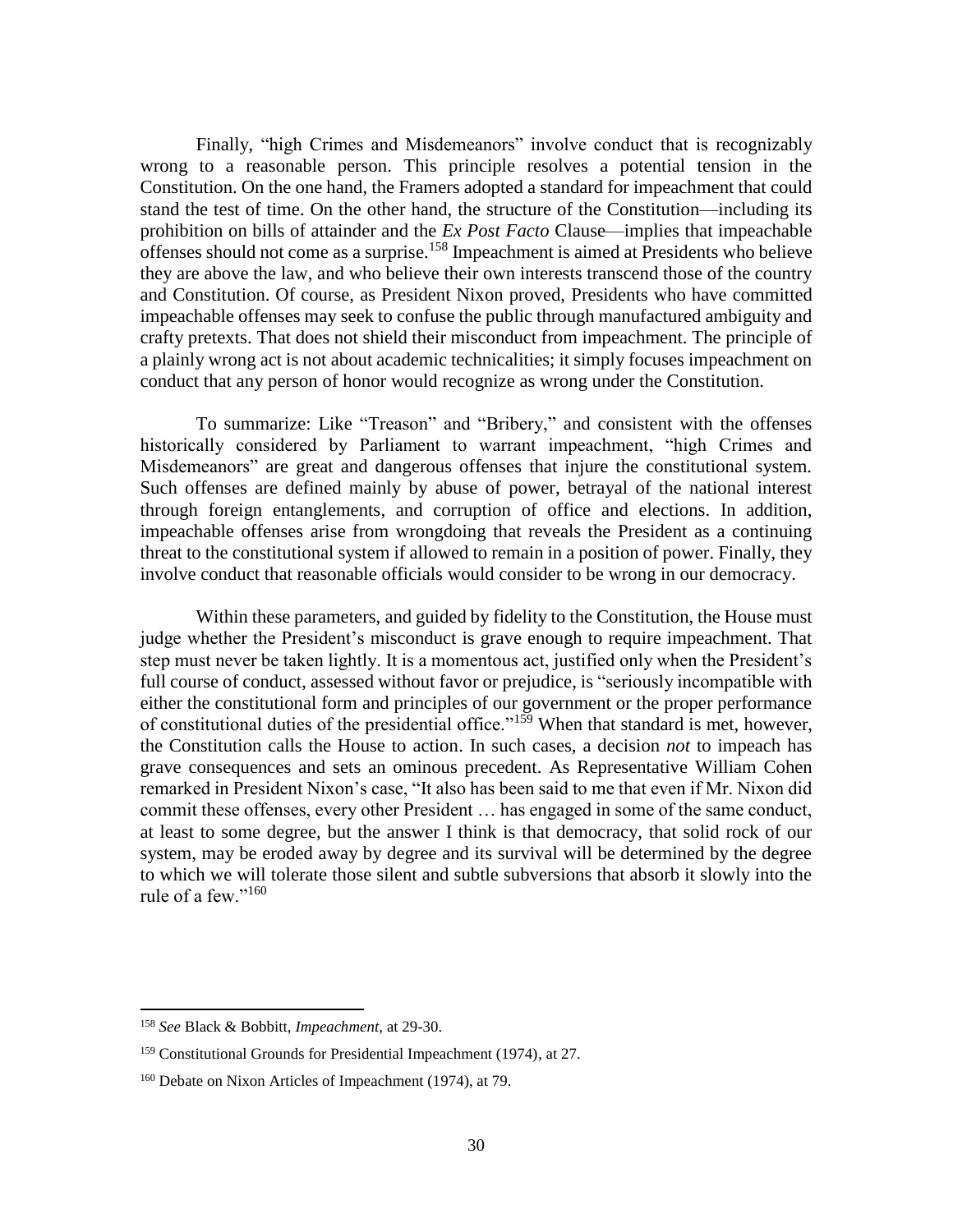Finally, "high Crimes and Misdemeanors" involve conduct that is recognizably wrong to a reasonable person. This principle resolves a potential tension in the Constitution. On the one hand, the Framers adopted a standard for impeachment that could stand the test of time. On the other hand, the structure of the Constitution—including its prohibition on bills of attainder and the *Ex Post Facto* Clause—implies that impeachable offenses should not come as a surprise.[158] Impeachment is aimed at Presidents who believe they are above the law, and who believe their own interests transcend those of the country and Constitution. Of course, as President Nixon proved, Presidents who have committed impeachable offenses may seek to confuse the public through manufactured ambiguity and crafty pretexts. That does not shield their misconduct from impeachment. The principle of a plainly wrong act is not about academic technicalities; it simply focuses impeachment on conduct that any person of honor would recognize as wrong under the Constitution.

To summarize: Like "Treason" and "Bribery," and consistent with the offenses historically considered by Parliament to warrant impeachment, "high Crimes and Misdemeanors" are great and dangerous offenses that injure the constitutional system. Such offenses are defined mainly by abuse of power, betrayal of the national interest through foreign entanglements, and corruption of office and elections. In addition, impeachable offenses arise from wrongdoing that reveals the President as a continuing threat to the constitutional system if allowed to remain in a position of power. Finally, they involve conduct that reasonable officials would consider to be wrong in our democracy.

Within these parameters, and guided by fidelity to the Constitution, the House must judge whether the President's misconduct is grave enough to require impeachment. That step must never be taken lightly. It is a momentous act, justified only when the President's full course of conduct, assessed without favor or prejudice, is "seriously incompatible with either the constitutional form and principles of our government or the proper performance of constitutional duties of the presidential office."[159] When that standard is met, however, the Constitution calls the House to action. In such cases, a decision *not* to impeach has grave consequences and sets an ominous precedent. As Representative William Cohen remarked in President Nixon's case, "It also has been said to me that even if Mr. Nixon did commit these offenses, every other President … has engaged in some of the same conduct, at least to some degree, but the answer I think is that democracy, that solid rock of our system, may be eroded away by degree and its survival will be determined by the degree to which we will tolerate those silent and subtle subversions that absorb it slowly into the rule of a few."[160]

---

[158] *See* Black & Bobbitt, *Impeachment*, at 29-30.

[159] Constitutional Grounds for Presidential Impeachment (1974), at 27.

[160] Debate on Nixon Articles of Impeachment (1974), at 79.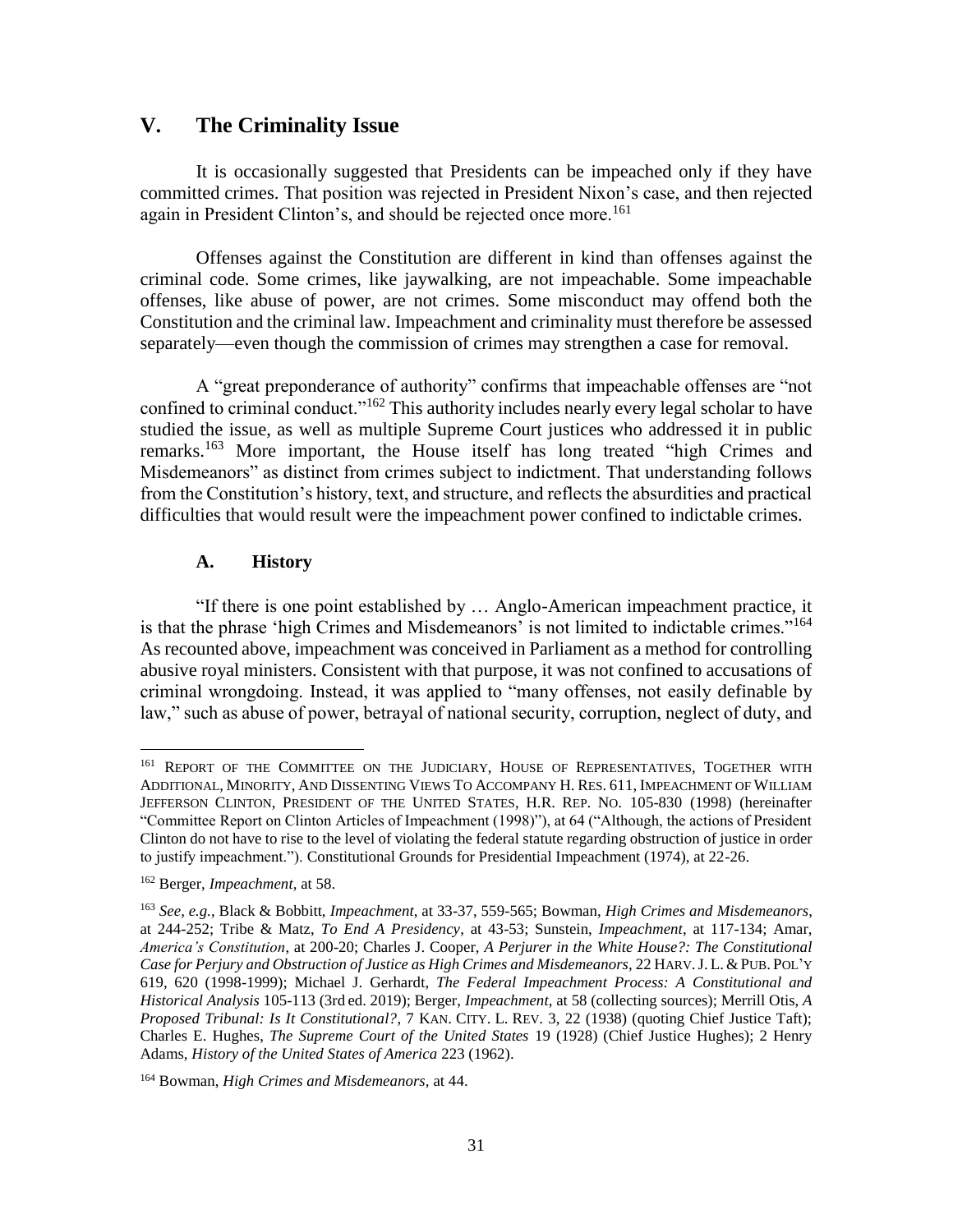## V. The Criminality Issue

It is occasionally suggested that Presidents can be impeached only if they have committed crimes. That position was rejected in President Nixon's case, and then rejected again in President Clinton's, and should be rejected once more.[161]

Offenses against the Constitution are different in kind than offenses against the criminal code. Some crimes, like jaywalking, are not impeachable. Some impeachable offenses, like abuse of power, are not crimes. Some misconduct may offend both the Constitution and the criminal law. Impeachment and criminality must therefore be assessed separately—even though the commission of crimes may strengthen a case for removal.

A "great preponderance of authority" confirms that impeachable offenses are "not confined to criminal conduct."[162] This authority includes nearly every legal scholar to have studied the issue, as well as multiple Supreme Court justices who addressed it in public remarks.[163] More important, the House itself has long treated "high Crimes and Misdemeanors" as distinct from crimes subject to indictment. That understanding follows from the Constitution's history, text, and structure, and reflects the absurdities and practical difficulties that would result were the impeachment power confined to indictable crimes.

### A. History

"If there is one point established by … Anglo-American impeachment practice, it is that the phrase 'high Crimes and Misdemeanors' is not limited to indictable crimes."[164] As recounted above, impeachment was conceived in Parliament as a method for controlling abusive royal ministers. Consistent with that purpose, it was not confined to accusations of criminal wrongdoing. Instead, it was applied to "many offenses, not easily definable by law," such as abuse of power, betrayal of national security, corruption, neglect of duty, and

---

[161] REPORT OF THE COMMITTEE ON THE JUDICIARY, HOUSE OF REPRESENTATIVES, TOGETHER WITH ADDITIONAL, MINORITY, AND DISSENTING VIEWS TO ACCOMPANY H. RES. 611, IMPEACHMENT OF WILLIAM JEFFERSON CLINTON, PRESIDENT OF THE UNITED STATES, H.R. REP. NO. 105-830 (1998) (hereinafter "Committee Report on Clinton Articles of Impeachment (1998)"), at 64 ("Although, the actions of President Clinton do not have to rise to the level of violating the federal statute regarding obstruction of justice in order to justify impeachment."). Constitutional Grounds for Presidential Impeachment (1974), at 22-26.

[162] Berger, *Impeachment*, at 58.

[163] *See, e.g.*, Black & Bobbitt, *Impeachment*, at 33-37, 559-565; Bowman, *High Crimes and Misdemeanors*, at 244-252; Tribe & Matz, *To End A Presidency*, at 43-53; Sunstein, *Impeachment*, at 117-134; Amar, *America's Constitution*, at 200-20; Charles J. Cooper, *A Perjurer in the White House?: The Constitutional Case for Perjury and Obstruction of Justice as High Crimes and Misdemeanors*, 22 HARV. J. L. & PUB. POL'Y 619, 620 (1998-1999); Michael J. Gerhardt, *The Federal Impeachment Process: A Constitutional and Historical Analysis* 105-113 (3rd ed. 2019); Berger, *Impeachment*, at 58 (collecting sources); Merrill Otis, *A Proposed Tribunal: Is It Constitutional?*, 7 KAN. CITY. L. REV. 3, 22 (1938) (quoting Chief Justice Taft); Charles E. Hughes, *The Supreme Court of the United States* 19 (1928) (Chief Justice Hughes); 2 Henry Adams, *History of the United States of America* 223 (1962).

[164] Bowman, *High Crimes and Misdemeanors*, at 44.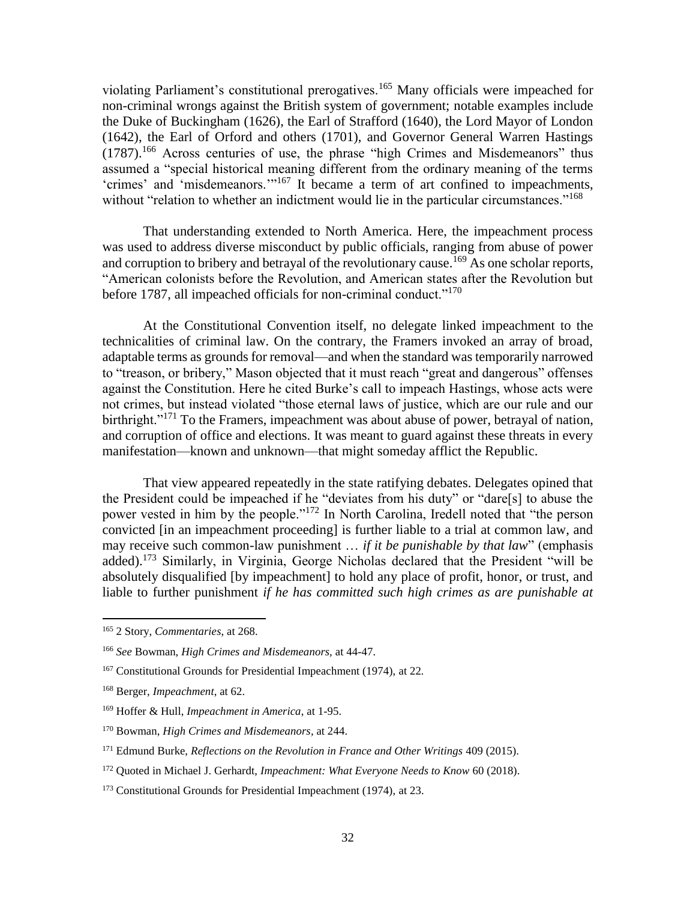violating Parliament's constitutional prerogatives.[165] Many officials were impeached for non-criminal wrongs against the British system of government; notable examples include the Duke of Buckingham (1626), the Earl of Strafford (1640), the Lord Mayor of London (1642), the Earl of Orford and others (1701), and Governor General Warren Hastings (1787).[166] Across centuries of use, the phrase "high Crimes and Misdemeanors" thus assumed a "special historical meaning different from the ordinary meaning of the terms 'crimes' and 'misdemeanors.'"[167] It became a term of art confined to impeachments, without "relation to whether an indictment would lie in the particular circumstances."[168]

That understanding extended to North America. Here, the impeachment process was used to address diverse misconduct by public officials, ranging from abuse of power and corruption to bribery and betrayal of the revolutionary cause.[169] As one scholar reports, "American colonists before the Revolution, and American states after the Revolution but before 1787, all impeached officials for non-criminal conduct."[170]

At the Constitutional Convention itself, no delegate linked impeachment to the technicalities of criminal law. On the contrary, the Framers invoked an array of broad, adaptable terms as grounds for removal—and when the standard was temporarily narrowed to "treason, or bribery," Mason objected that it must reach "great and dangerous" offenses against the Constitution. Here he cited Burke's call to impeach Hastings, whose acts were not crimes, but instead violated "those eternal laws of justice, which are our rule and our birthright."[171] To the Framers, impeachment was about abuse of power, betrayal of nation, and corruption of office and elections. It was meant to guard against these threats in every manifestation—known and unknown—that might someday afflict the Republic.

That view appeared repeatedly in the state ratifying debates. Delegates opined that the President could be impeached if he "deviates from his duty" or "dare[s] to abuse the power vested in him by the people."[172] In North Carolina, Iredell noted that "the person convicted [in an impeachment proceeding] is further liable to a trial at common law, and may receive such common-law punishment … *if it be punishable by that law*" (emphasis added).[173] Similarly, in Virginia, George Nicholas declared that the President "will be absolutely disqualified [by impeachment] to hold any place of profit, honor, or trust, and liable to further punishment *if he has committed such high crimes as are punishable at*

---

[165] 2 Story, *Commentaries*, at 268.

[166] *See* Bowman, *High Crimes and Misdemeanors*, at 44-47.

[167] Constitutional Grounds for Presidential Impeachment (1974), at 22.

[168] Berger, *Impeachment*, at 62.

[169] Hoffer & Hull, *Impeachment in America*, at 1-95.

[170] Bowman, *High Crimes and Misdemeanors*, at 244.

[171] Edmund Burke, *Reflections on the Revolution in France and Other Writings* 409 (2015).

[172] Quoted in Michael J. Gerhardt, *Impeachment: What Everyone Needs to Know* 60 (2018).

[173] Constitutional Grounds for Presidential Impeachment (1974), at 23.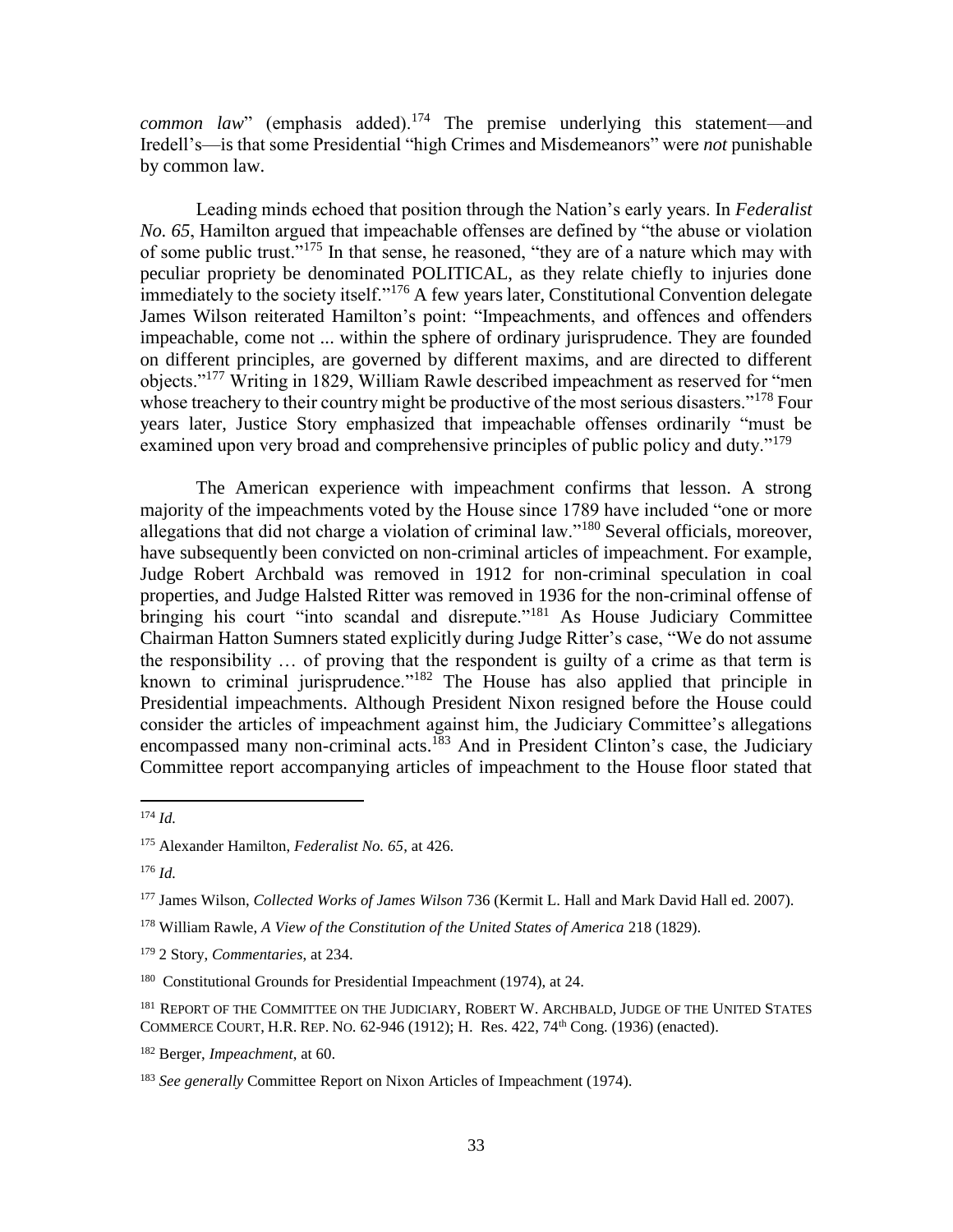*common law*" (emphasis added).[174] The premise underlying this statement—and Iredell's—is that some Presidential "high Crimes and Misdemeanors" were *not* punishable by common law.

Leading minds echoed that position through the Nation's early years. In *Federalist No. 65*, Hamilton argued that impeachable offenses are defined by "the abuse or violation of some public trust."[175] In that sense, he reasoned, "they are of a nature which may with peculiar propriety be denominated POLITICAL, as they relate chiefly to injuries done immediately to the society itself."[176] A few years later, Constitutional Convention delegate James Wilson reiterated Hamilton's point: "Impeachments, and offences and offenders impeachable, come not ... within the sphere of ordinary jurisprudence. They are founded on different principles, are governed by different maxims, and are directed to different objects."[177] Writing in 1829, William Rawle described impeachment as reserved for "men whose treachery to their country might be productive of the most serious disasters."[178] Four years later, Justice Story emphasized that impeachable offenses ordinarily "must be examined upon very broad and comprehensive principles of public policy and duty."[179]

The American experience with impeachment confirms that lesson. A strong majority of the impeachments voted by the House since 1789 have included "one or more allegations that did not charge a violation of criminal law."[180] Several officials, moreover, have subsequently been convicted on non-criminal articles of impeachment. For example, Judge Robert Archbald was removed in 1912 for non-criminal speculation in coal properties, and Judge Halsted Ritter was removed in 1936 for the non-criminal offense of bringing his court "into scandal and disrepute."[181] As House Judiciary Committee Chairman Hatton Sumners stated explicitly during Judge Ritter's case, "We do not assume the responsibility … of proving that the respondent is guilty of a crime as that term is known to criminal jurisprudence."[182] The House has also applied that principle in Presidential impeachments. Although President Nixon resigned before the House could consider the articles of impeachment against him, the Judiciary Committee's allegations encompassed many non-criminal acts.[183] And in President Clinton's case, the Judiciary Committee report accompanying articles of impeachment to the House floor stated that

---

[174] *Id.*

[175] Alexander Hamilton, *Federalist No. 65*, at 426.

[176] *Id.*

[177] James Wilson, *Collected Works of James Wilson* 736 (Kermit L. Hall and Mark David Hall ed. 2007).

[178] William Rawle, *A View of the Constitution of the United States of America* 218 (1829).

[179] 2 Story, *Commentaries*, at 234.

[180] Constitutional Grounds for Presidential Impeachment (1974), at 24.

[181] REPORT OF THE COMMITTEE ON THE JUDICIARY, ROBERT W. ARCHBALD, JUDGE OF THE UNITED STATES COMMERCE COURT, H.R. REP. NO. 62-946 (1912); H. Res. 422, 74th Cong. (1936) (enacted).

[182] Berger, *Impeachment*, at 60.

[183] *See generally* Committee Report on Nixon Articles of Impeachment (1974).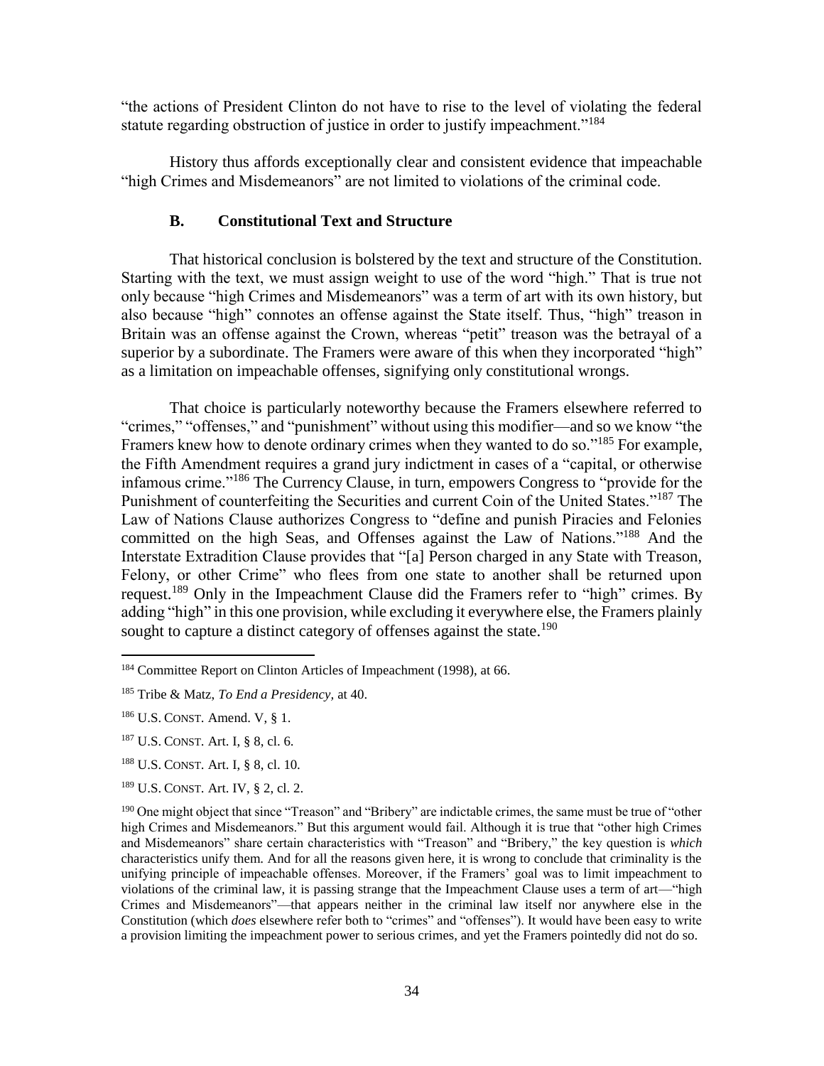"the actions of President Clinton do not have to rise to the level of violating the federal statute regarding obstruction of justice in order to justify impeachment."[184]

History thus affords exceptionally clear and consistent evidence that impeachable "high Crimes and Misdemeanors" are not limited to violations of the criminal code.

### B. Constitutional Text and Structure

That historical conclusion is bolstered by the text and structure of the Constitution. Starting with the text, we must assign weight to use of the word "high." That is true not only because "high Crimes and Misdemeanors" was a term of art with its own history, but also because "high" connotes an offense against the State itself. Thus, "high" treason in Britain was an offense against the Crown, whereas "petit" treason was the betrayal of a superior by a subordinate. The Framers were aware of this when they incorporated "high" as a limitation on impeachable offenses, signifying only constitutional wrongs.

That choice is particularly noteworthy because the Framers elsewhere referred to "crimes," "offenses," and "punishment" without using this modifier—and so we know "the Framers knew how to denote ordinary crimes when they wanted to do so."[185] For example, the Fifth Amendment requires a grand jury indictment in cases of a "capital, or otherwise infamous crime."[186] The Currency Clause, in turn, empowers Congress to "provide for the Punishment of counterfeiting the Securities and current Coin of the United States."[187] The Law of Nations Clause authorizes Congress to "define and punish Piracies and Felonies committed on the high Seas, and Offenses against the Law of Nations."[188] And the Interstate Extradition Clause provides that "[a] Person charged in any State with Treason, Felony, or other Crime" who flees from one state to another shall be returned upon request.[189] Only in the Impeachment Clause did the Framers refer to "high" crimes. By adding "high" in this one provision, while excluding it everywhere else, the Framers plainly sought to capture a distinct category of offenses against the state.[190]

---

[184] Committee Report on Clinton Articles of Impeachment (1998), at 66.

[185] Tribe & Matz, *To End a Presidency*, at 40.

[186] U.S. CONST. Amend. V, § 1.

[187] U.S. CONST. Art. I, § 8, cl. 6.

[188] U.S. CONST. Art. I, § 8, cl. 10.

[189] U.S. CONST. Art. IV, § 2, cl. 2.

[190] One might object that since "Treason" and "Bribery" are indictable crimes, the same must be true of "other high Crimes and Misdemeanors." But this argument would fail. Although it is true that "other high Crimes and Misdemeanors" share certain characteristics with "Treason" and "Bribery," the key question is *which* characteristics unify them. And for all the reasons given here, it is wrong to conclude that criminality is the unifying principle of impeachable offenses. Moreover, if the Framers' goal was to limit impeachment to violations of the criminal law, it is passing strange that the Impeachment Clause uses a term of art—"high Crimes and Misdemeanors"—that appears neither in the criminal law itself nor anywhere else in the Constitution (which *does* elsewhere refer both to "crimes" and "offenses"). It would have been easy to write a provision limiting the impeachment power to serious crimes, and yet the Framers pointedly did not do so.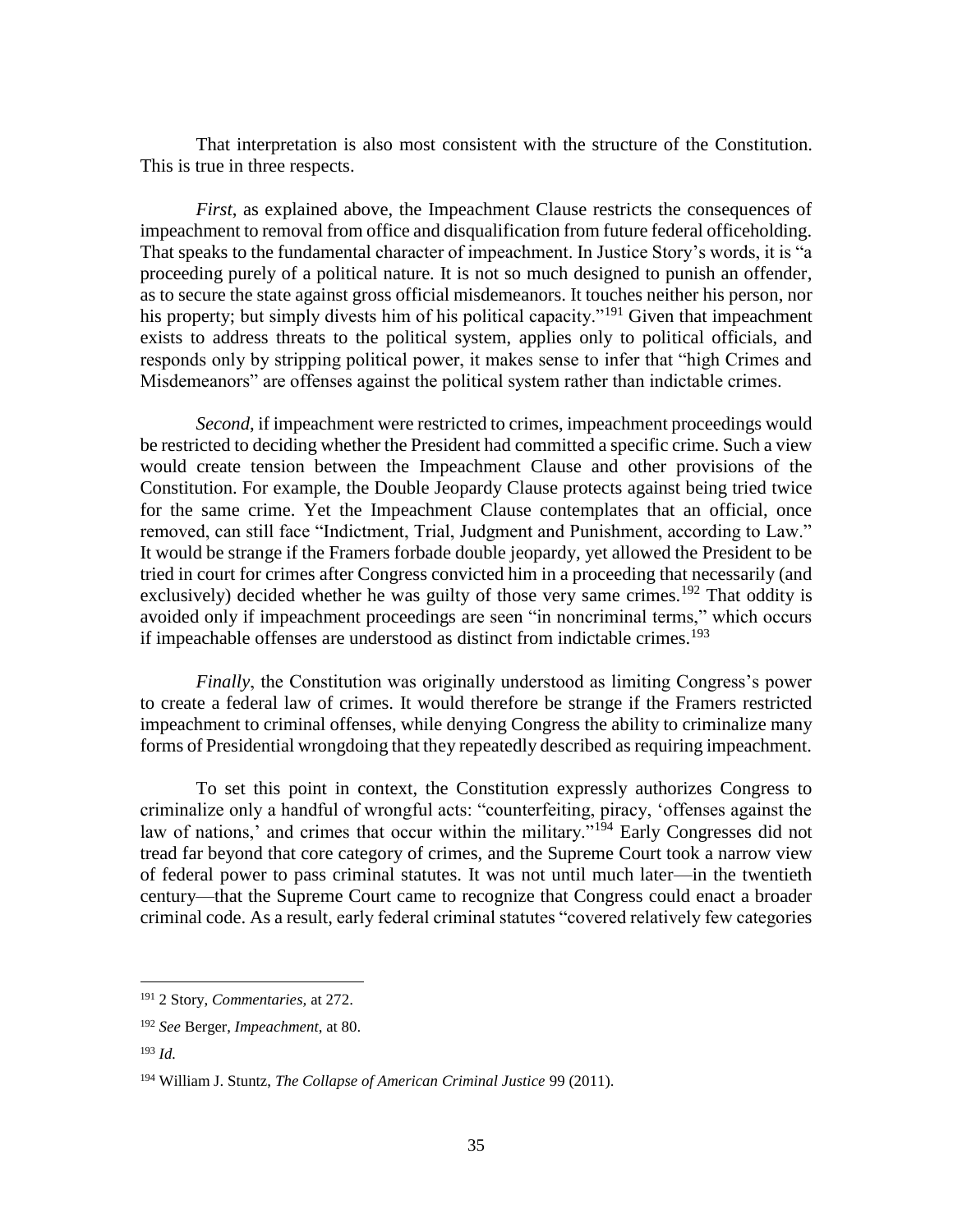That interpretation is also most consistent with the structure of the Constitution. This is true in three respects.

*First*, as explained above, the Impeachment Clause restricts the consequences of impeachment to removal from office and disqualification from future federal officeholding. That speaks to the fundamental character of impeachment. In Justice Story's words, it is "a proceeding purely of a political nature. It is not so much designed to punish an offender, as to secure the state against gross official misdemeanors. It touches neither his person, nor his property; but simply divests him of his political capacity."[191] Given that impeachment exists to address threats to the political system, applies only to political officials, and responds only by stripping political power, it makes sense to infer that "high Crimes and Misdemeanors" are offenses against the political system rather than indictable crimes.

*Second*, if impeachment were restricted to crimes, impeachment proceedings would be restricted to deciding whether the President had committed a specific crime. Such a view would create tension between the Impeachment Clause and other provisions of the Constitution. For example, the Double Jeopardy Clause protects against being tried twice for the same crime. Yet the Impeachment Clause contemplates that an official, once removed, can still face "Indictment, Trial, Judgment and Punishment, according to Law." It would be strange if the Framers forbade double jeopardy, yet allowed the President to be tried in court for crimes after Congress convicted him in a proceeding that necessarily (and exclusively) decided whether he was guilty of those very same crimes.[192] That oddity is avoided only if impeachment proceedings are seen "in noncriminal terms," which occurs if impeachable offenses are understood as distinct from indictable crimes.[193]

*Finally*, the Constitution was originally understood as limiting Congress's power to create a federal law of crimes. It would therefore be strange if the Framers restricted impeachment to criminal offenses, while denying Congress the ability to criminalize many forms of Presidential wrongdoing that they repeatedly described as requiring impeachment.

To set this point in context, the Constitution expressly authorizes Congress to criminalize only a handful of wrongful acts: "counterfeiting, piracy, 'offenses against the law of nations,' and crimes that occur within the military."[194] Early Congresses did not tread far beyond that core category of crimes, and the Supreme Court took a narrow view of federal power to pass criminal statutes. It was not until much later—in the twentieth century—that the Supreme Court came to recognize that Congress could enact a broader criminal code. As a result, early federal criminal statutes "covered relatively few categories

---

[191] 2 Story, *Commentaries*, at 272.

[192] *See* Berger, *Impeachment*, at 80.

[193] *Id.*

[194] William J. Stuntz, *The Collapse of American Criminal Justice* 99 (2011).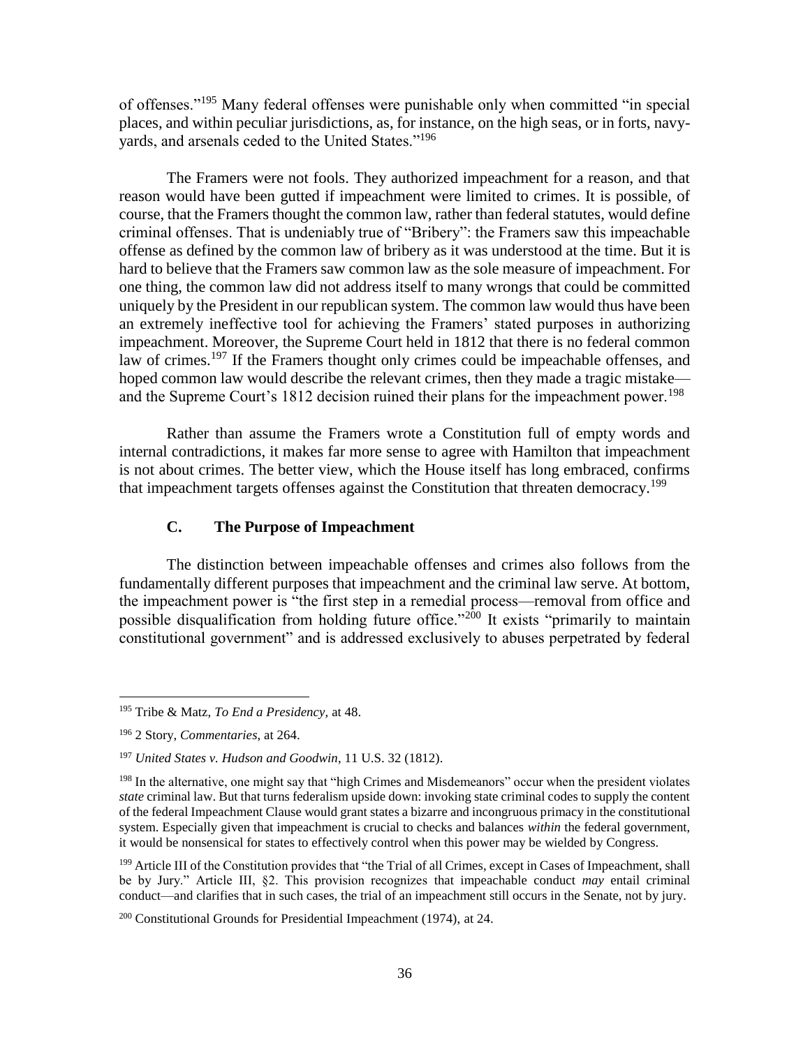of offenses."[195] Many federal offenses were punishable only when committed "in special places, and within peculiar jurisdictions, as, for instance, on the high seas, or in forts, navy-yards, and arsenals ceded to the United States."[196]

The Framers were not fools. They authorized impeachment for a reason, and that reason would have been gutted if impeachment were limited to crimes. It is possible, of course, that the Framers thought the common law, rather than federal statutes, would define criminal offenses. That is undeniably true of "Bribery": the Framers saw this impeachable offense as defined by the common law of bribery as it was understood at the time. But it is hard to believe that the Framers saw common law as the sole measure of impeachment. For one thing, the common law did not address itself to many wrongs that could be committed uniquely by the President in our republican system. The common law would thus have been an extremely ineffective tool for achieving the Framers' stated purposes in authorizing impeachment. Moreover, the Supreme Court held in 1812 that there is no federal common law of crimes.[197] If the Framers thought only crimes could be impeachable offenses, and hoped common law would describe the relevant crimes, then they made a tragic mistake—and the Supreme Court's 1812 decision ruined their plans for the impeachment power.[198]

Rather than assume the Framers wrote a Constitution full of empty words and internal contradictions, it makes far more sense to agree with Hamilton that impeachment is not about crimes. The better view, which the House itself has long embraced, confirms that impeachment targets offenses against the Constitution that threaten democracy.[199]

### C. The Purpose of Impeachment

The distinction between impeachable offenses and crimes also follows from the fundamentally different purposes that impeachment and the criminal law serve. At bottom, the impeachment power is "the first step in a remedial process—removal from office and possible disqualification from holding future office."[200] It exists "primarily to maintain constitutional government" and is addressed exclusively to abuses perpetrated by federal

---

[195] Tribe & Matz, *To End a Presidency*, at 48.

[196] 2 Story, *Commentaries*, at 264.

[197] *United States v. Hudson and Goodwin*, 11 U.S. 32 (1812).

[198] In the alternative, one might say that "high Crimes and Misdemeanors" occur when the president violates *state* criminal law. But that turns federalism upside down: invoking state criminal codes to supply the content of the federal Impeachment Clause would grant states a bizarre and incongruous primacy in the constitutional system. Especially given that impeachment is crucial to checks and balances *within* the federal government, it would be nonsensical for states to effectively control when this power may be wielded by Congress.

[199] Article III of the Constitution provides that "the Trial of all Crimes, except in Cases of Impeachment, shall be by Jury." Article III, §2. This provision recognizes that impeachable conduct *may* entail criminal conduct—and clarifies that in such cases, the trial of an impeachment still occurs in the Senate, not by jury.

[200] Constitutional Grounds for Presidential Impeachment (1974), at 24.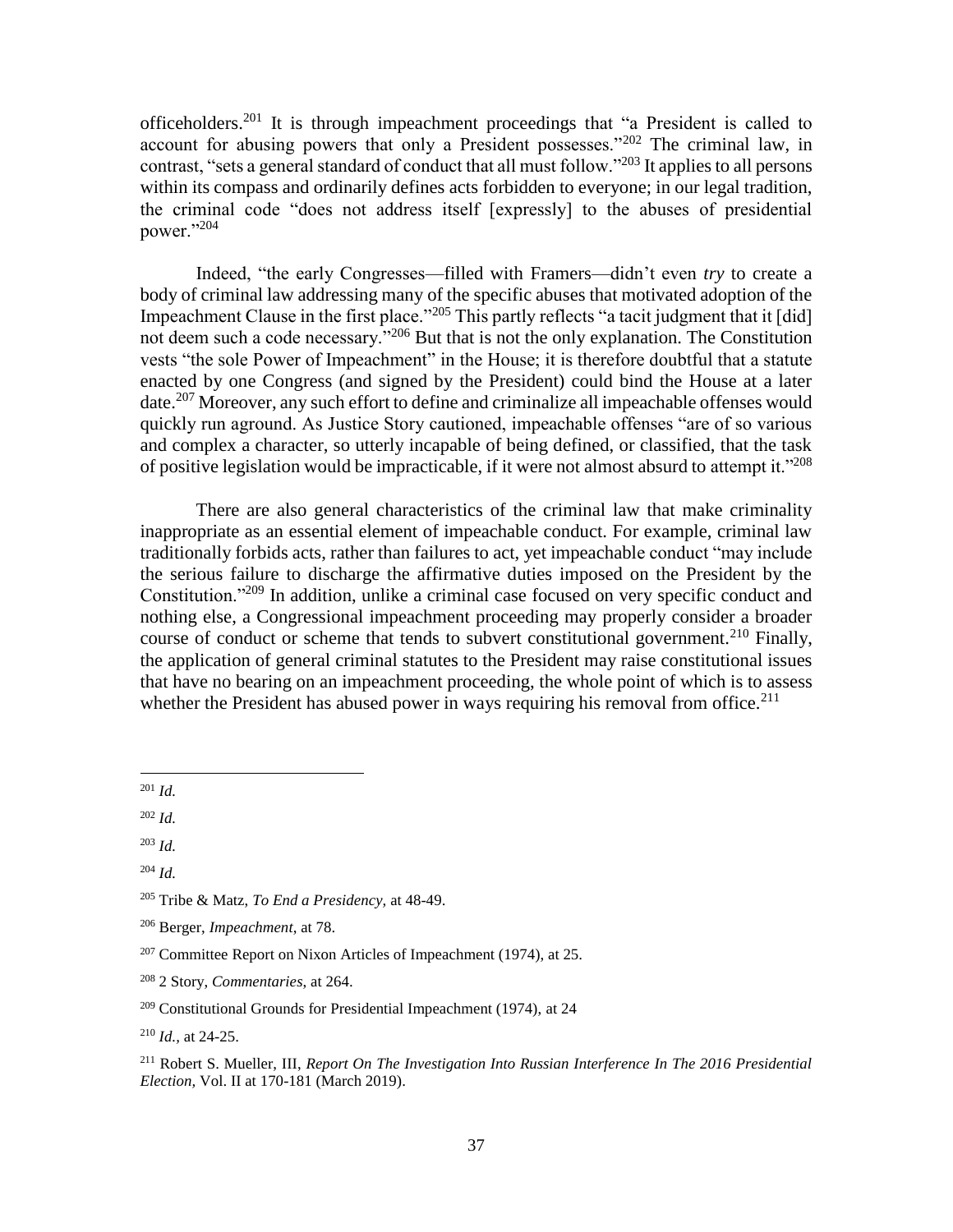officeholders.[201] It is through impeachment proceedings that "a President is called to account for abusing powers that only a President possesses."[202] The criminal law, in contrast, "sets a general standard of conduct that all must follow."[203] It applies to all persons within its compass and ordinarily defines acts forbidden to everyone; in our legal tradition, the criminal code "does not address itself [expressly] to the abuses of presidential power."[204]

Indeed, "the early Congresses—filled with Framers—didn't even *try* to create a body of criminal law addressing many of the specific abuses that motivated adoption of the Impeachment Clause in the first place."[205] This partly reflects "a tacit judgment that it [did] not deem such a code necessary."[206] But that is not the only explanation. The Constitution vests "the sole Power of Impeachment" in the House; it is therefore doubtful that a statute enacted by one Congress (and signed by the President) could bind the House at a later date.[207] Moreover, any such effort to define and criminalize all impeachable offenses would quickly run aground. As Justice Story cautioned, impeachable offenses "are of so various and complex a character, so utterly incapable of being defined, or classified, that the task of positive legislation would be impracticable, if it were not almost absurd to attempt it."[208]

There are also general characteristics of the criminal law that make criminality inappropriate as an essential element of impeachable conduct. For example, criminal law traditionally forbids acts, rather than failures to act, yet impeachable conduct "may include the serious failure to discharge the affirmative duties imposed on the President by the Constitution."[209] In addition, unlike a criminal case focused on very specific conduct and nothing else, a Congressional impeachment proceeding may properly consider a broader course of conduct or scheme that tends to subvert constitutional government.[210] Finally, the application of general criminal statutes to the President may raise constitutional issues that have no bearing on an impeachment proceeding, the whole point of which is to assess whether the President has abused power in ways requiring his removal from office.[211]

---

[201] *Id.*

[202] *Id.*

[203] *Id.*

[204] *Id.*

[205] Tribe & Matz, *To End a Presidency,* at 48-49.

[206] Berger, *Impeachment*, at 78.

[207] Committee Report on Nixon Articles of Impeachment (1974), at 25.

[208] 2 Story, *Commentaries,* at 264.

[209] Constitutional Grounds for Presidential Impeachment (1974), at 24

[210] *Id.,* at 24-25.

[211] Robert S. Mueller, III, *Report On The Investigation Into Russian Interference In The 2016 Presidential Election,* Vol. II at 170-181 (March 2019).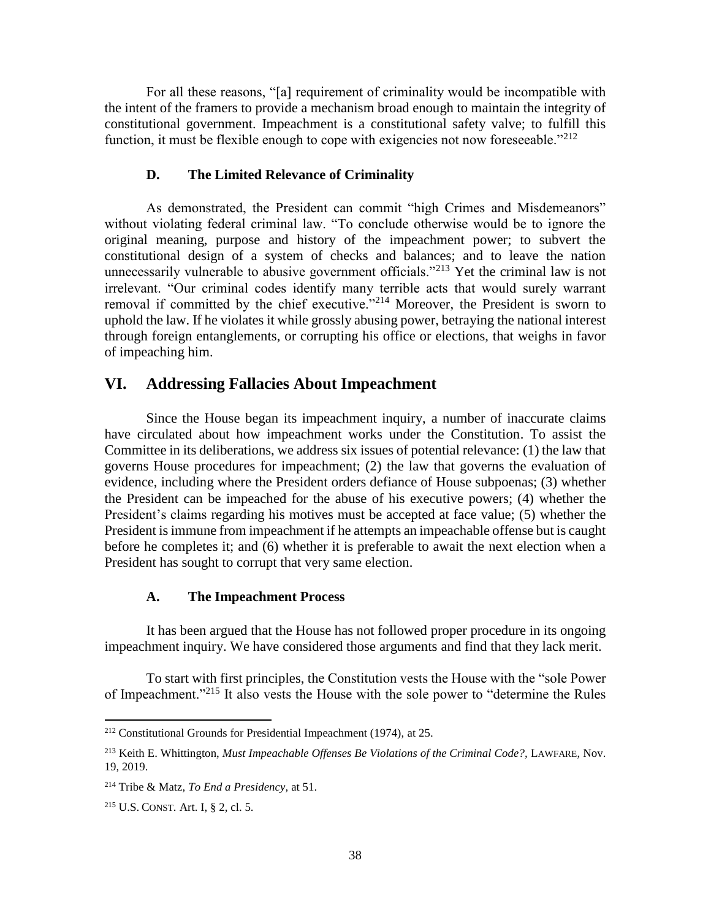For all these reasons, "[a] requirement of criminality would be incompatible with the intent of the framers to provide a mechanism broad enough to maintain the integrity of constitutional government. Impeachment is a constitutional safety valve; to fulfill this function, it must be flexible enough to cope with exigencies not now foreseeable."[212]

### D. The Limited Relevance of Criminality

As demonstrated, the President can commit "high Crimes and Misdemeanors" without violating federal criminal law. "To conclude otherwise would be to ignore the original meaning, purpose and history of the impeachment power; to subvert the constitutional design of a system of checks and balances; and to leave the nation unnecessarily vulnerable to abusive government officials."[213] Yet the criminal law is not irrelevant. "Our criminal codes identify many terrible acts that would surely warrant removal if committed by the chief executive."[214] Moreover, the President is sworn to uphold the law. If he violates it while grossly abusing power, betraying the national interest through foreign entanglements, or corrupting his office or elections, that weighs in favor of impeaching him.

## VI. Addressing Fallacies About Impeachment

Since the House began its impeachment inquiry, a number of inaccurate claims have circulated about how impeachment works under the Constitution. To assist the Committee in its deliberations, we address six issues of potential relevance: (1) the law that governs House procedures for impeachment; (2) the law that governs the evaluation of evidence, including where the President orders defiance of House subpoenas; (3) whether the President can be impeached for the abuse of his executive powers; (4) whether the President's claims regarding his motives must be accepted at face value; (5) whether the President is immune from impeachment if he attempts an impeachable offense but is caught before he completes it; and (6) whether it is preferable to await the next election when a President has sought to corrupt that very same election.

### A. The Impeachment Process

It has been argued that the House has not followed proper procedure in its ongoing impeachment inquiry. We have considered those arguments and find that they lack merit.

To start with first principles, the Constitution vests the House with the "sole Power of Impeachment."[215] It also vests the House with the sole power to "determine the Rules

---

[212] Constitutional Grounds for Presidential Impeachment (1974), at 25.

[213] Keith E. Whittington, *Must Impeachable Offenses Be Violations of the Criminal Code?*, LAWFARE, Nov. 19, 2019.

[214] Tribe & Matz, *To End a Presidency*, at 51.

[215] U.S. CONST. Art. I, § 2, cl. 5.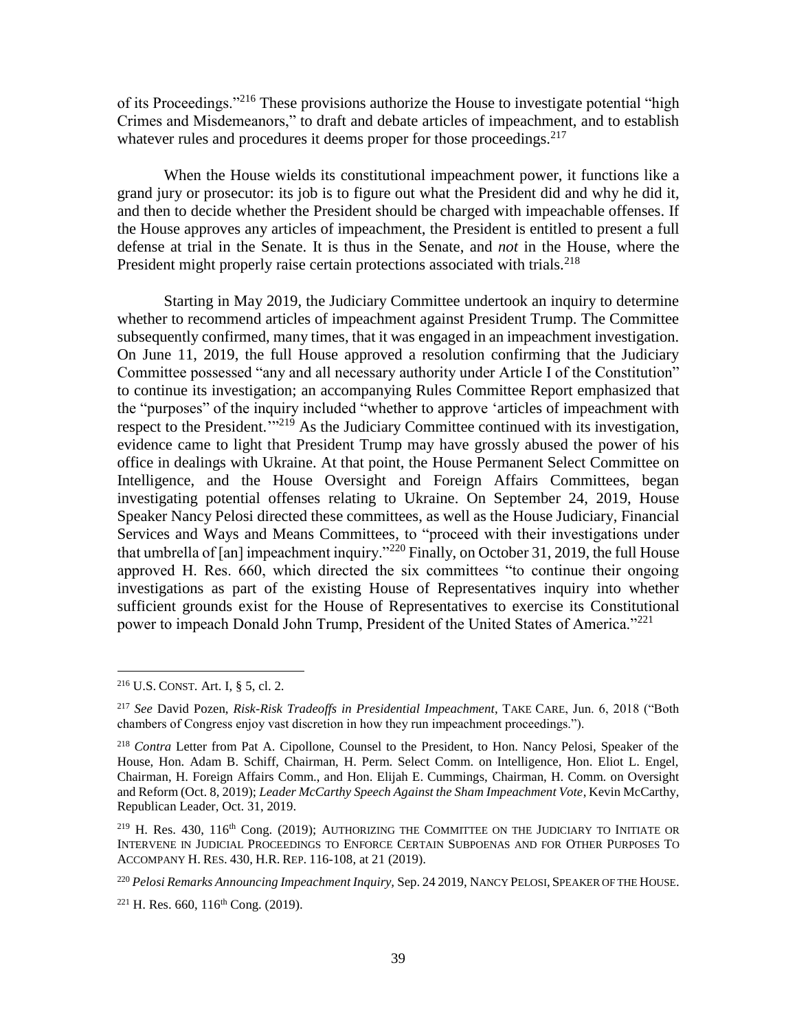of its Proceedings."[216] These provisions authorize the House to investigate potential "high Crimes and Misdemeanors," to draft and debate articles of impeachment, and to establish whatever rules and procedures it deems proper for those proceedings.[217]

When the House wields its constitutional impeachment power, it functions like a grand jury or prosecutor: its job is to figure out what the President did and why he did it, and then to decide whether the President should be charged with impeachable offenses. If the House approves any articles of impeachment, the President is entitled to present a full defense at trial in the Senate. It is thus in the Senate, and *not* in the House, where the President might properly raise certain protections associated with trials.[218]

Starting in May 2019, the Judiciary Committee undertook an inquiry to determine whether to recommend articles of impeachment against President Trump. The Committee subsequently confirmed, many times, that it was engaged in an impeachment investigation. On June 11, 2019, the full House approved a resolution confirming that the Judiciary Committee possessed "any and all necessary authority under Article I of the Constitution" to continue its investigation; an accompanying Rules Committee Report emphasized that the "purposes" of the inquiry included "whether to approve 'articles of impeachment with respect to the President.'"[219] As the Judiciary Committee continued with its investigation, evidence came to light that President Trump may have grossly abused the power of his office in dealings with Ukraine. At that point, the House Permanent Select Committee on Intelligence, and the House Oversight and Foreign Affairs Committees, began investigating potential offenses relating to Ukraine. On September 24, 2019, House Speaker Nancy Pelosi directed these committees, as well as the House Judiciary, Financial Services and Ways and Means Committees, to "proceed with their investigations under that umbrella of [an] impeachment inquiry."[220] Finally, on October 31, 2019, the full House approved H. Res. 660, which directed the six committees "to continue their ongoing investigations as part of the existing House of Representatives inquiry into whether sufficient grounds exist for the House of Representatives to exercise its Constitutional power to impeach Donald John Trump, President of the United States of America."[221]

---

[216] U.S. CONST. Art. I, § 5, cl. 2.

[217] *See* David Pozen, *Risk-Risk Tradeoffs in Presidential Impeachment*, TAKE CARE, Jun. 6, 2018 ("Both chambers of Congress enjoy vast discretion in how they run impeachment proceedings.").

[218] *Contra* Letter from Pat A. Cipollone, Counsel to the President, to Hon. Nancy Pelosi, Speaker of the House, Hon. Adam B. Schiff, Chairman, H. Perm. Select Comm. on Intelligence, Hon. Eliot L. Engel, Chairman, H. Foreign Affairs Comm., and Hon. Elijah E. Cummings, Chairman, H. Comm. on Oversight and Reform (Oct. 8, 2019); *Leader McCarthy Speech Against the Sham Impeachment Vote*, Kevin McCarthy, Republican Leader, Oct. 31, 2019.

[219] H. Res. 430, 116th Cong. (2019); AUTHORIZING THE COMMITTEE ON THE JUDICIARY TO INITIATE OR INTERVENE IN JUDICIAL PROCEEDINGS TO ENFORCE CERTAIN SUBPOENAS AND FOR OTHER PURPOSES TO ACCOMPANY H. RES. 430, H.R. REP. 116-108, at 21 (2019).

[220] *Pelosi Remarks Announcing Impeachment Inquiry*, Sep. 24 2019, NANCY PELOSI, SPEAKER OF THE HOUSE.

[221] H. Res. 660, 116th Cong. (2019).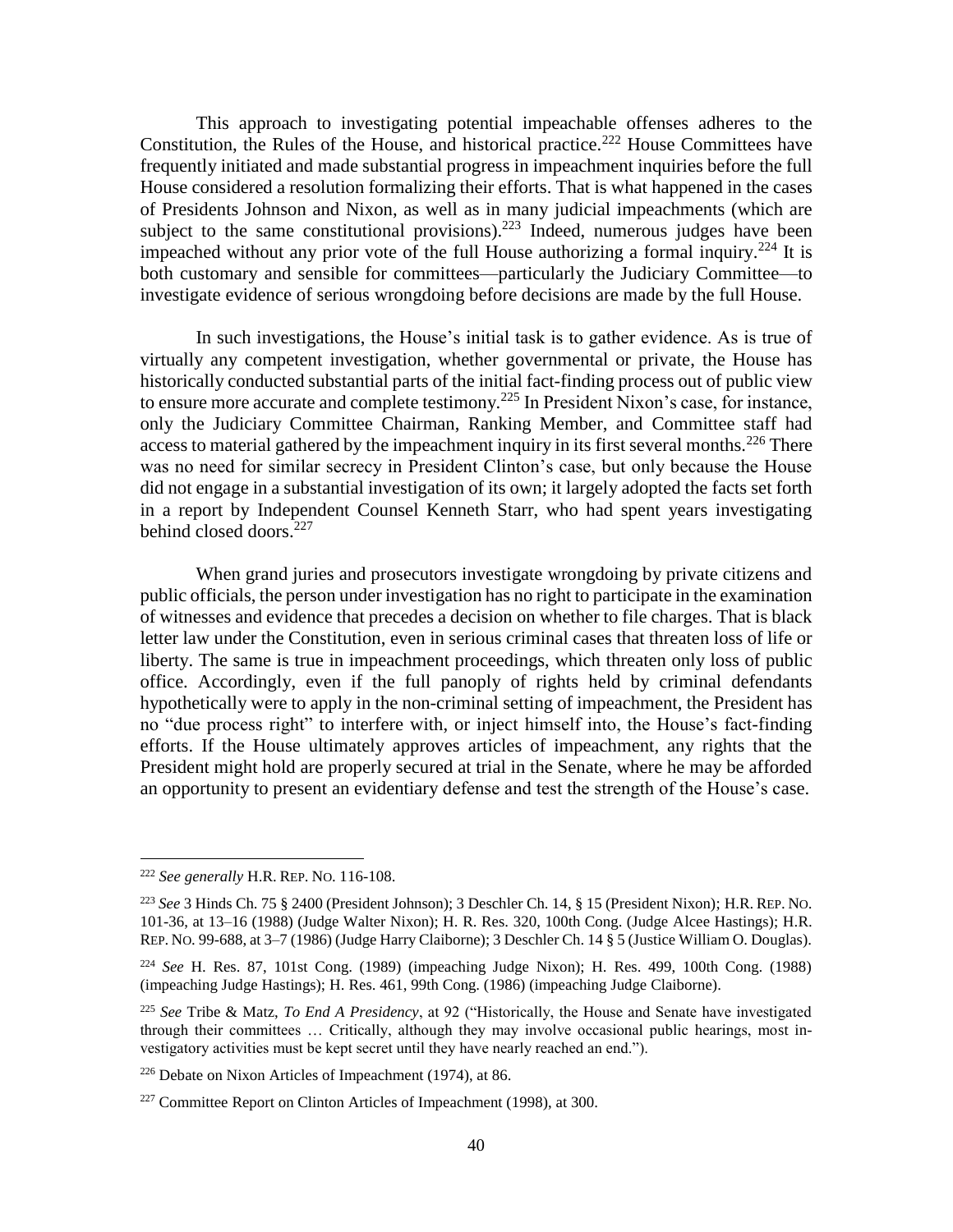This approach to investigating potential impeachable offenses adheres to the Constitution, the Rules of the House, and historical practice.[222] House Committees have frequently initiated and made substantial progress in impeachment inquiries before the full House considered a resolution formalizing their efforts. That is what happened in the cases of Presidents Johnson and Nixon, as well as in many judicial impeachments (which are subject to the same constitutional provisions).[223] Indeed, numerous judges have been impeached without any prior vote of the full House authorizing a formal inquiry.[224] It is both customary and sensible for committees—particularly the Judiciary Committee—to investigate evidence of serious wrongdoing before decisions are made by the full House.

In such investigations, the House's initial task is to gather evidence. As is true of virtually any competent investigation, whether governmental or private, the House has historically conducted substantial parts of the initial fact-finding process out of public view to ensure more accurate and complete testimony.[225] In President Nixon's case, for instance, only the Judiciary Committee Chairman, Ranking Member, and Committee staff had access to material gathered by the impeachment inquiry in its first several months.[226] There was no need for similar secrecy in President Clinton's case, but only because the House did not engage in a substantial investigation of its own; it largely adopted the facts set forth in a report by Independent Counsel Kenneth Starr, who had spent years investigating behind closed doors.[227]

When grand juries and prosecutors investigate wrongdoing by private citizens and public officials, the person under investigation has no right to participate in the examination of witnesses and evidence that precedes a decision on whether to file charges. That is black letter law under the Constitution, even in serious criminal cases that threaten loss of life or liberty. The same is true in impeachment proceedings, which threaten only loss of public office. Accordingly, even if the full panoply of rights held by criminal defendants hypothetically were to apply in the non-criminal setting of impeachment, the President has no "due process right" to interfere with, or inject himself into, the House's fact-finding efforts. If the House ultimately approves articles of impeachment, any rights that the President might hold are properly secured at trial in the Senate, where he may be afforded an opportunity to present an evidentiary defense and test the strength of the House's case.

---

[222] *See generally* H.R. REP. NO. 116-108.

[223] *See* 3 Hinds Ch. 75 § 2400 (President Johnson); 3 Deschler Ch. 14, § 15 (President Nixon); H.R. REP. NO. 101-36, at 13–16 (1988) (Judge Walter Nixon); H. R. Res. 320, 100th Cong. (Judge Alcee Hastings); H.R. REP. NO. 99-688, at 3–7 (1986) (Judge Harry Claiborne); 3 Deschler Ch. 14 § 5 (Justice William O. Douglas).

[224] *See* H. Res. 87, 101st Cong. (1989) (impeaching Judge Nixon); H. Res. 499, 100th Cong. (1988) (impeaching Judge Hastings); H. Res. 461, 99th Cong. (1986) (impeaching Judge Claiborne).

[225] *See* Tribe & Matz, *To End A Presidency*, at 92 ("Historically, the House and Senate have investigated through their committees … Critically, although they may involve occasional public hearings, most investigatory activities must be kept secret until they have nearly reached an end.").

[226] Debate on Nixon Articles of Impeachment (1974), at 86.

[227] Committee Report on Clinton Articles of Impeachment (1998), at 300.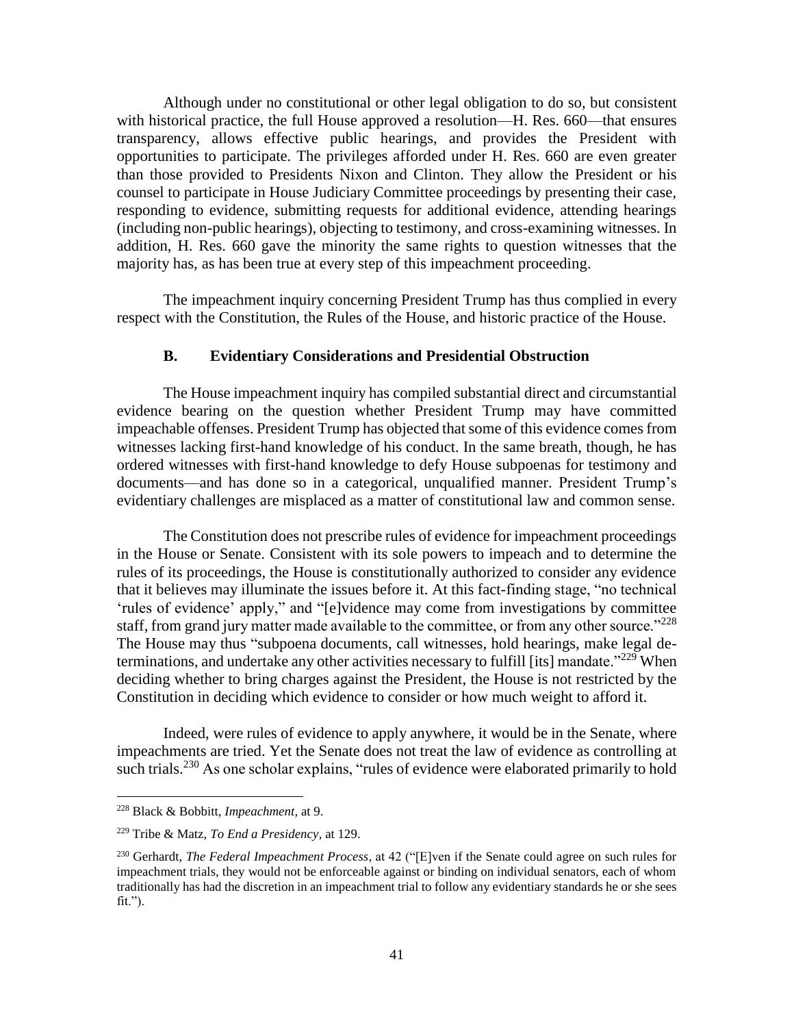Although under no constitutional or other legal obligation to do so, but consistent with historical practice, the full House approved a resolution—H. Res. 660—that ensures transparency, allows effective public hearings, and provides the President with opportunities to participate. The privileges afforded under H. Res. 660 are even greater than those provided to Presidents Nixon and Clinton. They allow the President or his counsel to participate in House Judiciary Committee proceedings by presenting their case, responding to evidence, submitting requests for additional evidence, attending hearings (including non-public hearings), objecting to testimony, and cross-examining witnesses. In addition, H. Res. 660 gave the minority the same rights to question witnesses that the majority has, as has been true at every step of this impeachment proceeding.

The impeachment inquiry concerning President Trump has thus complied in every respect with the Constitution, the Rules of the House, and historic practice of the House.

### B. Evidentiary Considerations and Presidential Obstruction

The House impeachment inquiry has compiled substantial direct and circumstantial evidence bearing on the question whether President Trump may have committed impeachable offenses. President Trump has objected that some of this evidence comes from witnesses lacking first-hand knowledge of his conduct. In the same breath, though, he has ordered witnesses with first-hand knowledge to defy House subpoenas for testimony and documents—and has done so in a categorical, unqualified manner. President Trump's evidentiary challenges are misplaced as a matter of constitutional law and common sense.

The Constitution does not prescribe rules of evidence for impeachment proceedings in the House or Senate. Consistent with its sole powers to impeach and to determine the rules of its proceedings, the House is constitutionally authorized to consider any evidence that it believes may illuminate the issues before it. At this fact-finding stage, "no technical 'rules of evidence' apply," and "[e]vidence may come from investigations by committee staff, from grand jury matter made available to the committee, or from any other source."[228] The House may thus "subpoena documents, call witnesses, hold hearings, make legal determinations, and undertake any other activities necessary to fulfill [its] mandate."[229] When deciding whether to bring charges against the President, the House is not restricted by the Constitution in deciding which evidence to consider or how much weight to afford it.

Indeed, were rules of evidence to apply anywhere, it would be in the Senate, where impeachments are tried. Yet the Senate does not treat the law of evidence as controlling at such trials.[230] As one scholar explains, "rules of evidence were elaborated primarily to hold

---

[228] Black & Bobbitt, *Impeachment*, at 9.

[229] Tribe & Matz, *To End a Presidency*, at 129.

[230] Gerhardt, *The Federal Impeachment Process*, at 42 ("[E]ven if the Senate could agree on such rules for impeachment trials, they would not be enforceable against or binding on individual senators, each of whom traditionally has had the discretion in an impeachment trial to follow any evidentiary standards he or she sees fit.").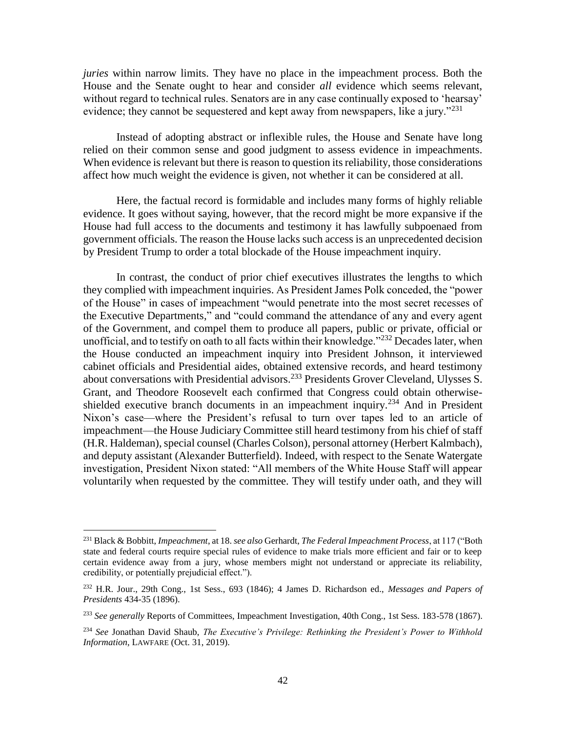*juries* within narrow limits. They have no place in the impeachment process. Both the House and the Senate ought to hear and consider *all* evidence which seems relevant, without regard to technical rules. Senators are in any case continually exposed to 'hearsay' evidence; they cannot be sequestered and kept away from newspapers, like a jury."[231]

Instead of adopting abstract or inflexible rules, the House and Senate have long relied on their common sense and good judgment to assess evidence in impeachments. When evidence is relevant but there is reason to question its reliability, those considerations affect how much weight the evidence is given, not whether it can be considered at all.

Here, the factual record is formidable and includes many forms of highly reliable evidence. It goes without saying, however, that the record might be more expansive if the House had full access to the documents and testimony it has lawfully subpoenaed from government officials. The reason the House lacks such access is an unprecedented decision by President Trump to order a total blockade of the House impeachment inquiry.

In contrast, the conduct of prior chief executives illustrates the lengths to which they complied with impeachment inquiries. As President James Polk conceded, the "power of the House" in cases of impeachment "would penetrate into the most secret recesses of the Executive Departments," and "could command the attendance of any and every agent of the Government, and compel them to produce all papers, public or private, official or unofficial, and to testify on oath to all facts within their knowledge."[232] Decades later, when the House conducted an impeachment inquiry into President Johnson, it interviewed cabinet officials and Presidential aides, obtained extensive records, and heard testimony about conversations with Presidential advisors.[233] Presidents Grover Cleveland, Ulysses S. Grant, and Theodore Roosevelt each confirmed that Congress could obtain otherwise-shielded executive branch documents in an impeachment inquiry.[234] And in President Nixon's case—where the President's refusal to turn over tapes led to an article of impeachment—the House Judiciary Committee still heard testimony from his chief of staff (H.R. Haldeman), special counsel (Charles Colson), personal attorney (Herbert Kalmbach), and deputy assistant (Alexander Butterfield). Indeed, with respect to the Senate Watergate investigation, President Nixon stated: "All members of the White House Staff will appear voluntarily when requested by the committee. They will testify under oath, and they will

---

[231] Black & Bobbitt, *Impeachment*, at 18. *see also* Gerhardt, *The Federal Impeachment Process*, at 117 ("Both state and federal courts require special rules of evidence to make trials more efficient and fair or to keep certain evidence away from a jury, whose members might not understand or appreciate its reliability, credibility, or potentially prejudicial effect.").

[232] H.R. Jour., 29th Cong., 1st Sess., 693 (1846); 4 James D. Richardson ed., *Messages and Papers of Presidents* 434-35 (1896).

[233] *See generally* Reports of Committees, Impeachment Investigation, 40th Cong., 1st Sess. 183-578 (1867).

[234] *See* Jonathan David Shaub, *The Executive's Privilege: Rethinking the President's Power to Withhold Information*, LAWFARE (Oct. 31, 2019).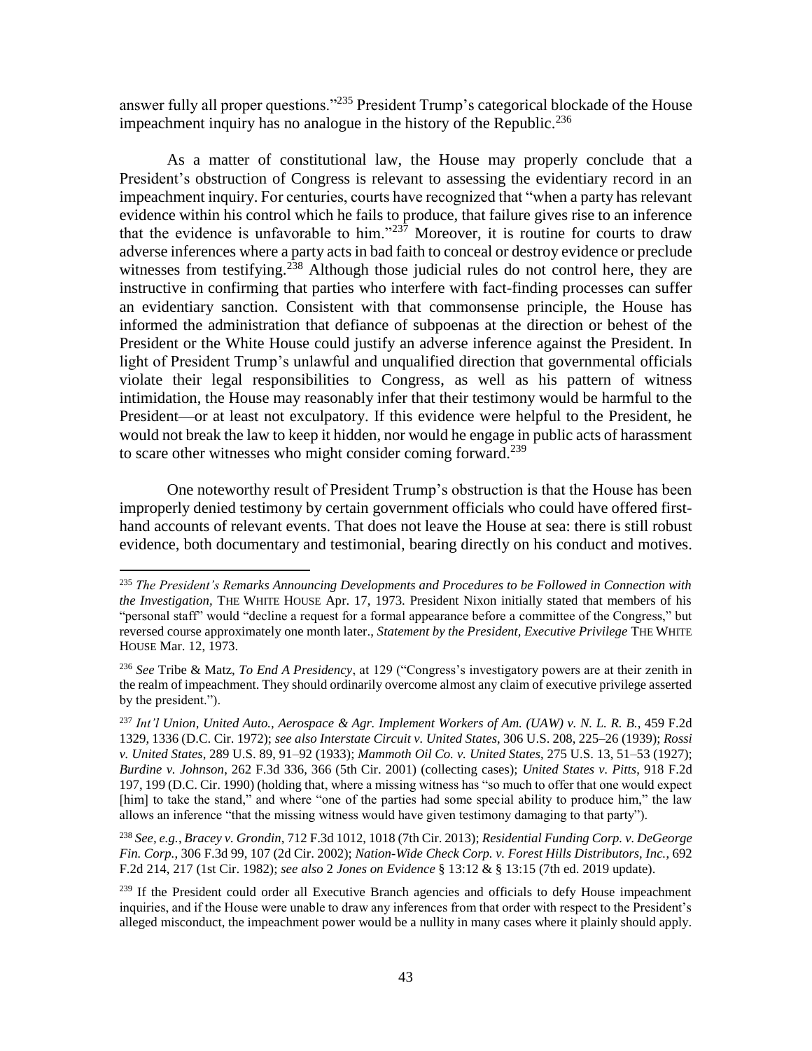answer fully all proper questions."[235] President Trump's categorical blockade of the House impeachment inquiry has no analogue in the history of the Republic.[236]

As a matter of constitutional law, the House may properly conclude that a President's obstruction of Congress is relevant to assessing the evidentiary record in an impeachment inquiry. For centuries, courts have recognized that "when a party has relevant evidence within his control which he fails to produce, that failure gives rise to an inference that the evidence is unfavorable to him."[237] Moreover, it is routine for courts to draw adverse inferences where a party acts in bad faith to conceal or destroy evidence or preclude witnesses from testifying.[238] Although those judicial rules do not control here, they are instructive in confirming that parties who interfere with fact-finding processes can suffer an evidentiary sanction. Consistent with that commonsense principle, the House has informed the administration that defiance of subpoenas at the direction or behest of the President or the White House could justify an adverse inference against the President. In light of President Trump's unlawful and unqualified direction that governmental officials violate their legal responsibilities to Congress, as well as his pattern of witness intimidation, the House may reasonably infer that their testimony would be harmful to the President—or at least not exculpatory. If this evidence were helpful to the President, he would not break the law to keep it hidden, nor would he engage in public acts of harassment to scare other witnesses who might consider coming forward.[239]

One noteworthy result of President Trump's obstruction is that the House has been improperly denied testimony by certain government officials who could have offered first-hand accounts of relevant events. That does not leave the House at sea: there is still robust evidence, both documentary and testimonial, bearing directly on his conduct and motives.

---

[235] *The President's Remarks Announcing Developments and Procedures to be Followed in Connection with the Investigation*, THE WHITE HOUSE Apr. 17, 1973. President Nixon initially stated that members of his "personal staff" would "decline a request for a formal appearance before a committee of the Congress," but reversed course approximately one month later., *Statement by the President, Executive Privilege* THE WHITE HOUSE Mar. 12, 1973.

[236] *See* Tribe & Matz, *To End A Presidency*, at 129 ("Congress's investigatory powers are at their zenith in the realm of impeachment. They should ordinarily overcome almost any claim of executive privilege asserted by the president.").

[237] *Int'l Union, United Auto., Aerospace & Agr. Implement Workers of Am. (UAW) v. N. L. R. B.*, 459 F.2d 1329, 1336 (D.C. Cir. 1972); *see also Interstate Circuit v. United States*, 306 U.S. 208, 225–26 (1939); *Rossi v. United States*, 289 U.S. 89, 91–92 (1933); *Mammoth Oil Co. v. United States*, 275 U.S. 13, 51–53 (1927); *Burdine v. Johnson*, 262 F.3d 336, 366 (5th Cir. 2001) (collecting cases); *United States v. Pitts*, 918 F.2d 197, 199 (D.C. Cir. 1990) (holding that, where a missing witness has "so much to offer that one would expect [him] to take the stand," and where "one of the parties had some special ability to produce him," the law allows an inference "that the missing witness would have given testimony damaging to that party").

[238] *See, e.g.*, *Bracey v. Grondin*, 712 F.3d 1012, 1018 (7th Cir. 2013); *Residential Funding Corp. v. DeGeorge Fin. Corp.*, 306 F.3d 99, 107 (2d Cir. 2002); *Nation-Wide Check Corp. v. Forest Hills Distributors, Inc.*, 692 F.2d 214, 217 (1st Cir. 1982); *see also* 2 *Jones on Evidence* § 13:12 & § 13:15 (7th ed. 2019 update).

[239] If the President could order all Executive Branch agencies and officials to defy House impeachment inquiries, and if the House were unable to draw any inferences from that order with respect to the President's alleged misconduct, the impeachment power would be a nullity in many cases where it plainly should apply.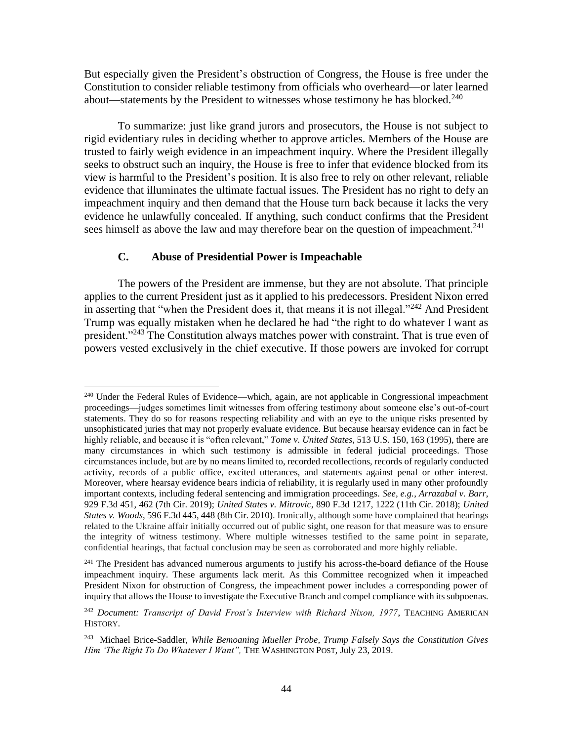But especially given the President's obstruction of Congress, the House is free under the Constitution to consider reliable testimony from officials who overheard—or later learned about—statements by the President to witnesses whose testimony he has blocked.[240]

To summarize: just like grand jurors and prosecutors, the House is not subject to rigid evidentiary rules in deciding whether to approve articles. Members of the House are trusted to fairly weigh evidence in an impeachment inquiry. Where the President illegally seeks to obstruct such an inquiry, the House is free to infer that evidence blocked from its view is harmful to the President's position. It is also free to rely on other relevant, reliable evidence that illuminates the ultimate factual issues. The President has no right to defy an impeachment inquiry and then demand that the House turn back because it lacks the very evidence he unlawfully concealed. If anything, such conduct confirms that the President sees himself as above the law and may therefore bear on the question of impeachment.[241]

### C. Abuse of Presidential Power is Impeachable

The powers of the President are immense, but they are not absolute. That principle applies to the current President just as it applied to his predecessors. President Nixon erred in asserting that "when the President does it, that means it is not illegal."[242] And President Trump was equally mistaken when he declared he had "the right to do whatever I want as president."[243] The Constitution always matches power with constraint. That is true even of powers vested exclusively in the chief executive. If those powers are invoked for corrupt

---

[240] Under the Federal Rules of Evidence—which, again, are not applicable in Congressional impeachment proceedings—judges sometimes limit witnesses from offering testimony about someone else's out-of-court statements. They do so for reasons respecting reliability and with an eye to the unique risks presented by unsophisticated juries that may not properly evaluate evidence. But because hearsay evidence can in fact be highly reliable, and because it is "often relevant," *Tome v. United States*, 513 U.S. 150, 163 (1995), there are many circumstances in which such testimony is admissible in federal judicial proceedings. Those circumstances include, but are by no means limited to, recorded recollections, records of regularly conducted activity, records of a public office, excited utterances, and statements against penal or other interest. Moreover, where hearsay evidence bears indicia of reliability, it is regularly used in many other profoundly important contexts, including federal sentencing and immigration proceedings. *See, e.g.*, *Arrazabal v. Barr*, 929 F.3d 451, 462 (7th Cir. 2019); *United States v. Mitrovic*, 890 F.3d 1217, 1222 (11th Cir. 2018); *United States v. Woods*, 596 F.3d 445, 448 (8th Cir. 2010). Ironically, although some have complained that hearings related to the Ukraine affair initially occurred out of public sight, one reason for that measure was to ensure the integrity of witness testimony. Where multiple witnesses testified to the same point in separate, confidential hearings, that factual conclusion may be seen as corroborated and more highly reliable.

[241] The President has advanced numerous arguments to justify his across-the-board defiance of the House impeachment inquiry. These arguments lack merit. As this Committee recognized when it impeached President Nixon for obstruction of Congress, the impeachment power includes a corresponding power of inquiry that allows the House to investigate the Executive Branch and compel compliance with its subpoenas.

[242] *Document: Transcript of David Frost's Interview with Richard Nixon, 1977*, TEACHING AMERICAN HISTORY.

[243] Michael Brice-Saddler, *While Bemoaning Mueller Probe, Trump Falsely Says the Constitution Gives Him 'The Right To Do Whatever I Want"*, THE WASHINGTON POST, July 23, 2019.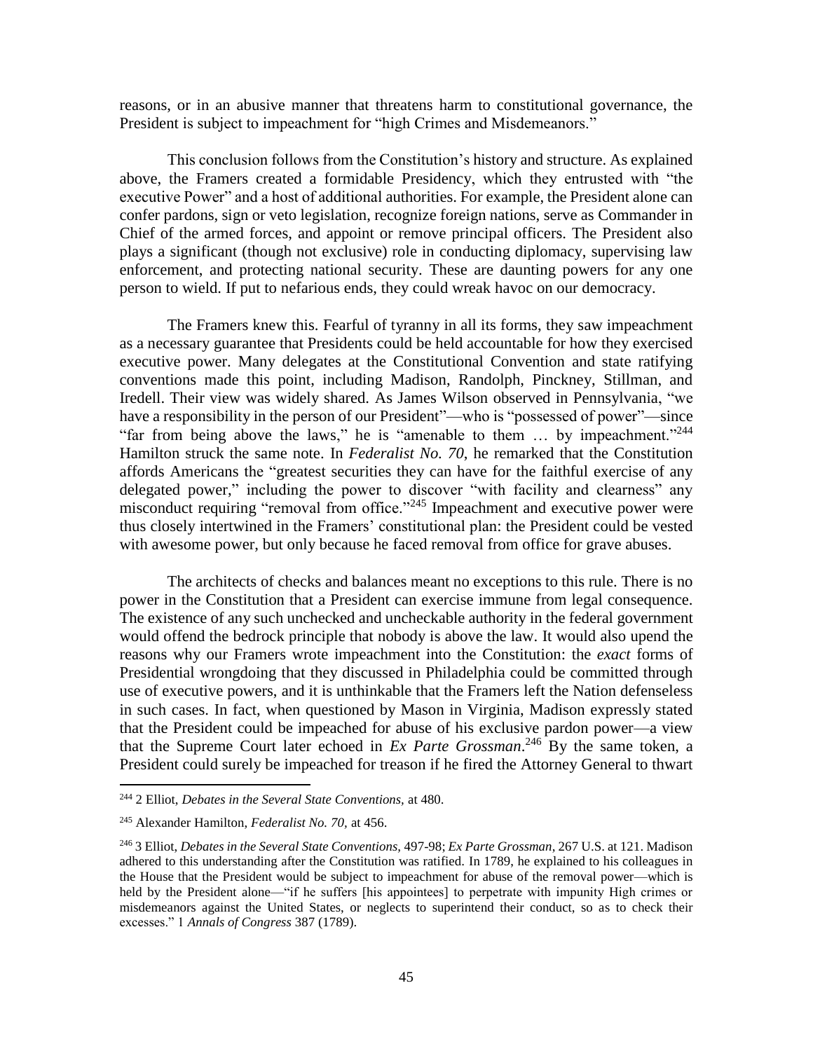reasons, or in an abusive manner that threatens harm to constitutional governance, the President is subject to impeachment for "high Crimes and Misdemeanors."

This conclusion follows from the Constitution's history and structure. As explained above, the Framers created a formidable Presidency, which they entrusted with "the executive Power" and a host of additional authorities. For example, the President alone can confer pardons, sign or veto legislation, recognize foreign nations, serve as Commander in Chief of the armed forces, and appoint or remove principal officers. The President also plays a significant (though not exclusive) role in conducting diplomacy, supervising law enforcement, and protecting national security. These are daunting powers for any one person to wield. If put to nefarious ends, they could wreak havoc on our democracy.

The Framers knew this. Fearful of tyranny in all its forms, they saw impeachment as a necessary guarantee that Presidents could be held accountable for how they exercised executive power. Many delegates at the Constitutional Convention and state ratifying conventions made this point, including Madison, Randolph, Pinckney, Stillman, and Iredell. Their view was widely shared. As James Wilson observed in Pennsylvania, "we have a responsibility in the person of our President"—who is "possessed of power"—since "far from being above the laws," he is "amenable to them … by impeachment."[244] Hamilton struck the same note. In *Federalist No. 70*, he remarked that the Constitution affords Americans the "greatest securities they can have for the faithful exercise of any delegated power," including the power to discover "with facility and clearness" any misconduct requiring "removal from office."[245] Impeachment and executive power were thus closely intertwined in the Framers' constitutional plan: the President could be vested with awesome power, but only because he faced removal from office for grave abuses.

The architects of checks and balances meant no exceptions to this rule. There is no power in the Constitution that a President can exercise immune from legal consequence. The existence of any such unchecked and uncheckable authority in the federal government would offend the bedrock principle that nobody is above the law. It would also upend the reasons why our Framers wrote impeachment into the Constitution: the *exact* forms of Presidential wrongdoing that they discussed in Philadelphia could be committed through use of executive powers, and it is unthinkable that the Framers left the Nation defenseless in such cases. In fact, when questioned by Mason in Virginia, Madison expressly stated that the President could be impeached for abuse of his exclusive pardon power—a view that the Supreme Court later echoed in *Ex Parte Grossman*.[246] By the same token, a President could surely be impeached for treason if he fired the Attorney General to thwart

---

[244] 2 Elliot, *Debates in the Several State Conventions*, at 480.

[245] Alexander Hamilton, *Federalist No. 70*, at 456.

[246] 3 Elliot, *Debates in the Several State Conventions*, 497-98; *Ex Parte Grossman*, 267 U.S. at 121. Madison adhered to this understanding after the Constitution was ratified. In 1789, he explained to his colleagues in the House that the President would be subject to impeachment for abuse of the removal power—which is held by the President alone—"if he suffers [his appointees] to perpetrate with impunity High crimes or misdemeanors against the United States, or neglects to superintend their conduct, so as to check their excesses." 1 *Annals of Congress* 387 (1789).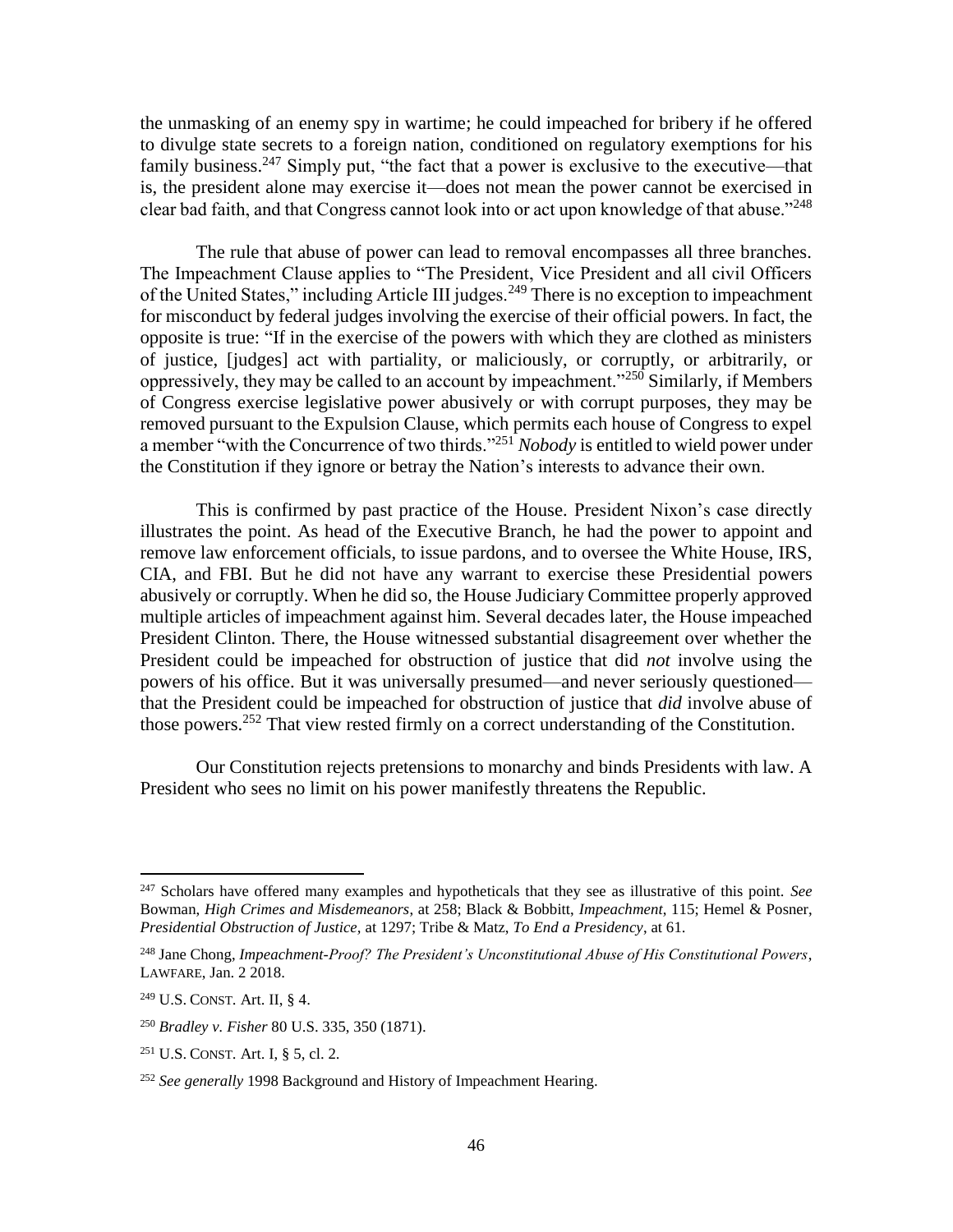the unmasking of an enemy spy in wartime; he could impeached for bribery if he offered to divulge state secrets to a foreign nation, conditioned on regulatory exemptions for his family business.[247] Simply put, "the fact that a power is exclusive to the executive—that is, the president alone may exercise it—does not mean the power cannot be exercised in clear bad faith, and that Congress cannot look into or act upon knowledge of that abuse."[248]

The rule that abuse of power can lead to removal encompasses all three branches. The Impeachment Clause applies to "The President, Vice President and all civil Officers of the United States," including Article III judges.[249] There is no exception to impeachment for misconduct by federal judges involving the exercise of their official powers. In fact, the opposite is true: "If in the exercise of the powers with which they are clothed as ministers of justice, [judges] act with partiality, or maliciously, or corruptly, or arbitrarily, or oppressively, they may be called to an account by impeachment."[250] Similarly, if Members of Congress exercise legislative power abusively or with corrupt purposes, they may be removed pursuant to the Expulsion Clause, which permits each house of Congress to expel a member "with the Concurrence of two thirds."[251] *Nobody* is entitled to wield power under the Constitution if they ignore or betray the Nation's interests to advance their own.

This is confirmed by past practice of the House. President Nixon's case directly illustrates the point. As head of the Executive Branch, he had the power to appoint and remove law enforcement officials, to issue pardons, and to oversee the White House, IRS, CIA, and FBI. But he did not have any warrant to exercise these Presidential powers abusively or corruptly. When he did so, the House Judiciary Committee properly approved multiple articles of impeachment against him. Several decades later, the House impeached President Clinton. There, the House witnessed substantial disagreement over whether the President could be impeached for obstruction of justice that did *not* involve using the powers of his office. But it was universally presumed—and never seriously questioned—that the President could be impeached for obstruction of justice that *did* involve abuse of those powers.[252] That view rested firmly on a correct understanding of the Constitution.

Our Constitution rejects pretensions to monarchy and binds Presidents with law. A President who sees no limit on his power manifestly threatens the Republic.

---

[247] Scholars have offered many examples and hypotheticals that they see as illustrative of this point. *See* Bowman, *High Crimes and Misdemeanors*, at 258; Black & Bobbitt, *Impeachment*, 115; Hemel & Posner, *Presidential Obstruction of Justice,* at 1297; Tribe & Matz, *To End a Presidency*, at 61.

[248] Jane Chong, *Impeachment-Proof? The President's Unconstitutional Abuse of His Constitutional Powers*, LAWFARE, Jan. 2 2018.

[249] U.S. CONST. Art. II, § 4.

[250] *Bradley v. Fisher* 80 U.S. 335, 350 (1871).

[251] U.S. CONST. Art. I, § 5, cl. 2.

[252] *See generally* 1998 Background and History of Impeachment Hearing.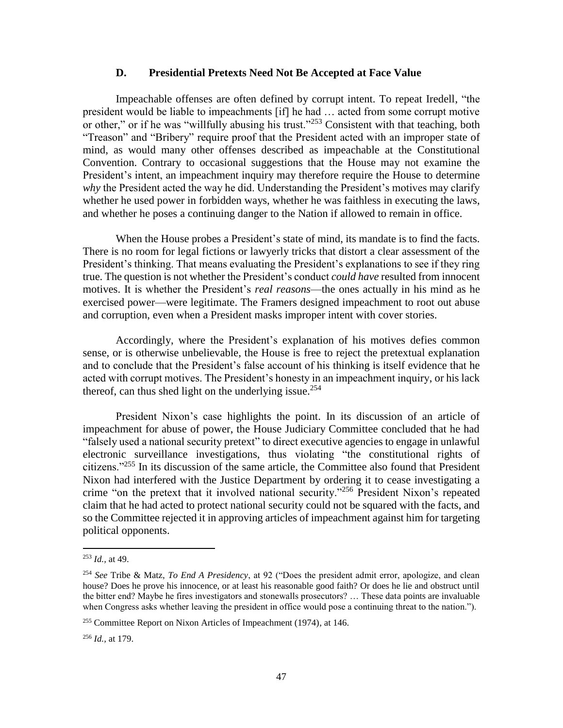### D. Presidential Pretexts Need Not Be Accepted at Face Value

Impeachable offenses are often defined by corrupt intent. To repeat Iredell, "the president would be liable to impeachments [if] he had … acted from some corrupt motive or other," or if he was "willfully abusing his trust."[253] Consistent with that teaching, both "Treason" and "Bribery" require proof that the President acted with an improper state of mind, as would many other offenses described as impeachable at the Constitutional Convention. Contrary to occasional suggestions that the House may not examine the President's intent, an impeachment inquiry may therefore require the House to determine *why* the President acted the way he did. Understanding the President's motives may clarify whether he used power in forbidden ways, whether he was faithless in executing the laws, and whether he poses a continuing danger to the Nation if allowed to remain in office.

When the House probes a President's state of mind, its mandate is to find the facts. There is no room for legal fictions or lawyerly tricks that distort a clear assessment of the President's thinking. That means evaluating the President's explanations to see if they ring true. The question is not whether the President's conduct *could have* resulted from innocent motives. It is whether the President's *real reasons*—the ones actually in his mind as he exercised power—were legitimate. The Framers designed impeachment to root out abuse and corruption, even when a President masks improper intent with cover stories.

Accordingly, where the President's explanation of his motives defies common sense, or is otherwise unbelievable, the House is free to reject the pretextual explanation and to conclude that the President's false account of his thinking is itself evidence that he acted with corrupt motives. The President's honesty in an impeachment inquiry, or his lack thereof, can thus shed light on the underlying issue.[254]

President Nixon's case highlights the point. In its discussion of an article of impeachment for abuse of power, the House Judiciary Committee concluded that he had "falsely used a national security pretext" to direct executive agencies to engage in unlawful electronic surveillance investigations, thus violating "the constitutional rights of citizens."[255] In its discussion of the same article, the Committee also found that President Nixon had interfered with the Justice Department by ordering it to cease investigating a crime "on the pretext that it involved national security."[256] President Nixon's repeated claim that he had acted to protect national security could not be squared with the facts, and so the Committee rejected it in approving articles of impeachment against him for targeting political opponents.

---

[253] *Id.*, at 49.

[254] *See* Tribe & Matz, *To End A Presidency*, at 92 ("Does the president admit error, apologize, and clean house? Does he prove his innocence, or at least his reasonable good faith? Or does he lie and obstruct until the bitter end? Maybe he fires investigators and stonewalls prosecutors? … These data points are invaluable when Congress asks whether leaving the president in office would pose a continuing threat to the nation.").

[255] Committee Report on Nixon Articles of Impeachment (1974), at 146.

[256] *Id.*, at 179.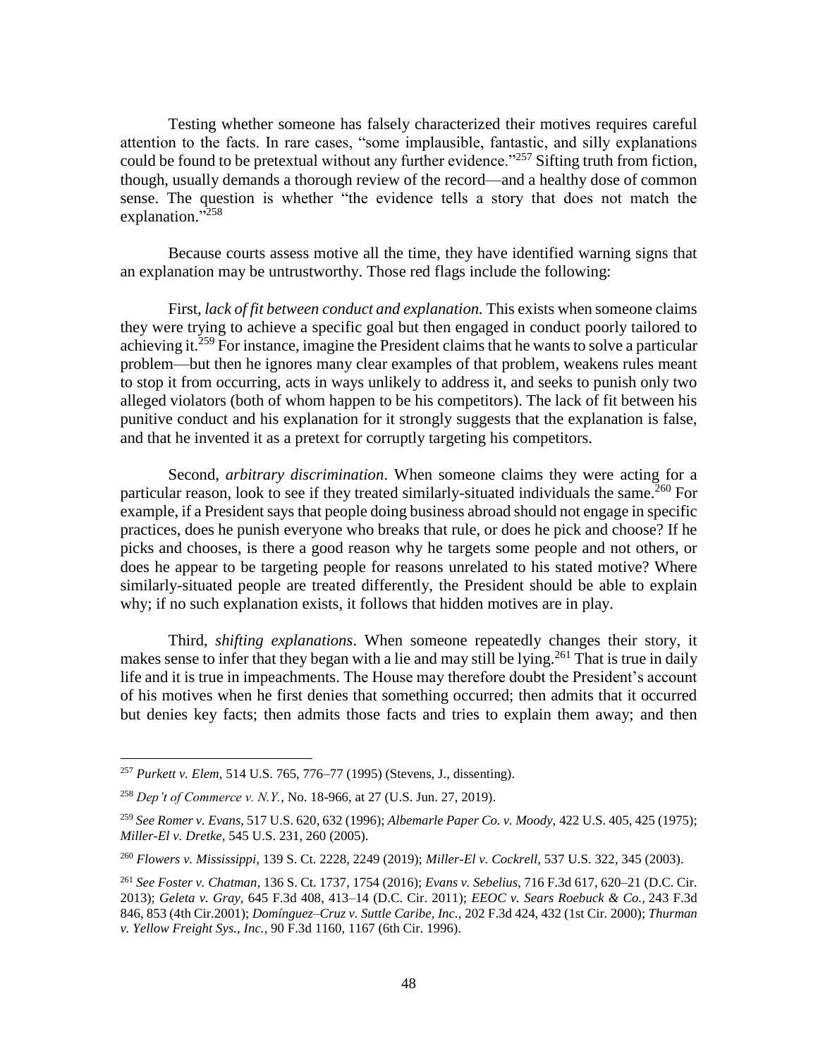Testing whether someone has falsely characterized their motives requires careful attention to the facts. In rare cases, "some implausible, fantastic, and silly explanations could be found to be pretextual without any further evidence."[257] Sifting truth from fiction, though, usually demands a thorough review of the record—and a healthy dose of common sense. The question is whether "the evidence tells a story that does not match the explanation."[258]

Because courts assess motive all the time, they have identified warning signs that an explanation may be untrustworthy. Those red flags include the following:

First, *lack of fit between conduct and explanation.* This exists when someone claims they were trying to achieve a specific goal but then engaged in conduct poorly tailored to achieving it.[259] For instance, imagine the President claims that he wants to solve a particular problem—but then he ignores many clear examples of that problem, weakens rules meant to stop it from occurring, acts in ways unlikely to address it, and seeks to punish only two alleged violators (both of whom happen to be his competitors). The lack of fit between his punitive conduct and his explanation for it strongly suggests that the explanation is false, and that he invented it as a pretext for corruptly targeting his competitors.

Second, *arbitrary discrimination*. When someone claims they were acting for a particular reason, look to see if they treated similarly-situated individuals the same.[260] For example, if a President says that people doing business abroad should not engage in specific practices, does he punish everyone who breaks that rule, or does he pick and choose? If he picks and chooses, is there a good reason why he targets some people and not others, or does he appear to be targeting people for reasons unrelated to his stated motive? Where similarly-situated people are treated differently, the President should be able to explain why; if no such explanation exists, it follows that hidden motives are in play.

Third, *shifting explanations*. When someone repeatedly changes their story, it makes sense to infer that they began with a lie and may still be lying.[261] That is true in daily life and it is true in impeachments. The House may therefore doubt the President's account of his motives when he first denies that something occurred; then admits that it occurred but denies key facts; then admits those facts and tries to explain them away; and then

---

[257] *Purkett v. Elem*, 514 U.S. 765, 776–77 (1995) (Stevens, J., dissenting).

[258] *Dep't of Commerce v. N.Y.*, No. 18-966, at 27 (U.S. Jun. 27, 2019).

[259] *See Romer v. Evans*, 517 U.S. 620, 632 (1996); *Albemarle Paper Co. v. Moody,* 422 U.S. 405, 425 (1975); *Miller-El v. Dretke,* 545 U.S. 231, 260 (2005).

[260] *Flowers v. Mississippi*, 139 S. Ct. 2228, 2249 (2019); *Miller-El v. Cockrell,* 537 U.S. 322, 345 (2003).

[261] *See Foster v. Chatman*, 136 S. Ct. 1737, 1754 (2016); *Evans v. Sebelius*, 716 F.3d 617, 620–21 (D.C. Cir. 2013); *Geleta v. Gray*, 645 F.3d 408, 413–14 (D.C. Cir. 2011); *EEOC v. Sears Roebuck & Co.,* 243 F.3d 846, 853 (4th Cir.2001); *Domínguez–Cruz v. Suttle Caribe, Inc.,* 202 F.3d 424, 432 (1st Cir. 2000); *Thurman v. Yellow Freight Sys., Inc.,* 90 F.3d 1160, 1167 (6th Cir. 1996).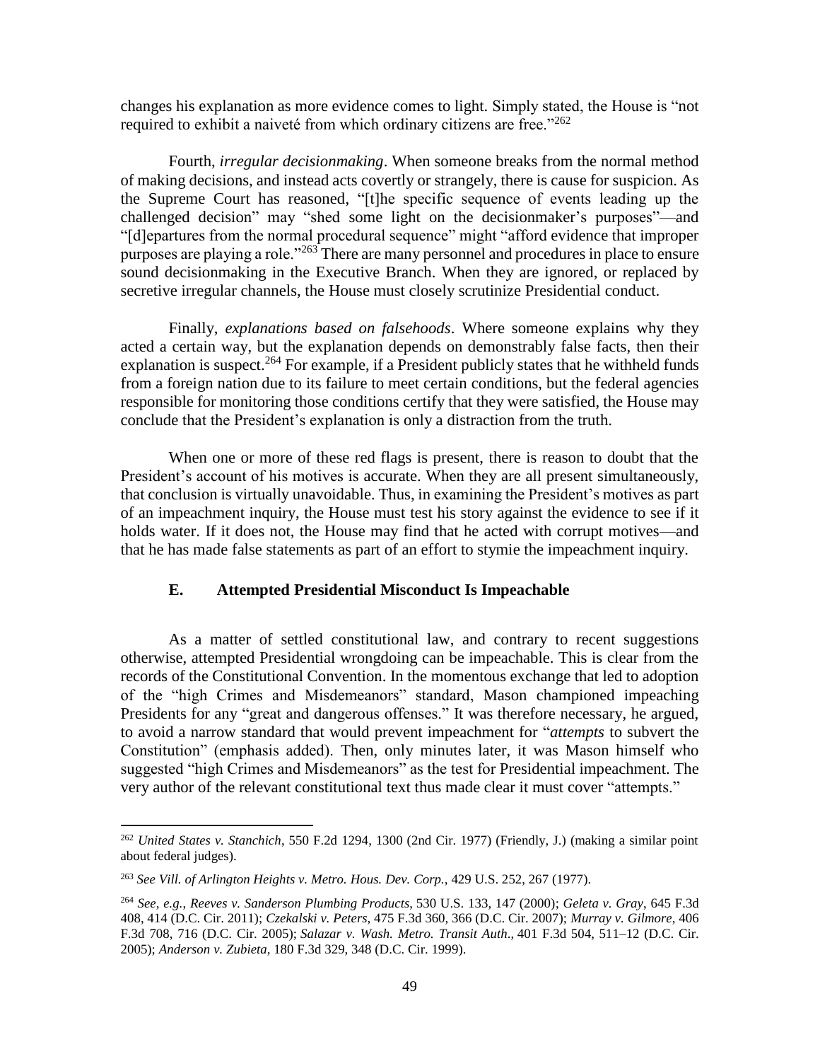changes his explanation as more evidence comes to light. Simply stated, the House is "not required to exhibit a naiveté from which ordinary citizens are free."[262]

Fourth, *irregular decisionmaking*. When someone breaks from the normal method of making decisions, and instead acts covertly or strangely, there is cause for suspicion. As the Supreme Court has reasoned, "[t]he specific sequence of events leading up the challenged decision" may "shed some light on the decisionmaker's purposes"—and "[d]epartures from the normal procedural sequence" might "afford evidence that improper purposes are playing a role."[263] There are many personnel and procedures in place to ensure sound decisionmaking in the Executive Branch. When they are ignored, or replaced by secretive irregular channels, the House must closely scrutinize Presidential conduct.

Finally, *explanations based on falsehoods*. Where someone explains why they acted a certain way, but the explanation depends on demonstrably false facts, then their explanation is suspect.[264] For example, if a President publicly states that he withheld funds from a foreign nation due to its failure to meet certain conditions, but the federal agencies responsible for monitoring those conditions certify that they were satisfied, the House may conclude that the President's explanation is only a distraction from the truth.

When one or more of these red flags is present, there is reason to doubt that the President's account of his motives is accurate. When they are all present simultaneously, that conclusion is virtually unavoidable. Thus, in examining the President's motives as part of an impeachment inquiry, the House must test his story against the evidence to see if it holds water. If it does not, the House may find that he acted with corrupt motives—and that he has made false statements as part of an effort to stymie the impeachment inquiry.

### E. Attempted Presidential Misconduct Is Impeachable

As a matter of settled constitutional law, and contrary to recent suggestions otherwise, attempted Presidential wrongdoing can be impeachable. This is clear from the records of the Constitutional Convention. In the momentous exchange that led to adoption of the "high Crimes and Misdemeanors" standard, Mason championed impeaching Presidents for any "great and dangerous offenses." It was therefore necessary, he argued, to avoid a narrow standard that would prevent impeachment for "*attempts* to subvert the Constitution" (emphasis added). Then, only minutes later, it was Mason himself who suggested "high Crimes and Misdemeanors" as the test for Presidential impeachment. The very author of the relevant constitutional text thus made clear it must cover "attempts."

---

[262] *United States v. Stanchich*, 550 F.2d 1294, 1300 (2nd Cir. 1977) (Friendly, J.) (making a similar point about federal judges).

[263] *See Vill. of Arlington Heights v. Metro. Hous. Dev. Corp.*, 429 U.S. 252, 267 (1977).

[264] *See, e.g.*, *Reeves v. Sanderson Plumbing Products*, 530 U.S. 133, 147 (2000); *Geleta v. Gray*, 645 F.3d 408, 414 (D.C. Cir. 2011); *Czekalski v. Peters*, 475 F.3d 360, 366 (D.C. Cir. 2007); *Murray v. Gilmore*, 406 F.3d 708, 716 (D.C. Cir. 2005); *Salazar v. Wash. Metro. Transit Auth*., 401 F.3d 504, 511–12 (D.C. Cir. 2005); *Anderson v. Zubieta*, 180 F.3d 329, 348 (D.C. Cir. 1999).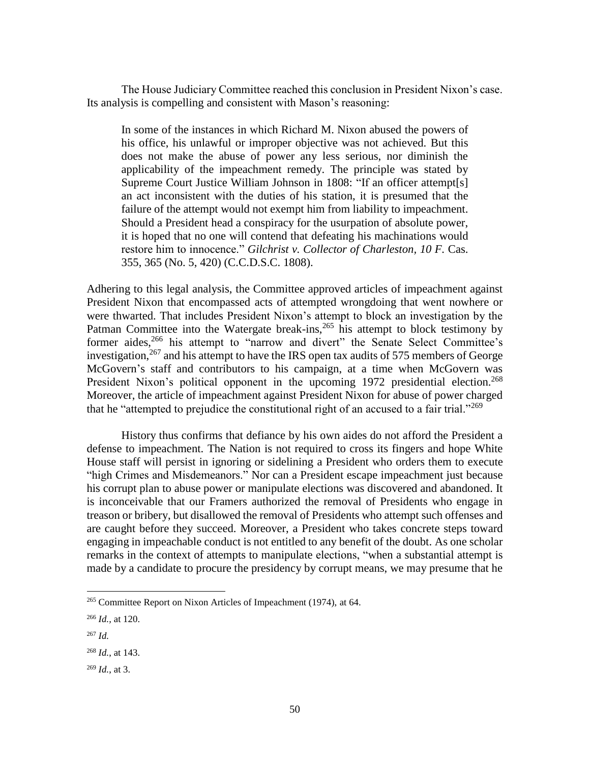The House Judiciary Committee reached this conclusion in President Nixon's case. Its analysis is compelling and consistent with Mason's reasoning:

> In some of the instances in which Richard M. Nixon abused the powers of his office, his unlawful or improper objective was not achieved. But this does not make the abuse of power any less serious, nor diminish the applicability of the impeachment remedy. The principle was stated by Supreme Court Justice William Johnson in 1808: "If an officer attempt[s] an act inconsistent with the duties of his station, it is presumed that the failure of the attempt would not exempt him from liability to impeachment. Should a President head a conspiracy for the usurpation of absolute power, it is hoped that no one will contend that defeating his machinations would restore him to innocence." *Gilchrist v. Collector of Charleston, 10 F.* Cas. 355, 365 (No. 5, 420) (C.C.D.S.C. 1808).

Adhering to this legal analysis, the Committee approved articles of impeachment against President Nixon that encompassed acts of attempted wrongdoing that went nowhere or were thwarted. That includes President Nixon's attempt to block an investigation by the Patman Committee into the Watergate break-ins,[265] his attempt to block testimony by former aides,[266] his attempt to "narrow and divert" the Senate Select Committee's investigation,[267] and his attempt to have the IRS open tax audits of 575 members of George McGovern's staff and contributors to his campaign, at a time when McGovern was President Nixon's political opponent in the upcoming 1972 presidential election.[268] Moreover, the article of impeachment against President Nixon for abuse of power charged that he "attempted to prejudice the constitutional right of an accused to a fair trial."[269]

History thus confirms that defiance by his own aides do not afford the President a defense to impeachment. The Nation is not required to cross its fingers and hope White House staff will persist in ignoring or sidelining a President who orders them to execute "high Crimes and Misdemeanors." Nor can a President escape impeachment just because his corrupt plan to abuse power or manipulate elections was discovered and abandoned. It is inconceivable that our Framers authorized the removal of Presidents who engage in treason or bribery, but disallowed the removal of Presidents who attempt such offenses and are caught before they succeed. Moreover, a President who takes concrete steps toward engaging in impeachable conduct is not entitled to any benefit of the doubt. As one scholar remarks in the context of attempts to manipulate elections, "when a substantial attempt is made by a candidate to procure the presidency by corrupt means, we may presume that he

---

[265] Committee Report on Nixon Articles of Impeachment (1974), at 64.

[266] *Id.,* at 120.

[267] *Id.*

[268] *Id.*, at 143.

[269] *Id.*, at 3.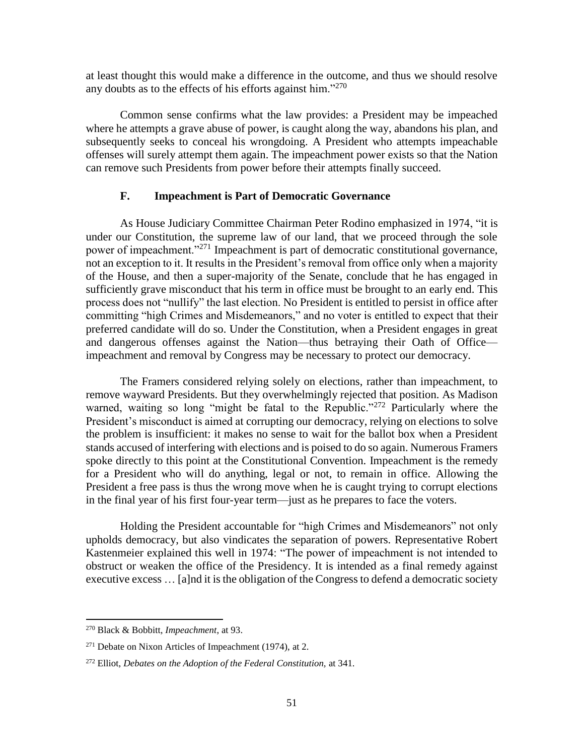at least thought this would make a difference in the outcome, and thus we should resolve any doubts as to the effects of his efforts against him."[270]

Common sense confirms what the law provides: a President may be impeached where he attempts a grave abuse of power, is caught along the way, abandons his plan, and subsequently seeks to conceal his wrongdoing. A President who attempts impeachable offenses will surely attempt them again. The impeachment power exists so that the Nation can remove such Presidents from power before their attempts finally succeed.

### F. Impeachment is Part of Democratic Governance

As House Judiciary Committee Chairman Peter Rodino emphasized in 1974, "it is under our Constitution, the supreme law of our land, that we proceed through the sole power of impeachment."[271] Impeachment is part of democratic constitutional governance, not an exception to it. It results in the President's removal from office only when a majority of the House, and then a super-majority of the Senate, conclude that he has engaged in sufficiently grave misconduct that his term in office must be brought to an early end. This process does not "nullify" the last election. No President is entitled to persist in office after committing "high Crimes and Misdemeanors," and no voter is entitled to expect that their preferred candidate will do so. Under the Constitution, when a President engages in great and dangerous offenses against the Nation—thus betraying their Oath of Office—impeachment and removal by Congress may be necessary to protect our democracy.

The Framers considered relying solely on elections, rather than impeachment, to remove wayward Presidents. But they overwhelmingly rejected that position. As Madison warned, waiting so long "might be fatal to the Republic."[272] Particularly where the President's misconduct is aimed at corrupting our democracy, relying on elections to solve the problem is insufficient: it makes no sense to wait for the ballot box when a President stands accused of interfering with elections and is poised to do so again. Numerous Framers spoke directly to this point at the Constitutional Convention. Impeachment is the remedy for a President who will do anything, legal or not, to remain in office. Allowing the President a free pass is thus the wrong move when he is caught trying to corrupt elections in the final year of his first four-year term—just as he prepares to face the voters.

Holding the President accountable for "high Crimes and Misdemeanors" not only upholds democracy, but also vindicates the separation of powers. Representative Robert Kastenmeier explained this well in 1974: "The power of impeachment is not intended to obstruct or weaken the office of the Presidency. It is intended as a final remedy against executive excess … [a]nd it is the obligation of the Congress to defend a democratic society

---

[270] Black & Bobbitt, *Impeachment*, at 93.

[271] Debate on Nixon Articles of Impeachment (1974), at 2.

[272] Elliot, *Debates on the Adoption of the Federal Constitution*, at 341.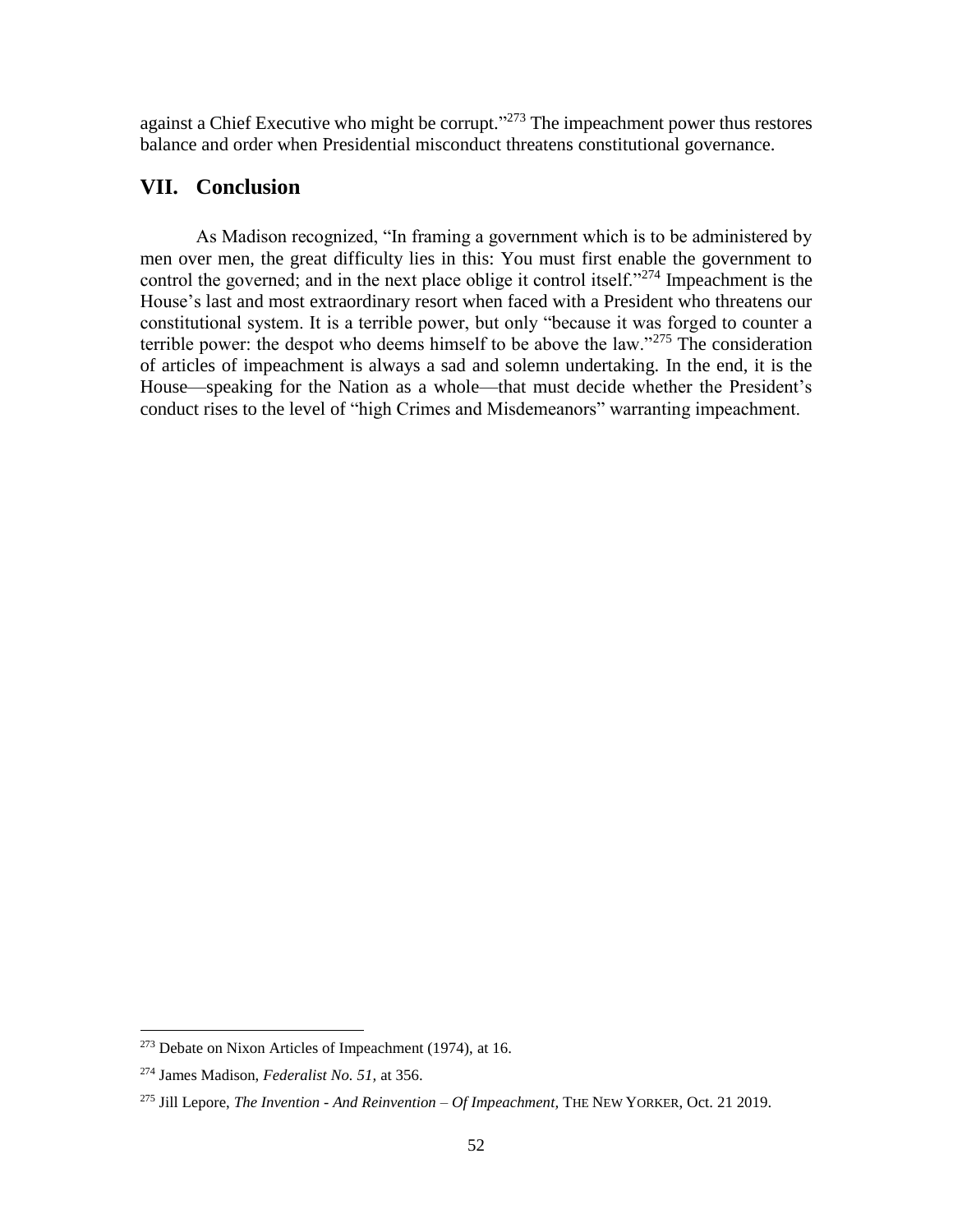against a Chief Executive who might be corrupt."[273] The impeachment power thus restores balance and order when Presidential misconduct threatens constitutional governance.

## VII. Conclusion

As Madison recognized, "In framing a government which is to be administered by men over men, the great difficulty lies in this: You must first enable the government to control the governed; and in the next place oblige it control itself."[274] Impeachment is the House's last and most extraordinary resort when faced with a President who threatens our constitutional system. It is a terrible power, but only "because it was forged to counter a terrible power: the despot who deems himself to be above the law."[275] The consideration of articles of impeachment is always a sad and solemn undertaking. In the end, it is the House—speaking for the Nation as a whole—that must decide whether the President's conduct rises to the level of "high Crimes and Misdemeanors" warranting impeachment.

---

[273] Debate on Nixon Articles of Impeachment (1974), at 16.

[274] James Madison, *Federalist No. 51*, at 356.

[275] Jill Lepore, *The Invention - And Reinvention – Of Impeachment,* THE NEW YORKER, Oct. 21 2019.